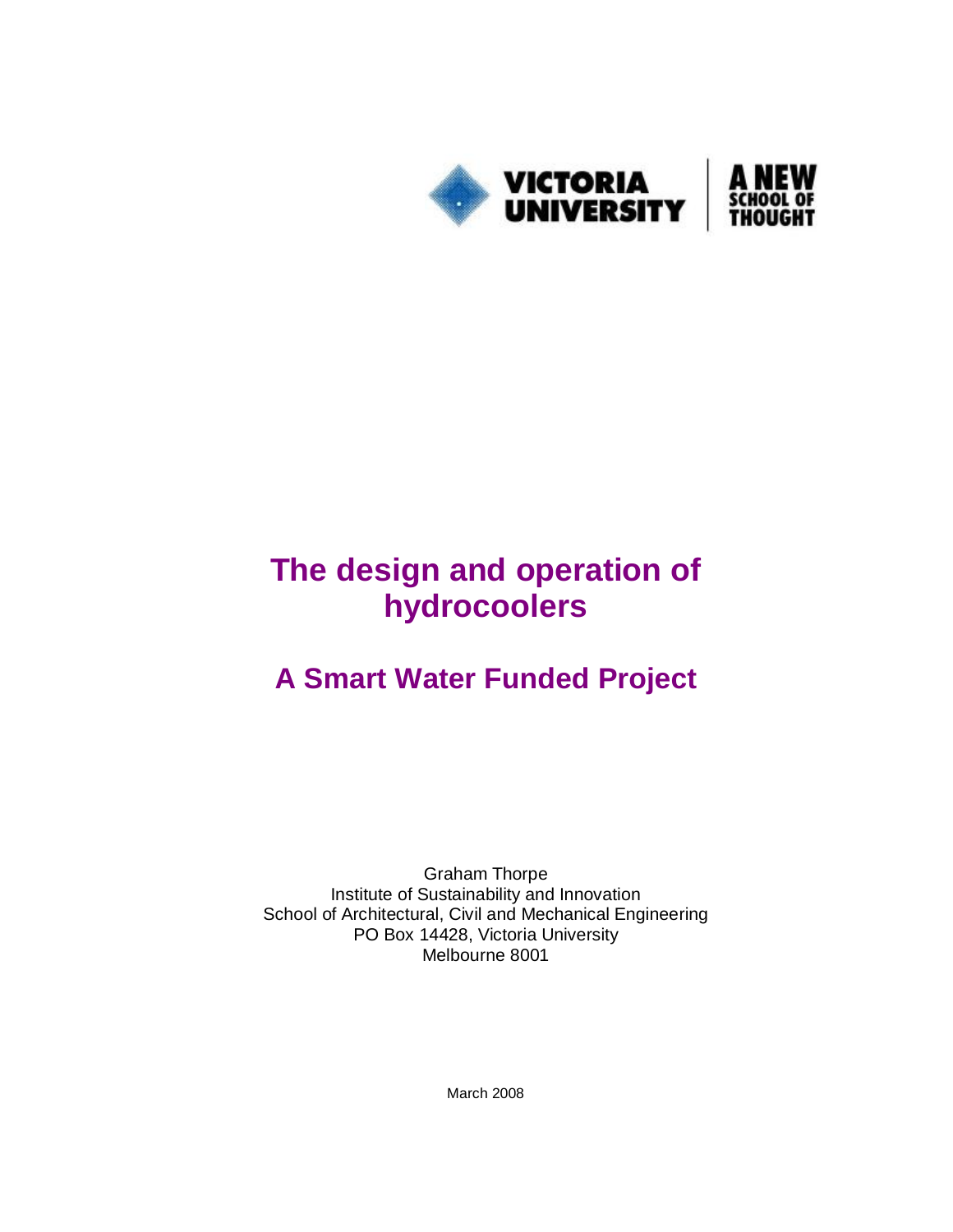VICTORIA UNIVERSITY | A NEW SCHOOL OF THOUGHT

# The design and operation of hydrocoolers

## A Smart Water Funded Project

Graham Thorpe
Institute of Sustainability and Innovation
School of Architectural, Civil and Mechanical Engineering
PO Box 14428, Victoria University
Melbourne 8001

March 2008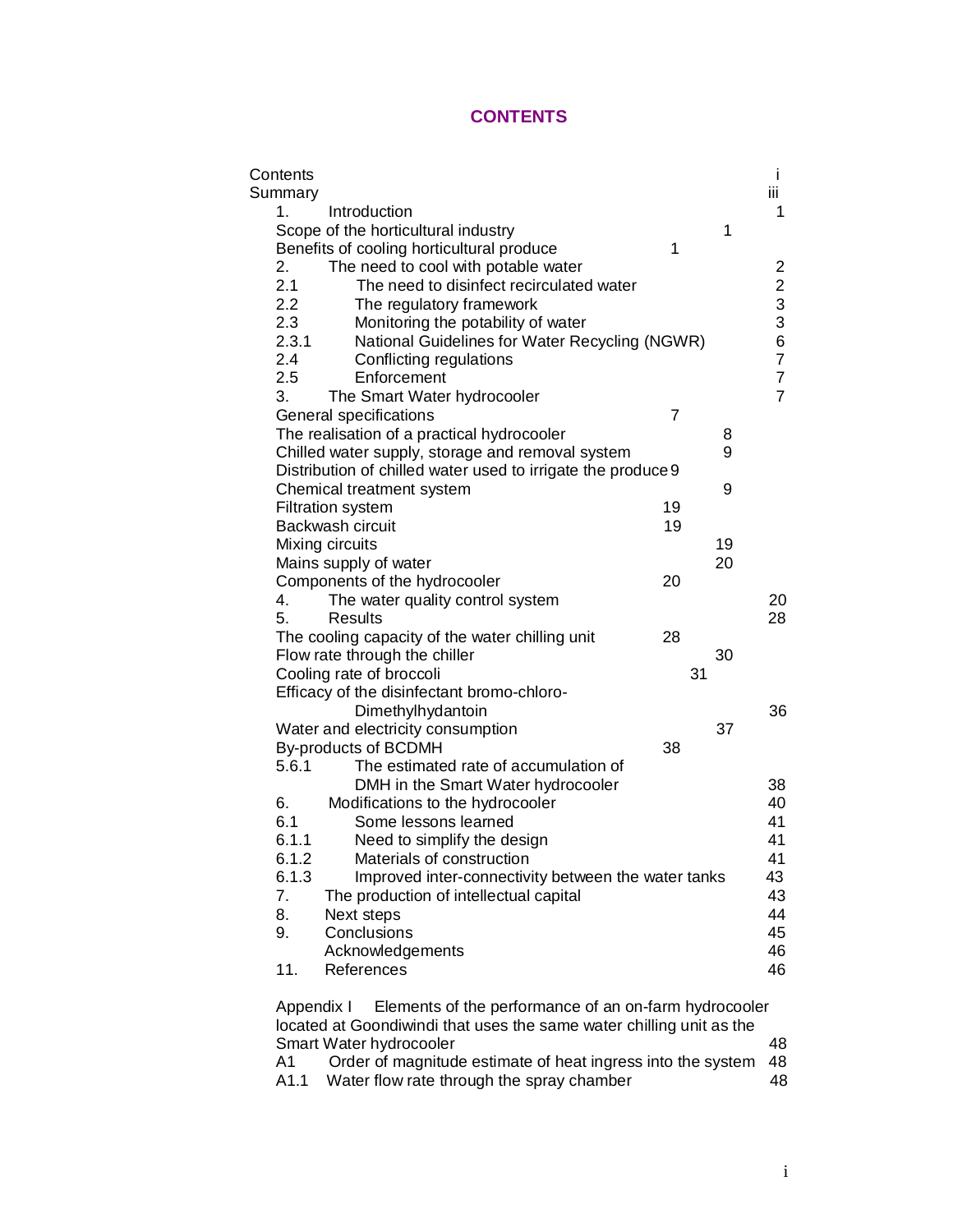# CONTENTS

| | | |
|---|---|---|
| Contents | | i |
| Summary | | iii |
| 1. | Introduction | 1 |
| | Scope of the horticultural industry | 1 |
| | Benefits of cooling horticultural produce | 1 |
| 2. | The need to cool with potable water | 2 |
| 2.1 | The need to disinfect recirculated water | 2 |
| 2.2 | The regulatory framework | 3 |
| 2.3 | Monitoring the potability of water | 3 |
| 2.3.1 | National Guidelines for Water Recycling (NGWR) | 6 |
| 2.4 | Conflicting regulations | 7 |
| 2.5 | Enforcement | 7 |
| 3. | The Smart Water hydrocooler | 7 |
| | General specifications | 7 |
| | The realisation of a practical hydrocooler | 8 |
| | Chilled water supply, storage and removal system | 9 |
| | Distribution of chilled water used to irrigate the produce | 9 |
| | Chemical treatment system | 9 |
| | Filtration system | 19 |
| | Backwash circuit | 19 |
| | Mixing circuits | 19 |
| | Mains supply of water | 20 |
| | Components of the hydrocooler | 20 |
| 4. | The water quality control system | 20 |
| 5. | Results | 28 |
| | The cooling capacity of the water chilling unit | 28 |
| | Flow rate through the chiller | 30 |
| | Cooling rate of broccoli | 31 |
| | Efficacy of the disinfectant bromo-chloro-Dimethylhydantoin | 36 |
| | Water and electricity consumption | 37 |
| | By-products of BCDMH | 38 |
| 5.6.1 | The estimated rate of accumulation of DMH in the Smart Water hydrocooler | 38 |
| 6. | Modifications to the hydrocooler | 40 |
| 6.1 | Some lessons learned | 41 |
| 6.1.1 | Need to simplify the design | 41 |
| 6.1.2 | Materials of construction | 41 |
| 6.1.3 | Improved inter-connectivity between the water tanks | 43 |
| 7. | The production of intellectual capital | 43 |
| 8. | Next steps | 44 |
| 9. | Conclusions | 45 |
| | Acknowledgements | 46 |
| 11. | References | 46 |
| Appendix I | Elements of the performance of an on-farm hydrocooler located at Goondiwindi that uses the same water chilling unit as the Smart Water hydrocooler | 48 |
| A1 | Order of magnitude estimate of heat ingress into the system | 48 |
| A1.1 | Water flow rate through the spray chamber | 48 |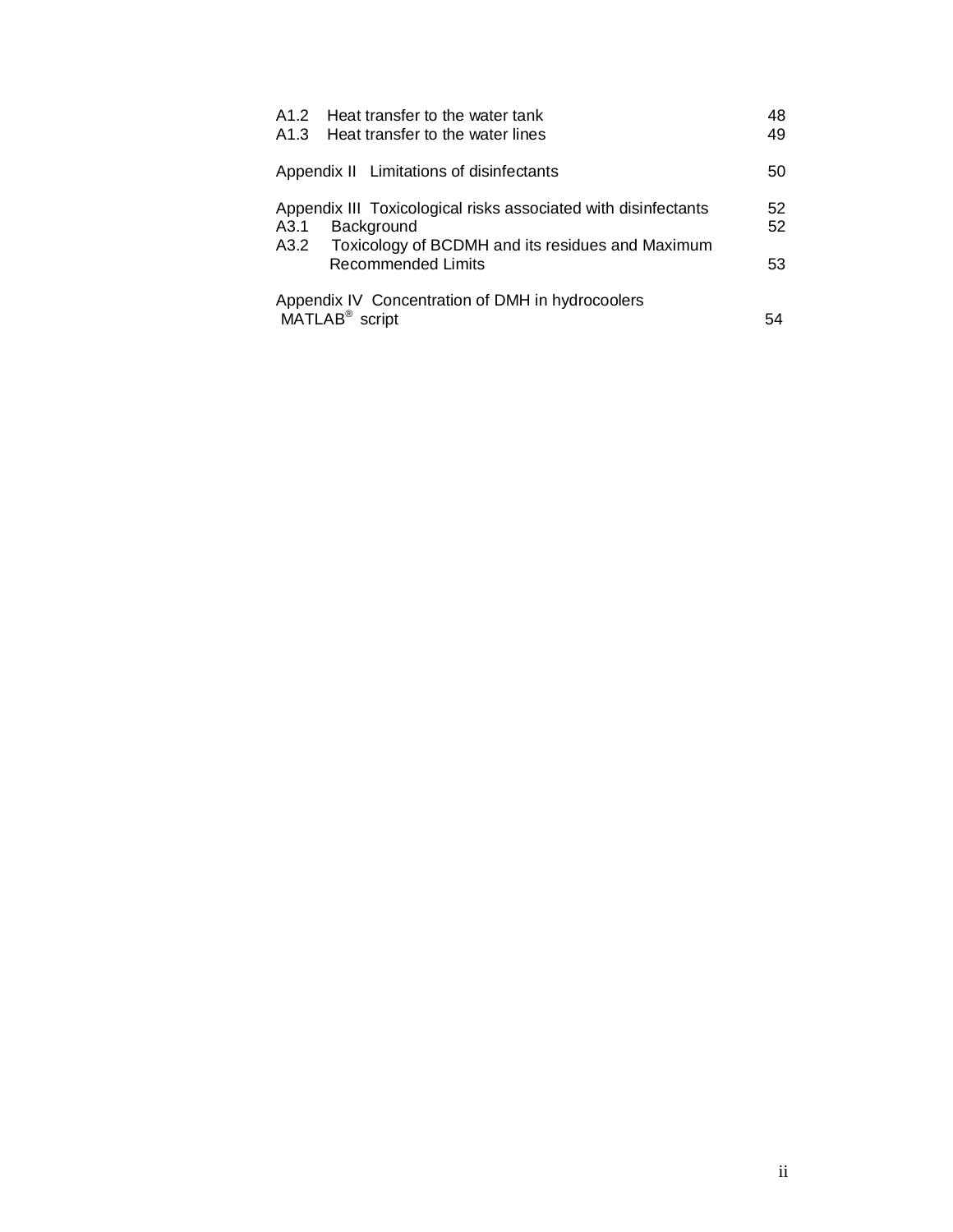| | |
|---|---|
| A1.2 Heat transfer to the water tank | 48 |
| A1.3 Heat transfer to the water lines | 49 |
| Appendix II Limitations of disinfectants | 50 |
| Appendix III Toxicological risks associated with disinfectants | 52 |
| A3.1 Background | 52 |
| A3.2 Toxicology of BCDMH and its residues and Maximum Recommended Limits | 53 |
| Appendix IV Concentration of DMH in hydrocoolers MATLAB® script | 54 |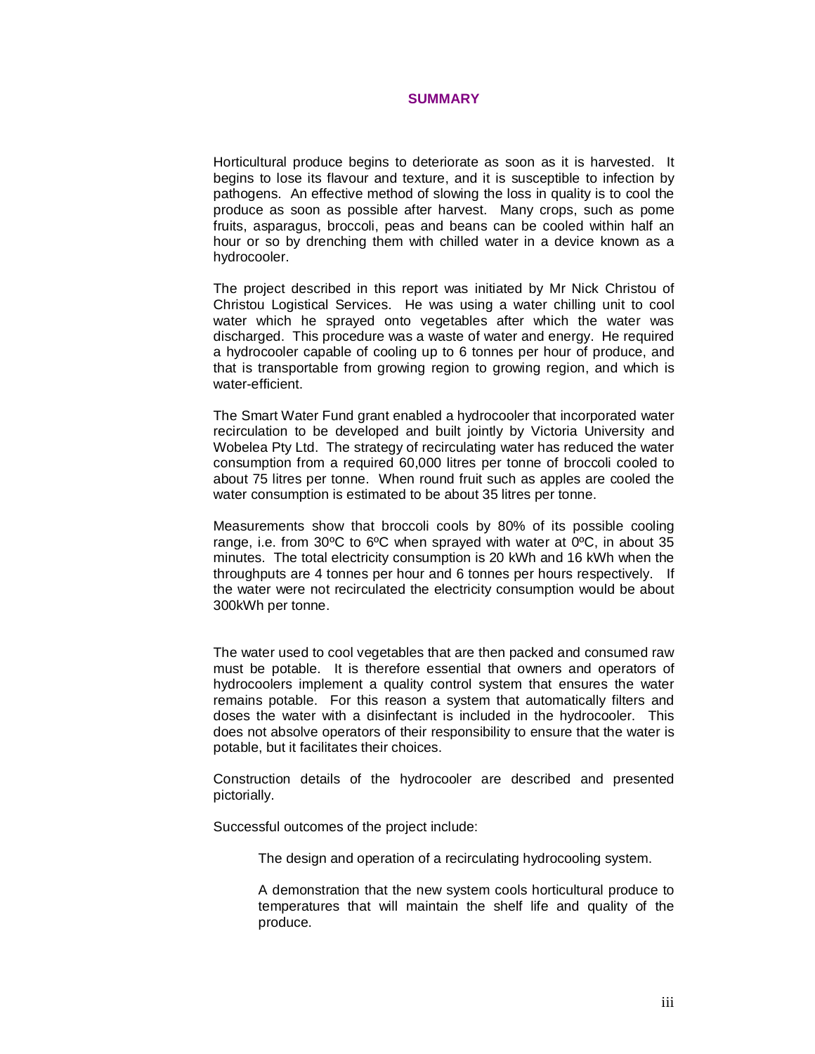# SUMMARY

Horticultural produce begins to deteriorate as soon as it is harvested. It begins to lose its flavour and texture, and it is susceptible to infection by pathogens. An effective method of slowing the loss in quality is to cool the produce as soon as possible after harvest. Many crops, such as pome fruits, asparagus, broccoli, peas and beans can be cooled within half an hour or so by drenching them with chilled water in a device known as a hydrocooler.

The project described in this report was initiated by Mr Nick Christou of Christou Logistical Services. He was using a water chilling unit to cool water which he sprayed onto vegetables after which the water was discharged. This procedure was a waste of water and energy. He required a hydrocooler capable of cooling up to 6 tonnes per hour of produce, and that is transportable from growing region to growing region, and which is water-efficient.

The Smart Water Fund grant enabled a hydrocooler that incorporated water recirculation to be developed and built jointly by Victoria University and Wobelea Pty Ltd. The strategy of recirculating water has reduced the water consumption from a required 60,000 litres per tonne of broccoli cooled to about 75 litres per tonne. When round fruit such as apples are cooled the water consumption is estimated to be about 35 litres per tonne.

Measurements show that broccoli cools by 80% of its possible cooling range, i.e. from 30ºC to 6ºC when sprayed with water at 0ºC, in about 35 minutes. The total electricity consumption is 20 kWh and 16 kWh when the throughputs are 4 tonnes per hour and 6 tonnes per hours respectively. If the water were not recirculated the electricity consumption would be about 300kWh per tonne.

The water used to cool vegetables that are then packed and consumed raw must be potable. It is therefore essential that owners and operators of hydrocoolers implement a quality control system that ensures the water remains potable. For this reason a system that automatically filters and doses the water with a disinfectant is included in the hydrocooler. This does not absolve operators of their responsibility to ensure that the water is potable, but it facilitates their choices.

Construction details of the hydrocooler are described and presented pictorially.

Successful outcomes of the project include:

- The design and operation of a recirculating hydrocooling system.
- A demonstration that the new system cools horticultural produce to temperatures that will maintain the shelf life and quality of the produce.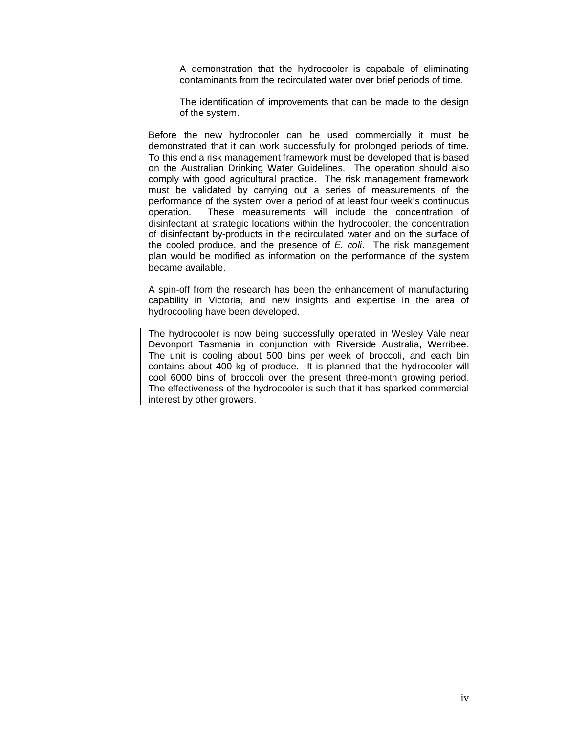A demonstration that the hydrocooler is capabale of eliminating contaminants from the recirculated water over brief periods of time.

The identification of improvements that can be made to the design of the system.

Before the new hydrocooler can be used commercially it must be demonstrated that it can work successfully for prolonged periods of time. To this end a risk management framework must be developed that is based on the Australian Drinking Water Guidelines. The operation should also comply with good agricultural practice. The risk management framework must be validated by carrying out a series of measurements of the performance of the system over a period of at least four week's continuous operation. These measurements will include the concentration of disinfectant at strategic locations within the hydrocooler, the concentration of disinfectant by-products in the recirculated water and on the surface of the cooled produce, and the presence of *E. coli*. The risk management plan would be modified as information on the performance of the system became available.

A spin-off from the research has been the enhancement of manufacturing capability in Victoria, and new insights and expertise in the area of hydrocooling have been developed.

The hydrocooler is now being successfully operated in Wesley Vale near Devonport Tasmania in conjunction with Riverside Australia, Werribee. The unit is cooling about 500 bins per week of broccoli, and each bin contains about 400 kg of produce. It is planned that the hydrocooler will cool 6000 bins of broccoli over the present three-month growing period. The effectiveness of the hydrocooler is such that it has sparked commercial interest by other growers.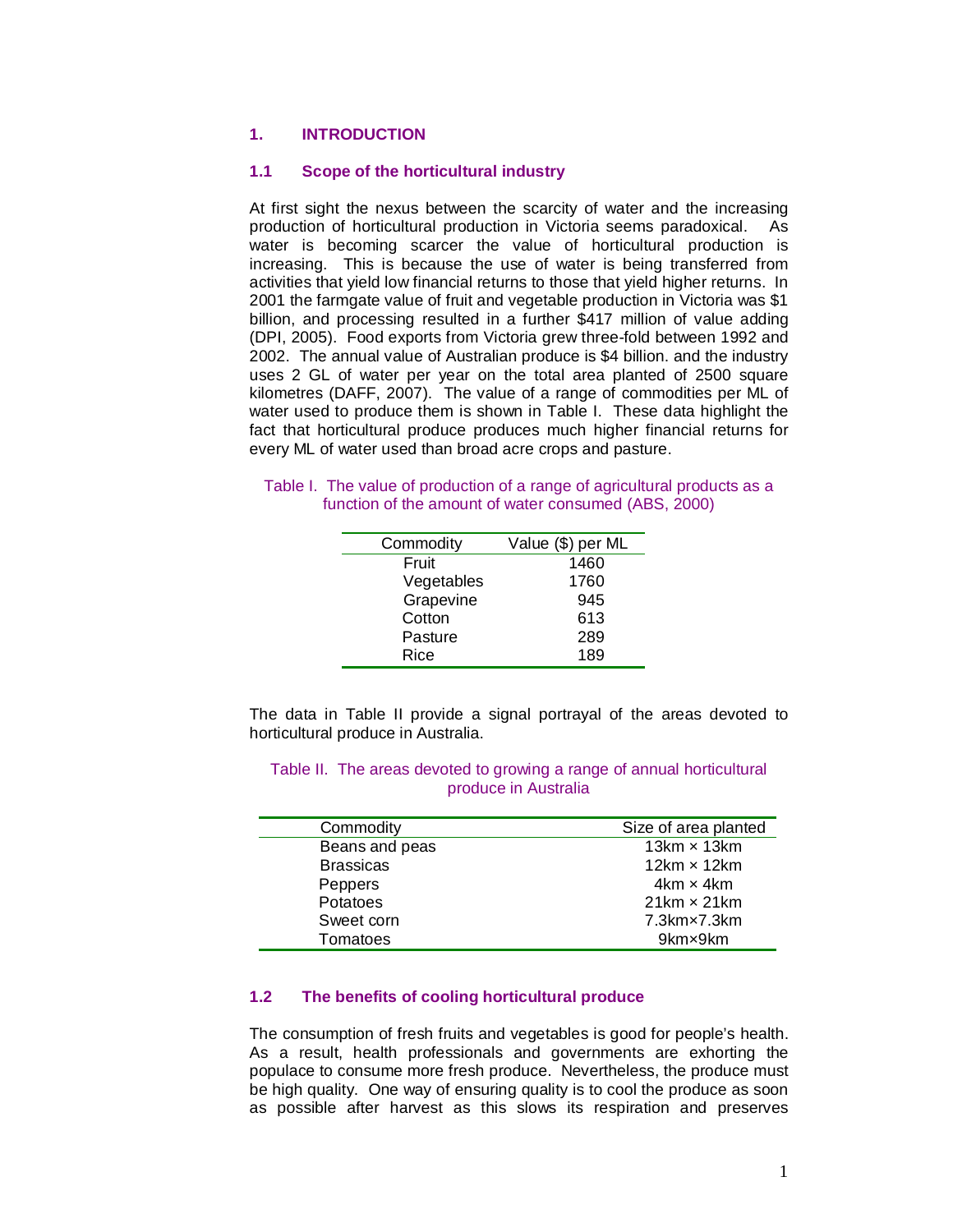# 1. INTRODUCTION

## 1.1 Scope of the horticultural industry

At first sight the nexus between the scarcity of water and the increasing production of horticultural production in Victoria seems paradoxical. As water is becoming scarcer the value of horticultural production is increasing. This is because the use of water is being transferred from activities that yield low financial returns to those that yield higher returns. In 2001 the farmgate value of fruit and vegetable production in Victoria was $1 billion, and processing resulted in a further $417 million of value adding (DPI, 2005). Food exports from Victoria grew three-fold between 1992 and 2002. The annual value of Australian produce is $4 billion. and the industry uses 2 GL of water per year on the total area planted of 2500 square kilometres (DAFF, 2007). The value of a range of commodities per ML of water used to produce them is shown in Table I. These data highlight the fact that horticultural produce produces much higher financial returns for every ML of water used than broad acre crops and pasture.

Table I. The value of production of a range of agricultural products as a function of the amount of water consumed (ABS, 2000)

| Commodity | Value ($) per ML |
|---|---|
| Fruit | 1460 |
| Vegetables | 1760 |
| Grapevine | 945 |
| Cotton | 613 |
| Pasture | 289 |
| Rice | 189 |

The data in Table II provide a signal portrayal of the areas devoted to horticultural produce in Australia.

Table II. The areas devoted to growing a range of annual horticultural produce in Australia

| Commodity | Size of area planted |
|---|---|
| Beans and peas | 13km × 13km |
| Brassicas | 12km × 12km |
| Peppers | 4km × 4km |
| Potatoes | 21km × 21km |
| Sweet corn | 7.3km×7.3km |
| Tomatoes | 9km×9km |

## 1.2 The benefits of cooling horticultural produce

The consumption of fresh fruits and vegetables is good for people's health. As a result, health professionals and governments are exhorting the populace to consume more fresh produce. Nevertheless, the produce must be high quality. One way of ensuring quality is to cool the produce as soon as possible after harvest as this slows its respiration and preserves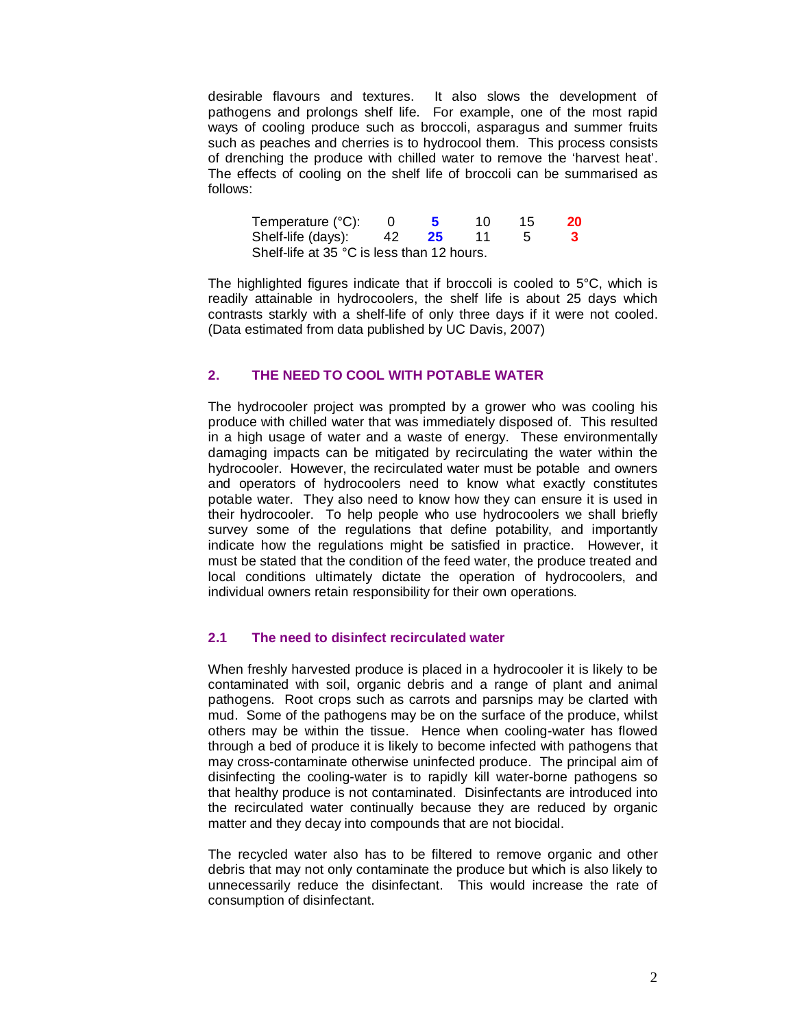desirable flavours and textures. It also slows the development of pathogens and prolongs shelf life. For example, one of the most rapid ways of cooling produce such as broccoli, asparagus and summer fruits such as peaches and cherries is to hydrocool them. This process consists of drenching the produce with chilled water to remove the 'harvest heat'. The effects of cooling on the shelf life of broccoli can be summarised as follows:

| Temperature (°C): | 0 | **5** | 10 | 15 | **20** |
|---|---|---|---|---|---|
| Shelf-life (days): | 42 | **25** | 11 | 5 | **3** |

Shelf-life at 35 °C is less than 12 hours.

The highlighted figures indicate that if broccoli is cooled to 5°C, which is readily attainable in hydrocoolers, the shelf life is about 25 days which contrasts starkly with a shelf-life of only three days if it were not cooled. (Data estimated from data published by UC Davis, 2007)

## 2. THE NEED TO COOL WITH POTABLE WATER

The hydrocooler project was prompted by a grower who was cooling his produce with chilled water that was immediately disposed of. This resulted in a high usage of water and a waste of energy. These environmentally damaging impacts can be mitigated by recirculating the water within the hydrocooler. However, the recirculated water must be potable and owners and operators of hydrocoolers need to know what exactly constitutes potable water. They also need to know how they can ensure it is used in their hydrocooler. To help people who use hydrocoolers we shall briefly survey some of the regulations that define potability, and importantly indicate how the regulations might be satisfied in practice. However, it must be stated that the condition of the feed water, the produce treated and local conditions ultimately dictate the operation of hydrocoolers, and individual owners retain responsibility for their own operations.

### 2.1 The need to disinfect recirculated water

When freshly harvested produce is placed in a hydrocooler it is likely to be contaminated with soil, organic debris and a range of plant and animal pathogens. Root crops such as carrots and parsnips may be clarted with mud. Some of the pathogens may be on the surface of the produce, whilst others may be within the tissue. Hence when cooling-water has flowed through a bed of produce it is likely to become infected with pathogens that may cross-contaminate otherwise uninfected produce. The principal aim of disinfecting the cooling-water is to rapidly kill water-borne pathogens so that healthy produce is not contaminated. Disinfectants are introduced into the recirculated water continually because they are reduced by organic matter and they decay into compounds that are not biocidal.

The recycled water also has to be filtered to remove organic and other debris that may not only contaminate the produce but which is also likely to unnecessarily reduce the disinfectant. This would increase the rate of consumption of disinfectant.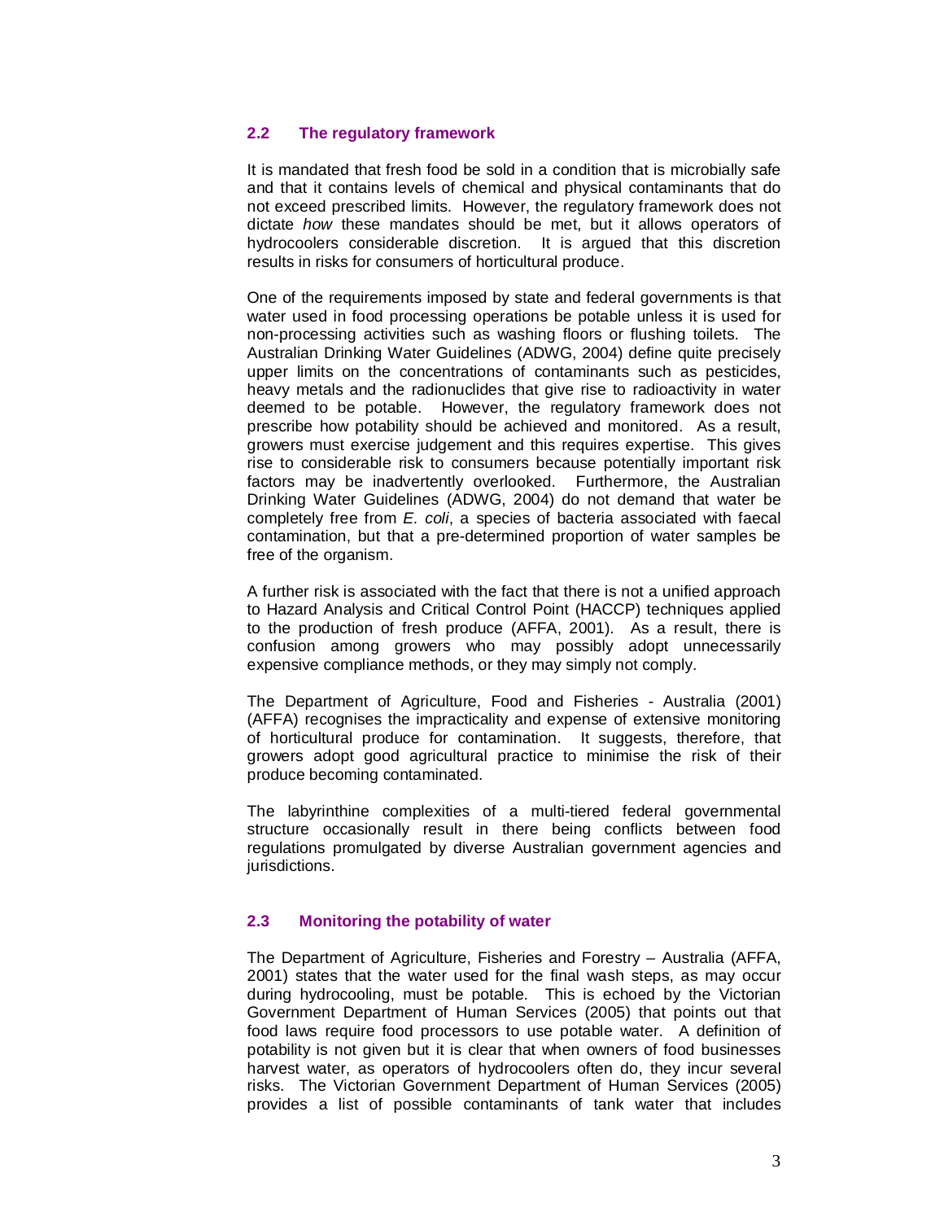### 2.2 The regulatory framework

It is mandated that fresh food be sold in a condition that is microbially safe and that it contains levels of chemical and physical contaminants that do not exceed prescribed limits. However, the regulatory framework does not dictate *how* these mandates should be met, but it allows operators of hydrocoolers considerable discretion. It is argued that this discretion results in risks for consumers of horticultural produce.

One of the requirements imposed by state and federal governments is that water used in food processing operations be potable unless it is used for non-processing activities such as washing floors or flushing toilets. The Australian Drinking Water Guidelines (ADWG, 2004) define quite precisely upper limits on the concentrations of contaminants such as pesticides, heavy metals and the radionuclides that give rise to radioactivity in water deemed to be potable. However, the regulatory framework does not prescribe how potability should be achieved and monitored. As a result, growers must exercise judgement and this requires expertise. This gives rise to considerable risk to consumers because potentially important risk factors may be inadvertently overlooked. Furthermore, the Australian Drinking Water Guidelines (ADWG, 2004) do not demand that water be completely free from *E. coli*, a species of bacteria associated with faecal contamination, but that a pre-determined proportion of water samples be free of the organism.

A further risk is associated with the fact that there is not a unified approach to Hazard Analysis and Critical Control Point (HACCP) techniques applied to the production of fresh produce (AFFA, 2001). As a result, there is confusion among growers who may possibly adopt unnecessarily expensive compliance methods, or they may simply not comply.

The Department of Agriculture, Food and Fisheries - Australia (2001) (AFFA) recognises the impracticality and expense of extensive monitoring of horticultural produce for contamination. It suggests, therefore, that growers adopt good agricultural practice to minimise the risk of their produce becoming contaminated.

The labyrinthine complexities of a multi-tiered federal governmental structure occasionally result in there being conflicts between food regulations promulgated by diverse Australian government agencies and jurisdictions.

### 2.3 Monitoring the potability of water

The Department of Agriculture, Fisheries and Forestry – Australia (AFFA, 2001) states that the water used for the final wash steps, as may occur during hydrocooling, must be potable. This is echoed by the Victorian Government Department of Human Services (2005) that points out that food laws require food processors to use potable water. A definition of potability is not given but it is clear that when owners of food businesses harvest water, as operators of hydrocoolers often do, they incur several risks. The Victorian Government Department of Human Services (2005) provides a list of possible contaminants of tank water that includes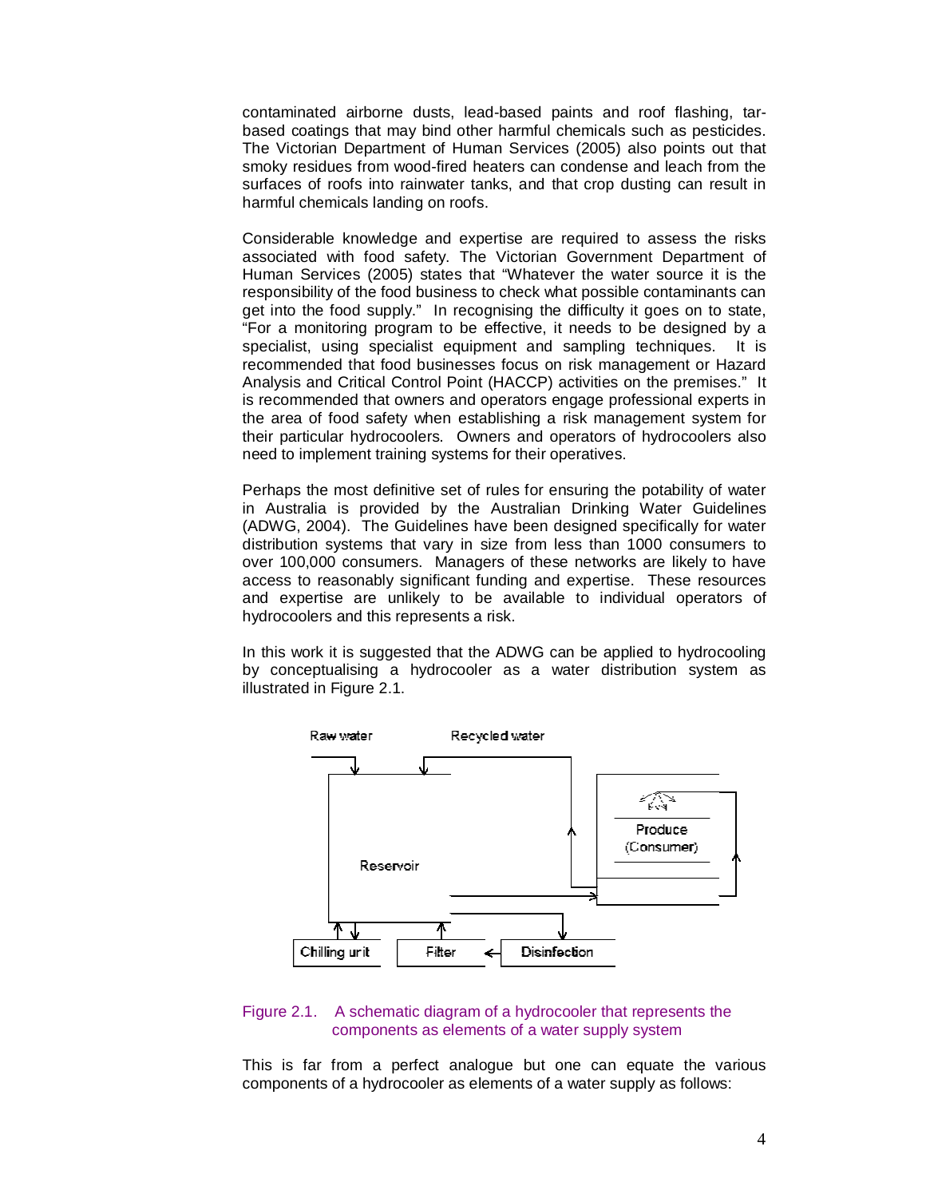contaminated airborne dusts, lead-based paints and roof flashing, tar-based coatings that may bind other harmful chemicals such as pesticides. The Victorian Department of Human Services (2005) also points out that smoky residues from wood-fired heaters can condense and leach from the surfaces of roofs into rainwater tanks, and that crop dusting can result in harmful chemicals landing on roofs.

Considerable knowledge and expertise are required to assess the risks associated with food safety. The Victorian Government Department of Human Services (2005) states that "Whatever the water source it is the responsibility of the food business to check what possible contaminants can get into the food supply." In recognising the difficulty it goes on to state, "For a monitoring program to be effective, it needs to be designed by a specialist, using specialist equipment and sampling techniques. It is recommended that food businesses focus on risk management or Hazard Analysis and Critical Control Point (HACCP) activities on the premises." It is recommended that owners and operators engage professional experts in the area of food safety when establishing a risk management system for their particular hydrocoolers. Owners and operators of hydrocoolers also need to implement training systems for their operatives.

Perhaps the most definitive set of rules for ensuring the potability of water in Australia is provided by the Australian Drinking Water Guidelines (ADWG, 2004). The Guidelines have been designed specifically for water distribution systems that vary in size from less than 1000 consumers to over 100,000 consumers. Managers of these networks are likely to have access to reasonably significant funding and expertise. These resources and expertise are unlikely to be available to individual operators of hydrocoolers and this represents a risk.

In this work it is suggested that the ADWG can be applied to hydrocooling by conceptualising a hydrocooler as a water distribution system as illustrated in Figure 2.1.

Raw water | Recycled water | Reservoir | Produce (Consumer) | Chilling unit | Filter | Disinfection

Figure 2.1. A schematic diagram of a hydrocooler that represents the components as elements of a water supply system

This is far from a perfect analogue but one can equate the various components of a hydrocooler as elements of a water supply as follows: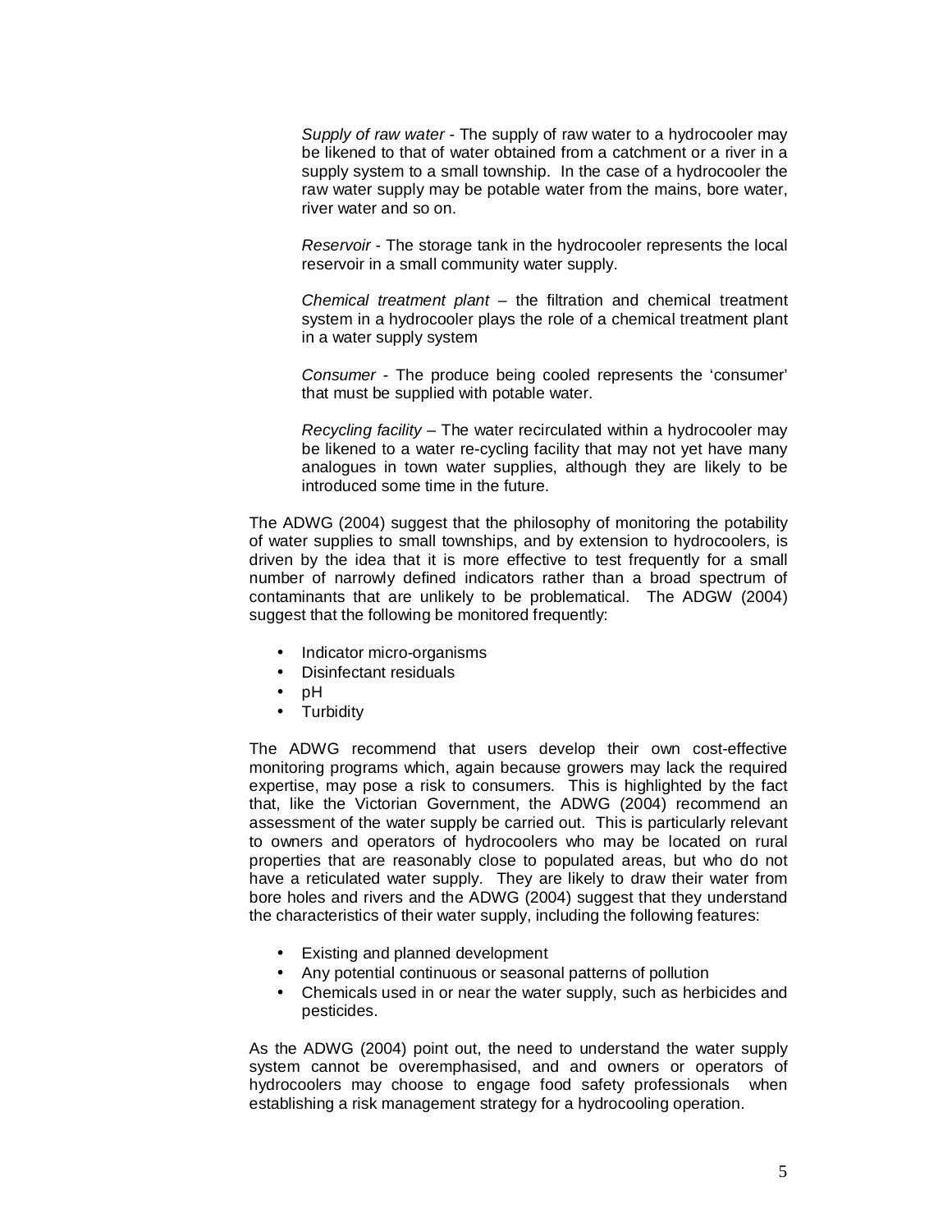*Supply of raw water* - The supply of raw water to a hydrocooler may be likened to that of water obtained from a catchment or a river in a supply system to a small township. In the case of a hydrocooler the raw water supply may be potable water from the mains, bore water, river water and so on.

*Reservoir* - The storage tank in the hydrocooler represents the local reservoir in a small community water supply.

*Chemical treatment plant* – the filtration and chemical treatment system in a hydrocooler plays the role of a chemical treatment plant in a water supply system

*Consumer* - The produce being cooled represents the 'consumer' that must be supplied with potable water.

*Recycling facility* – The water recirculated within a hydrocooler may be likened to a water re-cycling facility that may not yet have many analogues in town water supplies, although they are likely to be introduced some time in the future.

The ADWG (2004) suggest that the philosophy of monitoring the potability of water supplies to small townships, and by extension to hydrocoolers, is driven by the idea that it is more effective to test frequently for a small number of narrowly defined indicators rather than a broad spectrum of contaminants that are unlikely to be problematical. The ADGW (2004) suggest that the following be monitored frequently:

- Indicator micro-organisms
- Disinfectant residuals
- pH
- Turbidity

The ADWG recommend that users develop their own cost-effective monitoring programs which, again because growers may lack the required expertise, may pose a risk to consumers. This is highlighted by the fact that, like the Victorian Government, the ADWG (2004) recommend an assessment of the water supply be carried out. This is particularly relevant to owners and operators of hydrocoolers who may be located on rural properties that are reasonably close to populated areas, but who do not have a reticulated water supply. They are likely to draw their water from bore holes and rivers and the ADWG (2004) suggest that they understand the characteristics of their water supply, including the following features:

- Existing and planned development
- Any potential continuous or seasonal patterns of pollution
- Chemicals used in or near the water supply, such as herbicides and pesticides.

As the ADWG (2004) point out, the need to understand the water supply system cannot be overemphasised, and and owners or operators of hydrocoolers may choose to engage food safety professionals when establishing a risk management strategy for a hydrocooling operation.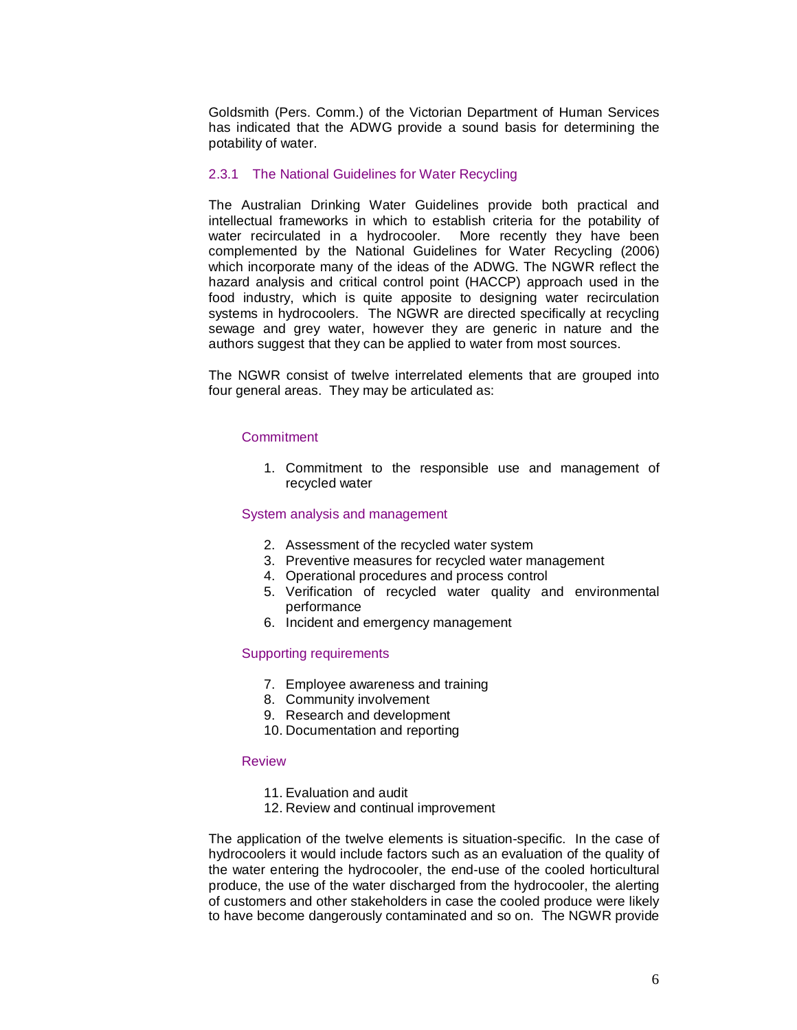Goldsmith (Pers. Comm.) of the Victorian Department of Human Services has indicated that the ADWG provide a sound basis for determining the potability of water.

### 2.3.1 The National Guidelines for Water Recycling

The Australian Drinking Water Guidelines provide both practical and intellectual frameworks in which to establish criteria for the potability of water recirculated in a hydrocooler. More recently they have been complemented by the National Guidelines for Water Recycling (2006) which incorporate many of the ideas of the ADWG. The NGWR reflect the hazard analysis and critical control point (HACCP) approach used in the food industry, which is quite apposite to designing water recirculation systems in hydrocoolers. The NGWR are directed specifically at recycling sewage and grey water, however they are generic in nature and the authors suggest that they can be applied to water from most sources.

The NGWR consist of twelve interrelated elements that are grouped into four general areas. They may be articulated as:

#### Commitment

1. Commitment to the responsible use and management of recycled water

#### System analysis and management

2. Assessment of the recycled water system
3. Preventive measures for recycled water management
4. Operational procedures and process control
5. Verification of recycled water quality and environmental performance
6. Incident and emergency management

#### Supporting requirements

7. Employee awareness and training
8. Community involvement
9. Research and development
10. Documentation and reporting

#### Review

11. Evaluation and audit
12. Review and continual improvement

The application of the twelve elements is situation-specific. In the case of hydrocoolers it would include factors such as an evaluation of the quality of the water entering the hydrocooler, the end-use of the cooled horticultural produce, the use of the water discharged from the hydrocooler, the alerting of customers and other stakeholders in case the cooled produce were likely to have become dangerously contaminated and so on. The NGWR provide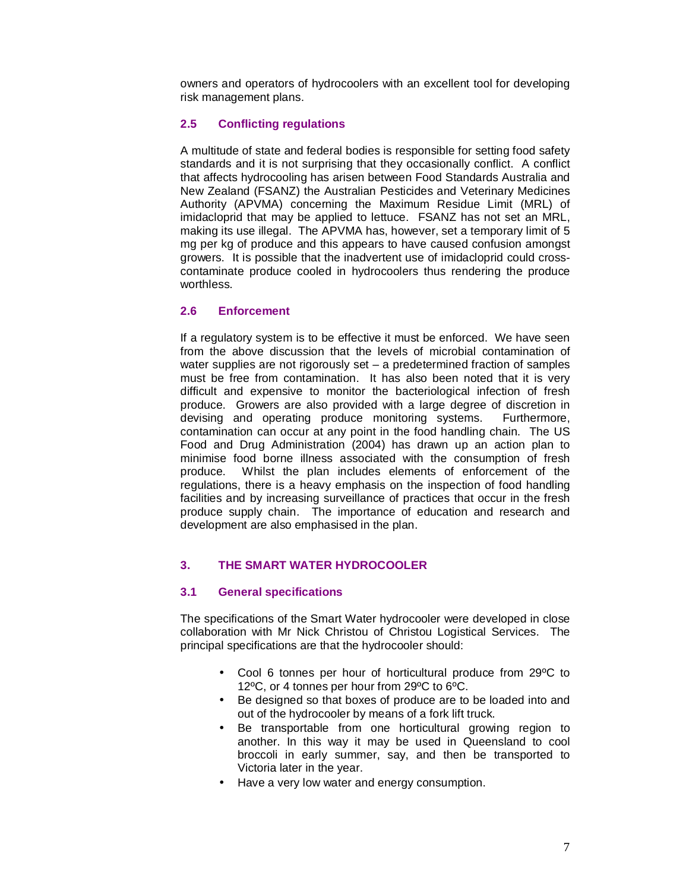owners and operators of hydrocoolers with an excellent tool for developing risk management plans.

### 2.5 Conflicting regulations

A multitude of state and federal bodies is responsible for setting food safety standards and it is not surprising that they occasionally conflict. A conflict that affects hydrocooling has arisen between Food Standards Australia and New Zealand (FSANZ) the Australian Pesticides and Veterinary Medicines Authority (APVMA) concerning the Maximum Residue Limit (MRL) of imidacloprid that may be applied to lettuce. FSANZ has not set an MRL, making its use illegal. The APVMA has, however, set a temporary limit of 5 mg per kg of produce and this appears to have caused confusion amongst growers. It is possible that the inadvertent use of imidacloprid could cross-contaminate produce cooled in hydrocoolers thus rendering the produce worthless.

### 2.6 Enforcement

If a regulatory system is to be effective it must be enforced. We have seen from the above discussion that the levels of microbial contamination of water supplies are not rigorously set – a predetermined fraction of samples must be free from contamination. It has also been noted that it is very difficult and expensive to monitor the bacteriological infection of fresh produce. Growers are also provided with a large degree of discretion in devising and operating produce monitoring systems. Furthermore, contamination can occur at any point in the food handling chain. The US Food and Drug Administration (2004) has drawn up an action plan to minimise food borne illness associated with the consumption of fresh produce. Whilst the plan includes elements of enforcement of the regulations, there is a heavy emphasis on the inspection of food handling facilities and by increasing surveillance of practices that occur in the fresh produce supply chain. The importance of education and research and development are also emphasised in the plan.

## 3. THE SMART WATER HYDROCOOLER

### 3.1 General specifications

The specifications of the Smart Water hydrocooler were developed in close collaboration with Mr Nick Christou of Christou Logistical Services. The principal specifications are that the hydrocooler should:

- Cool 6 tonnes per hour of horticultural produce from 29ºC to 12ºC, or 4 tonnes per hour from 29ºC to 6ºC.
- Be designed so that boxes of produce are to be loaded into and out of the hydrocooler by means of a fork lift truck.
- Be transportable from one horticultural growing region to another. In this way it may be used in Queensland to cool broccoli in early summer, say, and then be transported to Victoria later in the year.
- Have a very low water and energy consumption.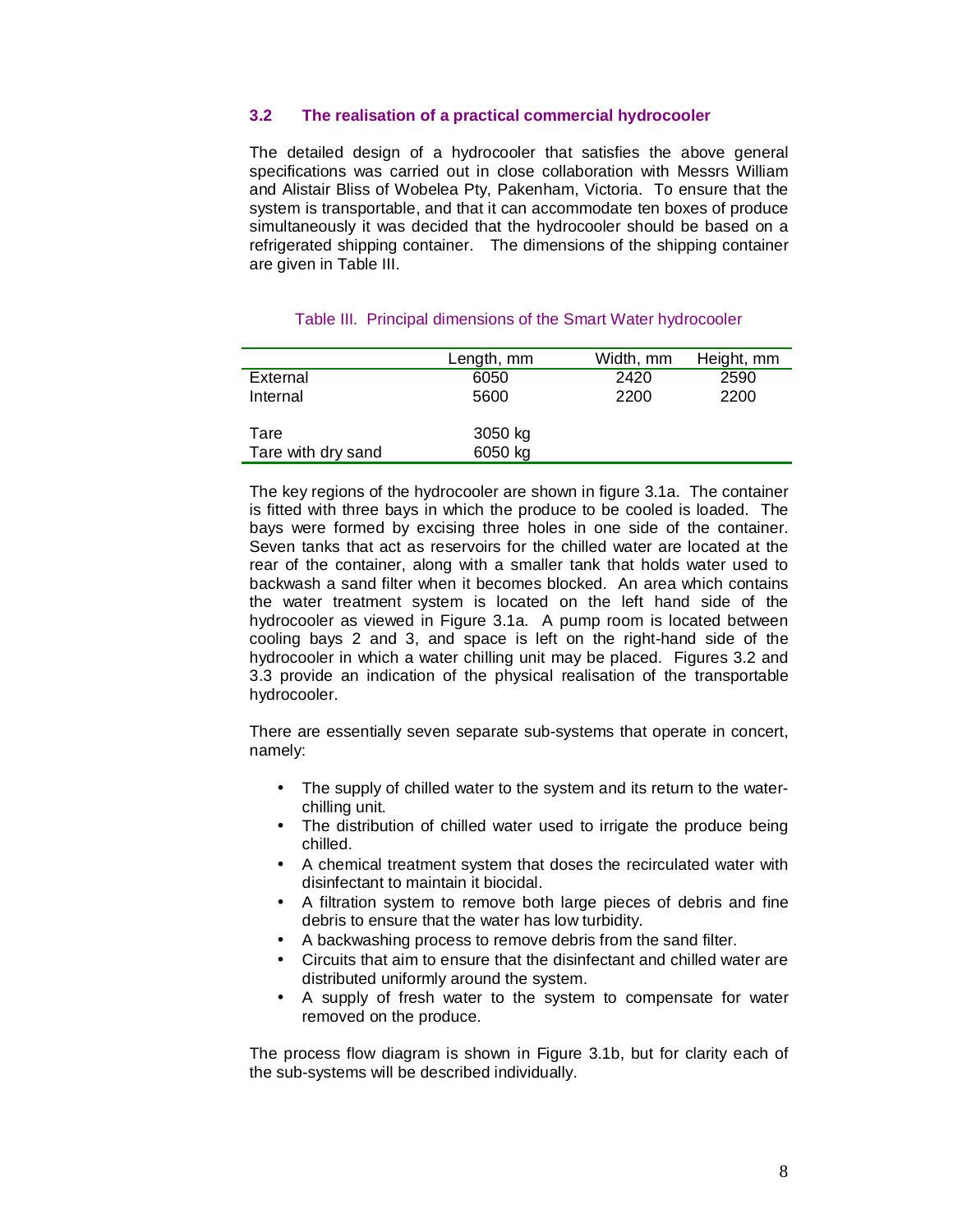### 3.2 The realisation of a practical commercial hydrocooler

The detailed design of a hydrocooler that satisfies the above general specifications was carried out in close collaboration with Messrs William and Alistair Bliss of Wobelea Pty, Pakenham, Victoria. To ensure that the system is transportable, and that it can accommodate ten boxes of produce simultaneously it was decided that the hydrocooler should be based on a refrigerated shipping container. The dimensions of the shipping container are given in Table III.

Table III. Principal dimensions of the Smart Water hydrocooler

| | Length, mm | Width, mm | Height, mm |
|---|---|---|---|
| External | 6050 | 2420 | 2590 |
| Internal | 5600 | 2200 | 2200 |
| Tare | 3050 kg | | |
| Tare with dry sand | 6050 kg | | |

The key regions of the hydrocooler are shown in figure 3.1a. The container is fitted with three bays in which the produce to be cooled is loaded. The bays were formed by excising three holes in one side of the container. Seven tanks that act as reservoirs for the chilled water are located at the rear of the container, along with a smaller tank that holds water used to backwash a sand filter when it becomes blocked. An area which contains the water treatment system is located on the left hand side of the hydrocooler as viewed in Figure 3.1a. A pump room is located between cooling bays 2 and 3, and space is left on the right-hand side of the hydrocooler in which a water chilling unit may be placed. Figures 3.2 and 3.3 provide an indication of the physical realisation of the transportable hydrocooler.

There are essentially seven separate sub-systems that operate in concert, namely:

- The supply of chilled water to the system and its return to the water-chilling unit.
- The distribution of chilled water used to irrigate the produce being chilled.
- A chemical treatment system that doses the recirculated water with disinfectant to maintain it biocidal.
- A filtration system to remove both large pieces of debris and fine debris to ensure that the water has low turbidity.
- A backwashing process to remove debris from the sand filter.
- Circuits that aim to ensure that the disinfectant and chilled water are distributed uniformly around the system.
- A supply of fresh water to the system to compensate for water removed on the produce.

The process flow diagram is shown in Figure 3.1b, but for clarity each of the sub-systems will be described individually.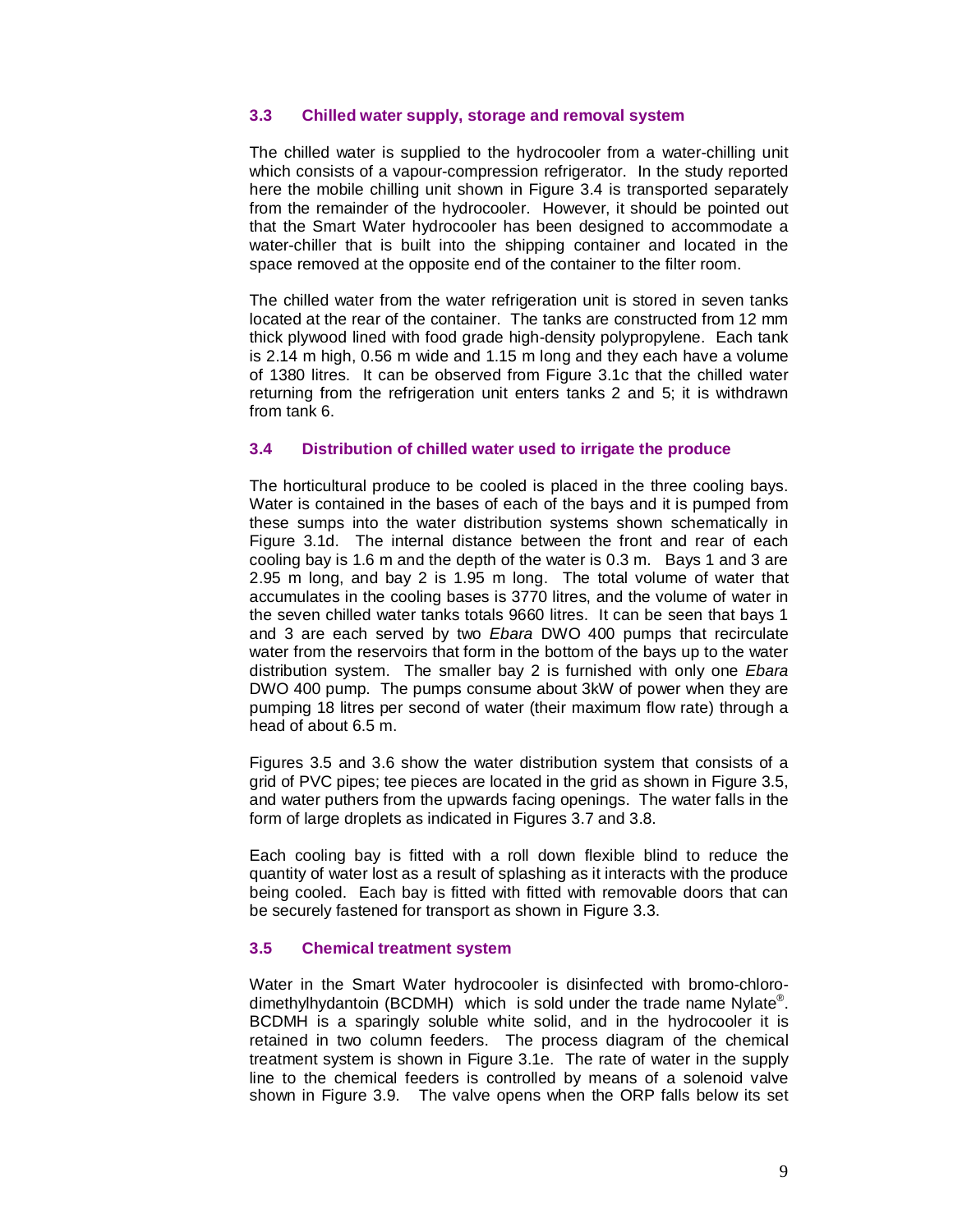### 3.3 Chilled water supply, storage and removal system

The chilled water is supplied to the hydrocooler from a water-chilling unit which consists of a vapour-compression refrigerator. In the study reported here the mobile chilling unit shown in Figure 3.4 is transported separately from the remainder of the hydrocooler. However, it should be pointed out that the Smart Water hydrocooler has been designed to accommodate a water-chiller that is built into the shipping container and located in the space removed at the opposite end of the container to the filter room.

The chilled water from the water refrigeration unit is stored in seven tanks located at the rear of the container. The tanks are constructed from 12 mm thick plywood lined with food grade high-density polypropylene. Each tank is 2.14 m high, 0.56 m wide and 1.15 m long and they each have a volume of 1380 litres. It can be observed from Figure 3.1c that the chilled water returning from the refrigeration unit enters tanks 2 and 5; it is withdrawn from tank 6.

### 3.4 Distribution of chilled water used to irrigate the produce

The horticultural produce to be cooled is placed in the three cooling bays. Water is contained in the bases of each of the bays and it is pumped from these sumps into the water distribution systems shown schematically in Figure 3.1d. The internal distance between the front and rear of each cooling bay is 1.6 m and the depth of the water is 0.3 m. Bays 1 and 3 are 2.95 m long, and bay 2 is 1.95 m long. The total volume of water that accumulates in the cooling bases is 3770 litres, and the volume of water in the seven chilled water tanks totals 9660 litres. It can be seen that bays 1 and 3 are each served by two *Ebara* DWO 400 pumps that recirculate water from the reservoirs that form in the bottom of the bays up to the water distribution system. The smaller bay 2 is furnished with only one *Ebara* DWO 400 pump. The pumps consume about 3kW of power when they are pumping 18 litres per second of water (their maximum flow rate) through a head of about 6.5 m.

Figures 3.5 and 3.6 show the water distribution system that consists of a grid of PVC pipes; tee pieces are located in the grid as shown in Figure 3.5, and water puthers from the upwards facing openings. The water falls in the form of large droplets as indicated in Figures 3.7 and 3.8.

Each cooling bay is fitted with a roll down flexible blind to reduce the quantity of water lost as a result of splashing as it interacts with the produce being cooled. Each bay is fitted with fitted with removable doors that can be securely fastened for transport as shown in Figure 3.3.

### 3.5 Chemical treatment system

Water in the Smart Water hydrocooler is disinfected with bromo-chloro-dimethylhydantoin (BCDMH) which is sold under the trade name Nylate®. BCDMH is a sparingly soluble white solid, and in the hydrocooler it is retained in two column feeders. The process diagram of the chemical treatment system is shown in Figure 3.1e. The rate of water in the supply line to the chemical feeders is controlled by means of a solenoid valve shown in Figure 3.9. The valve opens when the ORP falls below its set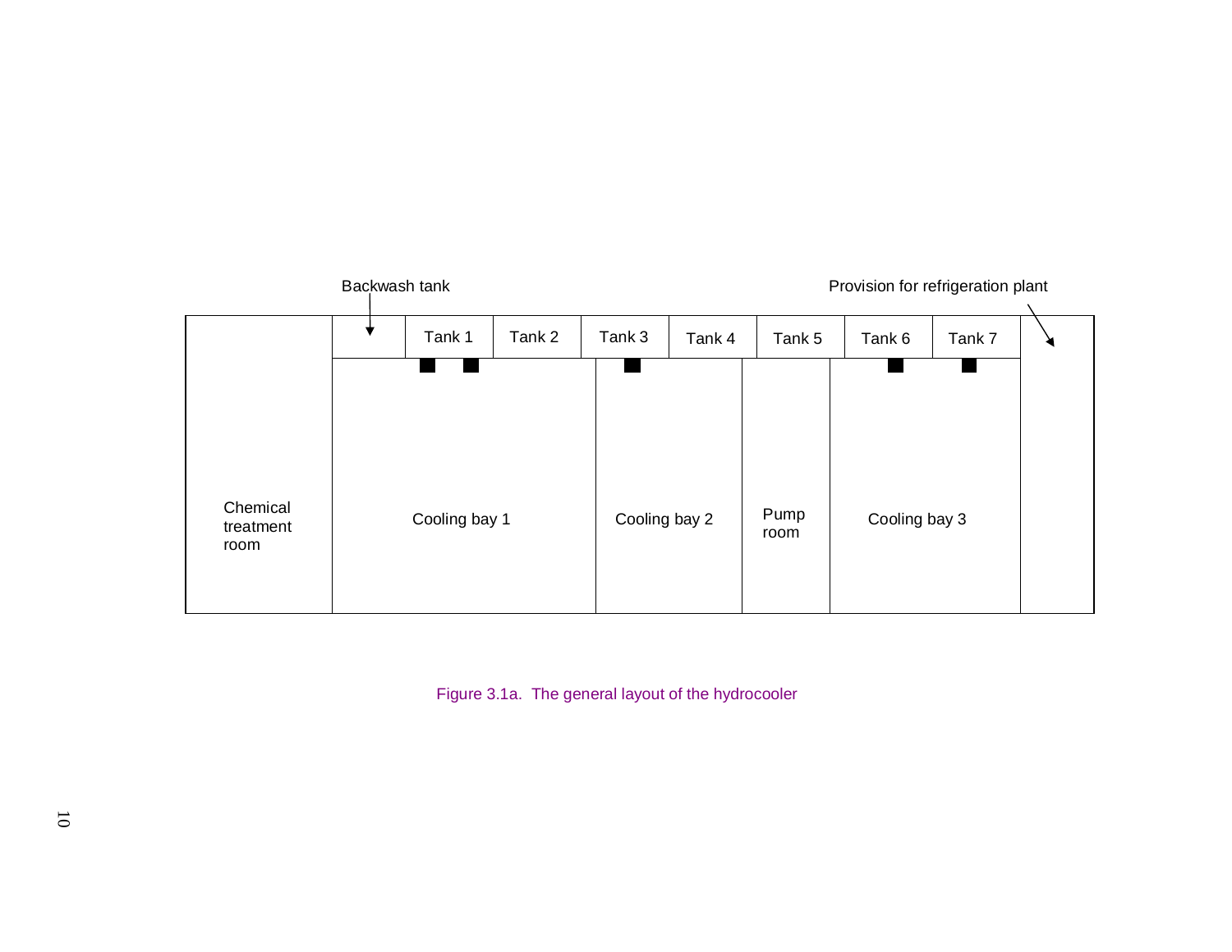| | Backwash tank | Tank 1 | Tank 2 | Tank 3 | Tank 4 | Tank 5 | Tank 6 | Tank 7 | Provision for refrigeration plant |
|---|---|---|---|---|---|---|---|---|---|
| Chemical treatment room | Cooling bay 1 | | | Cooling bay 2 | | Pump room | Cooling bay 3 | | |

Figure 3.1a. The general layout of the hydrocooler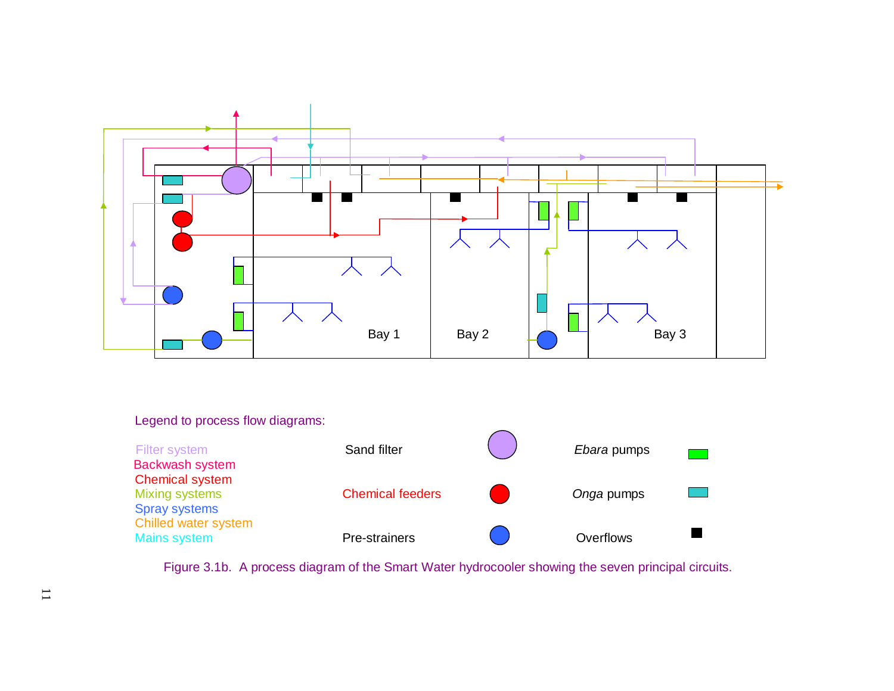Bay 1 Bay 2 Bay 3

Legend to process flow diagrams:

| | | | | |
|---|---|---|---|---|
| Filter system | Sand filter | | *Ebara* pumps | |
| Backwash system | | | | |
| Chemical system | Chemical feeders | | *Onga* pumps | |
| Mixing systems | | | | |
| Spray systems | Pre-strainers | | Overflows | |
| Chilled water system | | | | |
| Mains system | | | | |

Figure 3.1b. A process diagram of the Smart Water hydrocooler showing the seven principal circuits.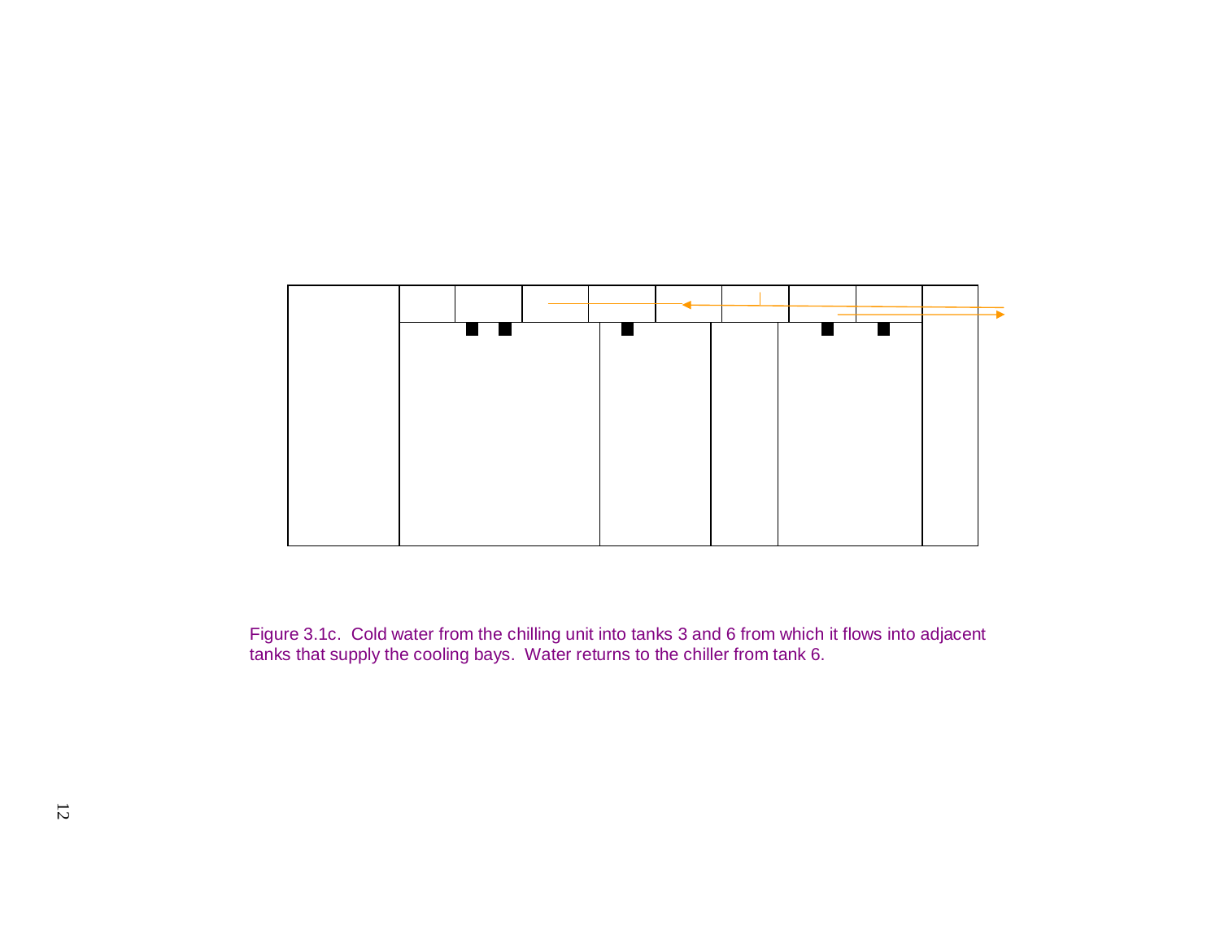Figure 3.1c. Cold water from the chilling unit into tanks 3 and 6 from which it flows into adjacent tanks that supply the cooling bays. Water returns to the chiller from tank 6.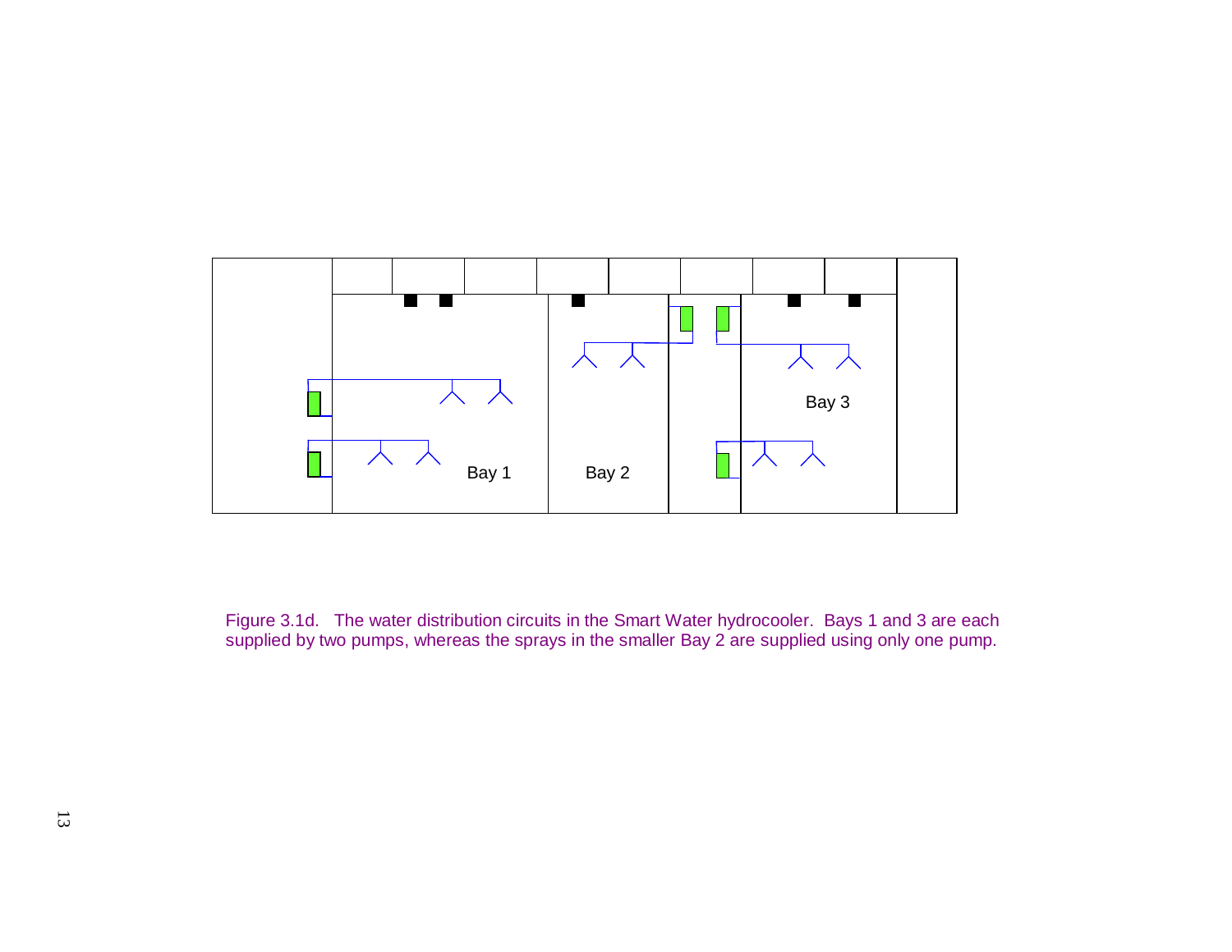Figure 3.1d. The water distribution circuits in the Smart Water hydrocooler. Bays 1 and 3 are each supplied by two pumps, whereas the sprays in the smaller Bay 2 are supplied using only one pump.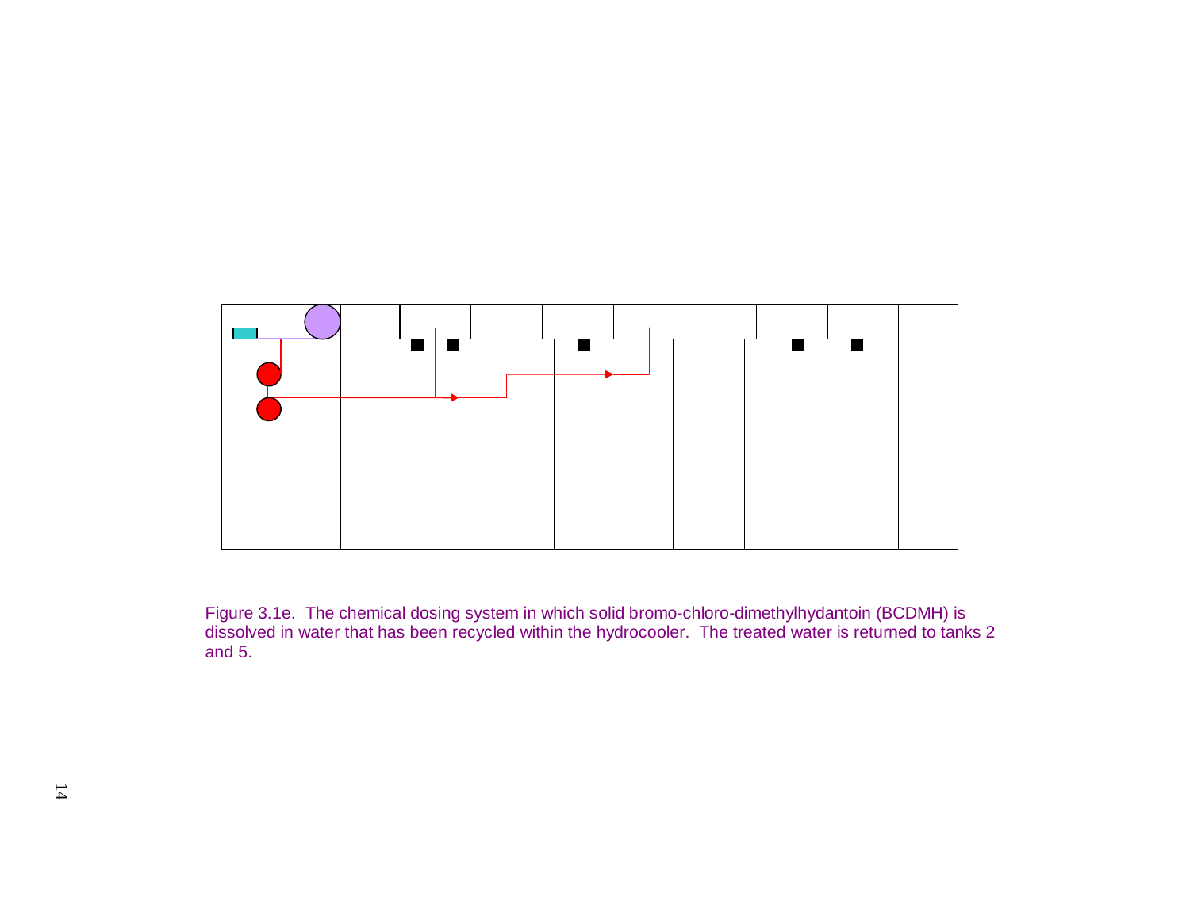Figure 3.1e. The chemical dosing system in which solid bromo-chloro-dimethylhydantoin (BCDMH) is dissolved in water that has been recycled within the hydrocooler. The treated water is returned to tanks 2 and 5.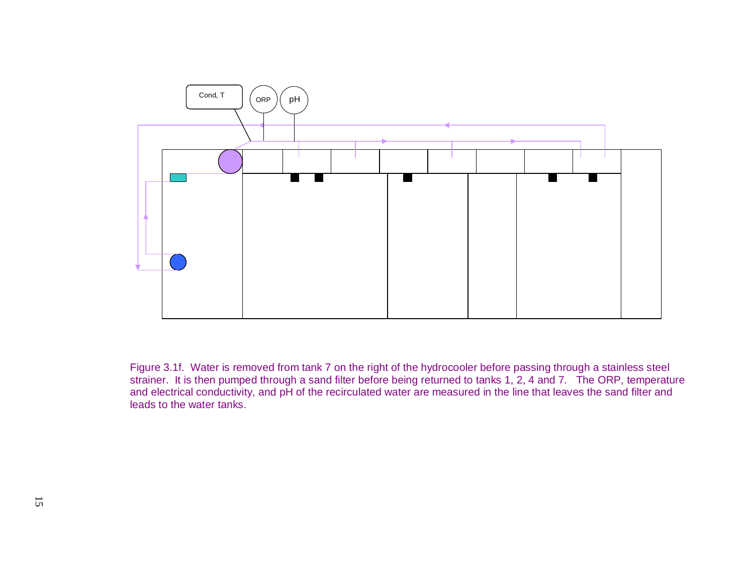Cond, T

ORP

pH

Figure 3.1f. Water is removed from tank 7 on the right of the hydrocooler before passing through a stainless steel strainer. It is then pumped through a sand filter before being returned to tanks 1, 2, 4 and 7. The ORP, temperature and electrical conductivity, and pH of the recirculated water are measured in the line that leaves the sand filter and leads to the water tanks.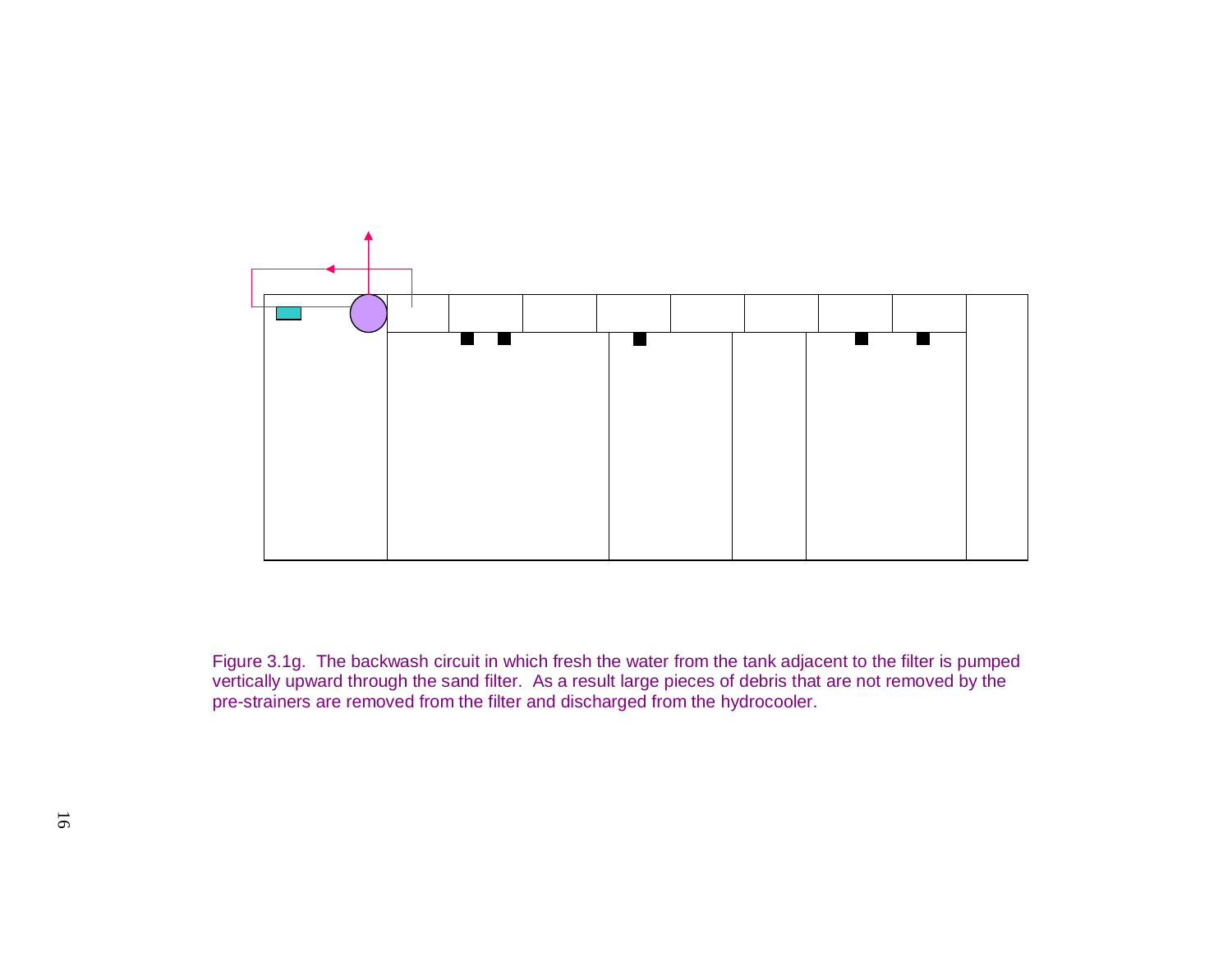Figure 3.1g. The backwash circuit in which fresh the water from the tank adjacent to the filter is pumped vertically upward through the sand filter. As a result large pieces of debris that are not removed by the pre-strainers are removed from the filter and discharged from the hydrocooler.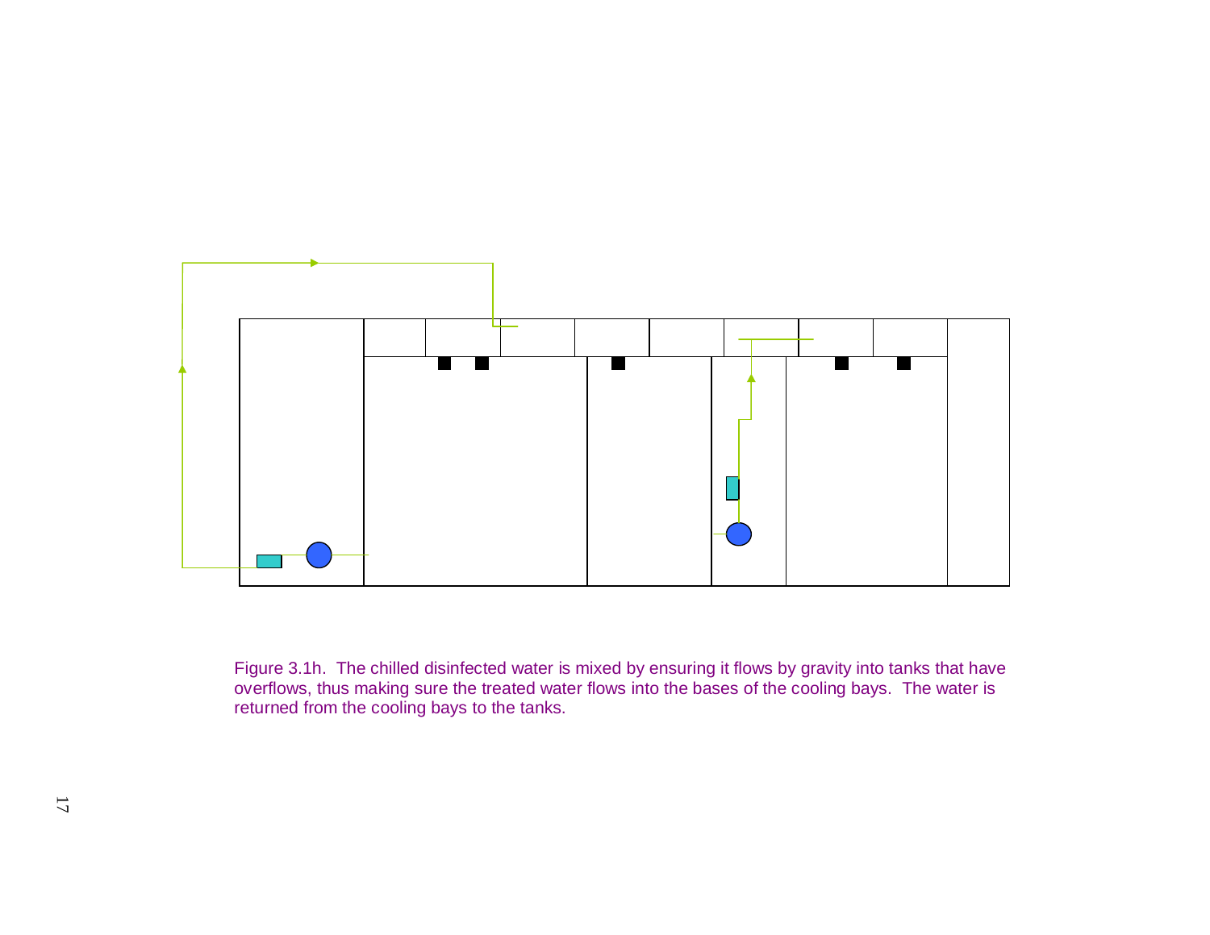Figure 3.1h. The chilled disinfected water is mixed by ensuring it flows by gravity into tanks that have overflows, thus making sure the treated water flows into the bases of the cooling bays. The water is returned from the cooling bays to the tanks.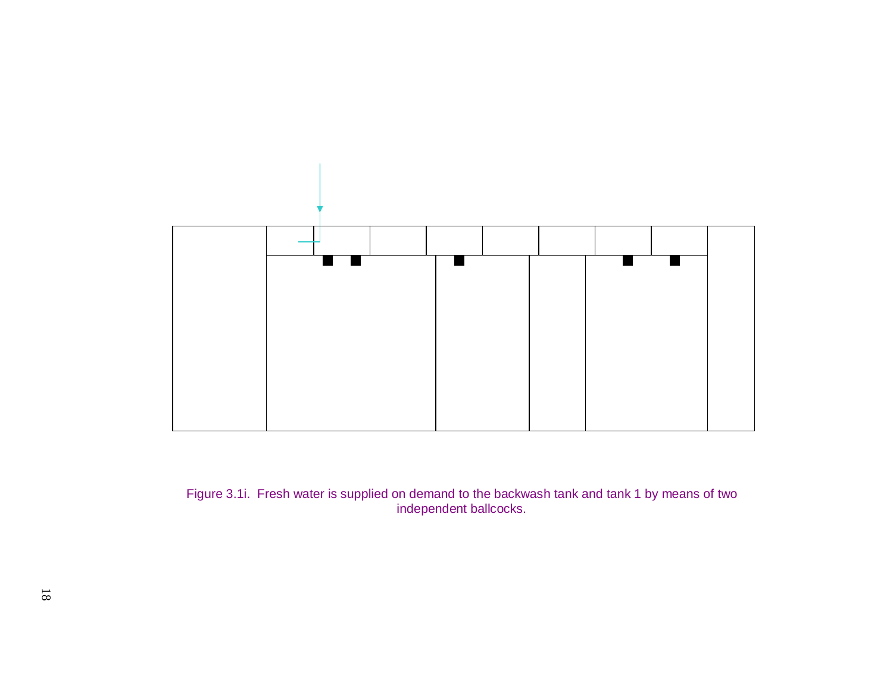Figure 3.1i. Fresh water is supplied on demand to the backwash tank and tank 1 by means of two independent ballcocks.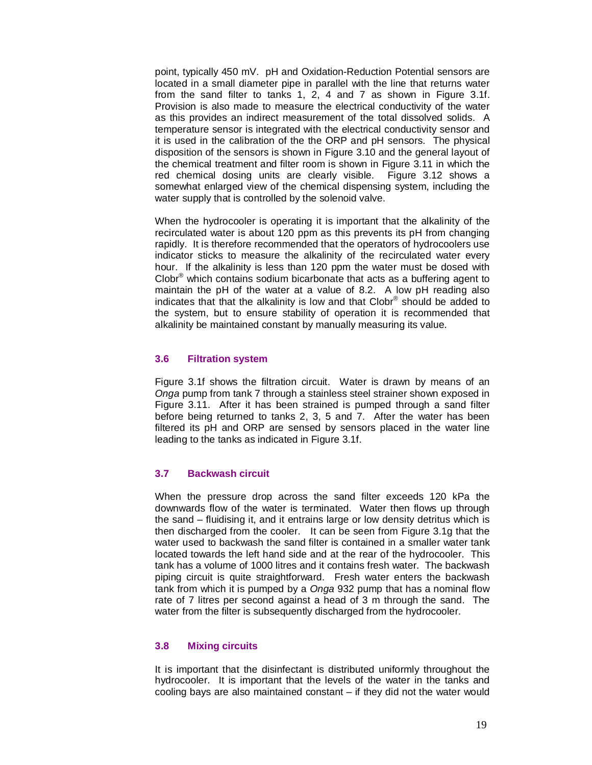point, typically 450 mV. pH and Oxidation-Reduction Potential sensors are located in a small diameter pipe in parallel with the line that returns water from the sand filter to tanks 1, 2, 4 and 7 as shown in Figure 3.1f. Provision is also made to measure the electrical conductivity of the water as this provides an indirect measurement of the total dissolved solids. A temperature sensor is integrated with the electrical conductivity sensor and it is used in the calibration of the the ORP and pH sensors. The physical disposition of the sensors is shown in Figure 3.10 and the general layout of the chemical treatment and filter room is shown in Figure 3.11 in which the red chemical dosing units are clearly visible. Figure 3.12 shows a somewhat enlarged view of the chemical dispensing system, including the water supply that is controlled by the solenoid valve.

When the hydrocooler is operating it is important that the alkalinity of the recirculated water is about 120 ppm as this prevents its pH from changing rapidly. It is therefore recommended that the operators of hydrocoolers use indicator sticks to measure the alkalinity of the recirculated water every hour. If the alkalinity is less than 120 ppm the water must be dosed with Clobr® which contains sodium bicarbonate that acts as a buffering agent to maintain the pH of the water at a value of 8.2. A low pH reading also indicates that that the alkalinity is low and that Clobr® should be added to the system, but to ensure stability of operation it is recommended that alkalinity be maintained constant by manually measuring its value.

### 3.6 Filtration system

Figure 3.1f shows the filtration circuit. Water is drawn by means of an *Onga* pump from tank 7 through a stainless steel strainer shown exposed in Figure 3.11. After it has been strained is pumped through a sand filter before being returned to tanks 2, 3, 5 and 7. After the water has been filtered its pH and ORP are sensed by sensors placed in the water line leading to the tanks as indicated in Figure 3.1f.

### 3.7 Backwash circuit

When the pressure drop across the sand filter exceeds 120 kPa the downwards flow of the water is terminated. Water then flows up through the sand – fluidising it, and it entrains large or low density detritus which is then discharged from the cooler. It can be seen from Figure 3.1g that the water used to backwash the sand filter is contained in a smaller water tank located towards the left hand side and at the rear of the hydrocooler. This tank has a volume of 1000 litres and it contains fresh water. The backwash piping circuit is quite straightforward. Fresh water enters the backwash tank from which it is pumped by a *Onga* 932 pump that has a nominal flow rate of 7 litres per second against a head of 3 m through the sand. The water from the filter is subsequently discharged from the hydrocooler.

### 3.8 Mixing circuits

It is important that the disinfectant is distributed uniformly throughout the hydrocooler. It is important that the levels of the water in the tanks and cooling bays are also maintained constant – if they did not the water would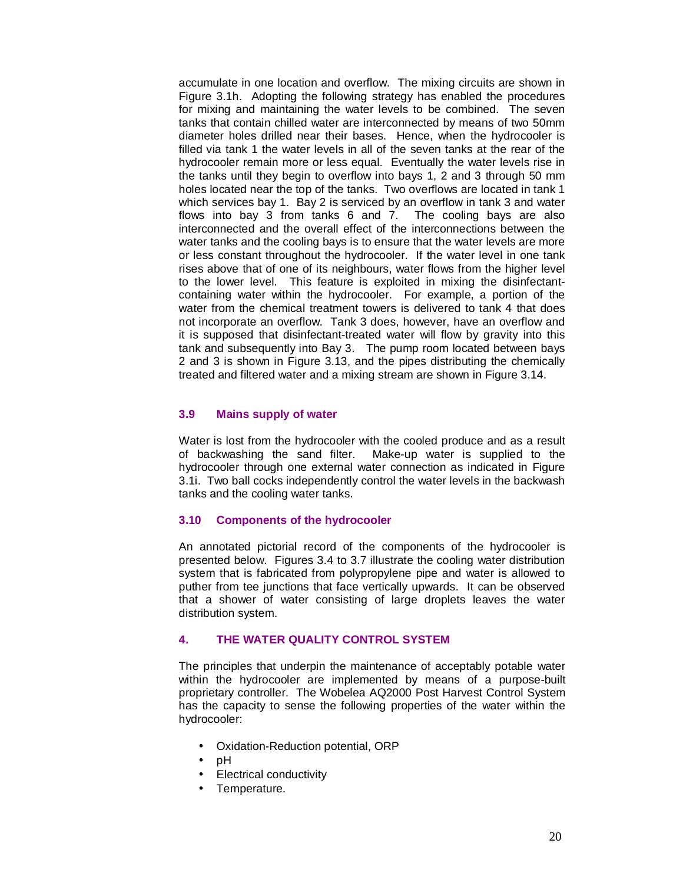accumulate in one location and overflow. The mixing circuits are shown in Figure 3.1h. Adopting the following strategy has enabled the procedures for mixing and maintaining the water levels to be combined. The seven tanks that contain chilled water are interconnected by means of two 50mm diameter holes drilled near their bases. Hence, when the hydrocooler is filled via tank 1 the water levels in all of the seven tanks at the rear of the hydrocooler remain more or less equal. Eventually the water levels rise in the tanks until they begin to overflow into bays 1, 2 and 3 through 50 mm holes located near the top of the tanks. Two overflows are located in tank 1 which services bay 1. Bay 2 is serviced by an overflow in tank 3 and water flows into bay 3 from tanks 6 and 7. The cooling bays are also interconnected and the overall effect of the interconnections between the water tanks and the cooling bays is to ensure that the water levels are more or less constant throughout the hydrocooler. If the water level in one tank rises above that of one of its neighbours, water flows from the higher level to the lower level. This feature is exploited in mixing the disinfectant-containing water within the hydrocooler. For example, a portion of the water from the chemical treatment towers is delivered to tank 4 that does not incorporate an overflow. Tank 3 does, however, have an overflow and it is supposed that disinfectant-treated water will flow by gravity into this tank and subsequently into Bay 3. The pump room located between bays 2 and 3 is shown in Figure 3.13, and the pipes distributing the chemically treated and filtered water and a mixing stream are shown in Figure 3.14.

### 3.9 Mains supply of water

Water is lost from the hydrocooler with the cooled produce and as a result of backwashing the sand filter. Make-up water is supplied to the hydrocooler through one external water connection as indicated in Figure 3.1i. Two ball cocks independently control the water levels in the backwash tanks and the cooling water tanks.

### 3.10 Components of the hydrocooler

An annotated pictorial record of the components of the hydrocooler is presented below. Figures 3.4 to 3.7 illustrate the cooling water distribution system that is fabricated from polypropylene pipe and water is allowed to puther from tee junctions that face vertically upwards. It can be observed that a shower of water consisting of large droplets leaves the water distribution system.

## 4. THE WATER QUALITY CONTROL SYSTEM

The principles that underpin the maintenance of acceptably potable water within the hydrocooler are implemented by means of a purpose-built proprietary controller. The Wobelea AQ2000 Post Harvest Control System has the capacity to sense the following properties of the water within the hydrocooler:

- Oxidation-Reduction potential, ORP
- pH
- Electrical conductivity
- Temperature.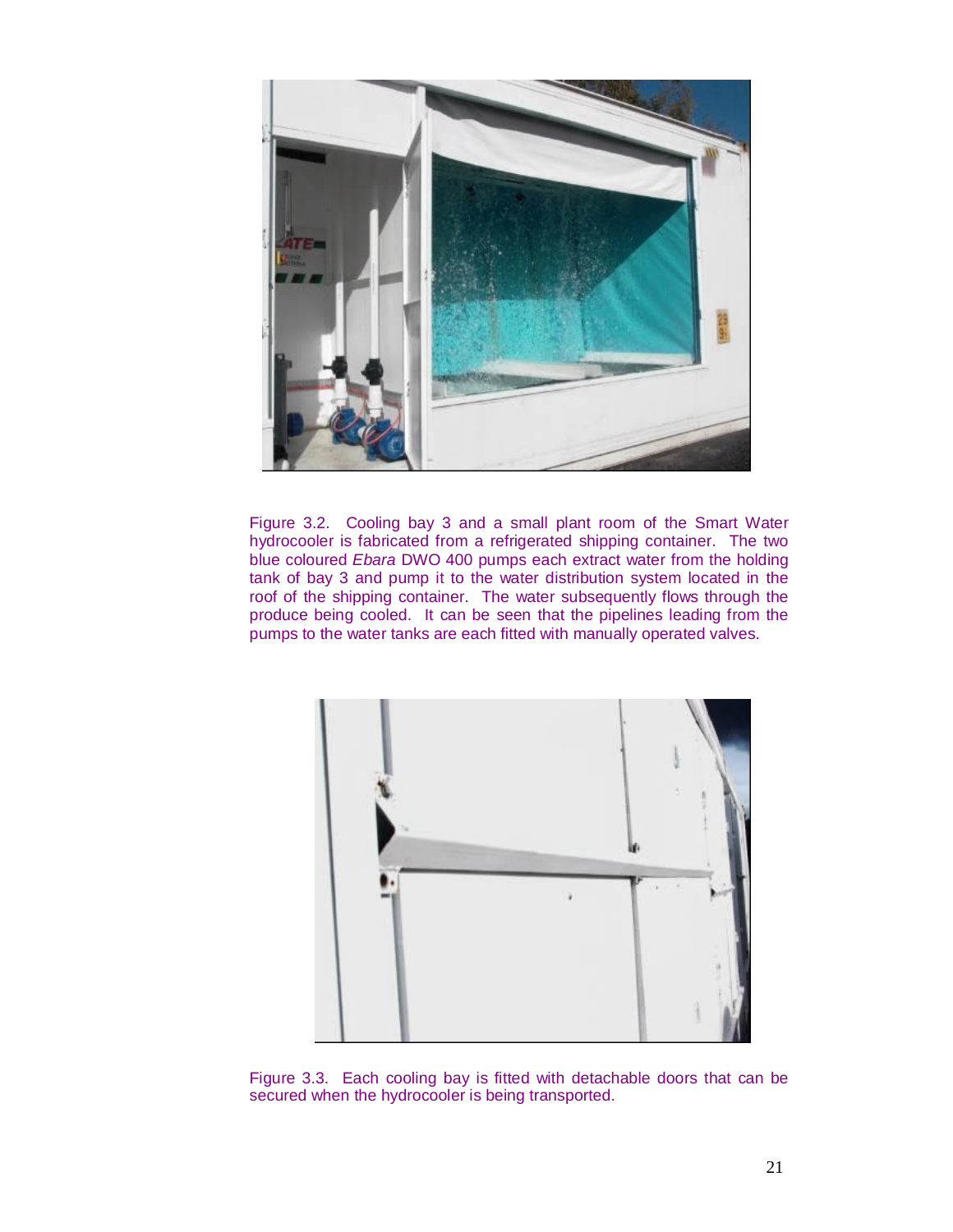Figure 3.2. Cooling bay 3 and a small plant room of the Smart Water hydrocooler is fabricated from a refrigerated shipping container. The two blue coloured *Ebara* DWO 400 pumps each extract water from the holding tank of bay 3 and pump it to the water distribution system located in the roof of the shipping container. The water subsequently flows through the produce being cooled. It can be seen that the pipelines leading from the pumps to the water tanks are each fitted with manually operated valves.

Figure 3.3. Each cooling bay is fitted with detachable doors that can be secured when the hydrocooler is being transported.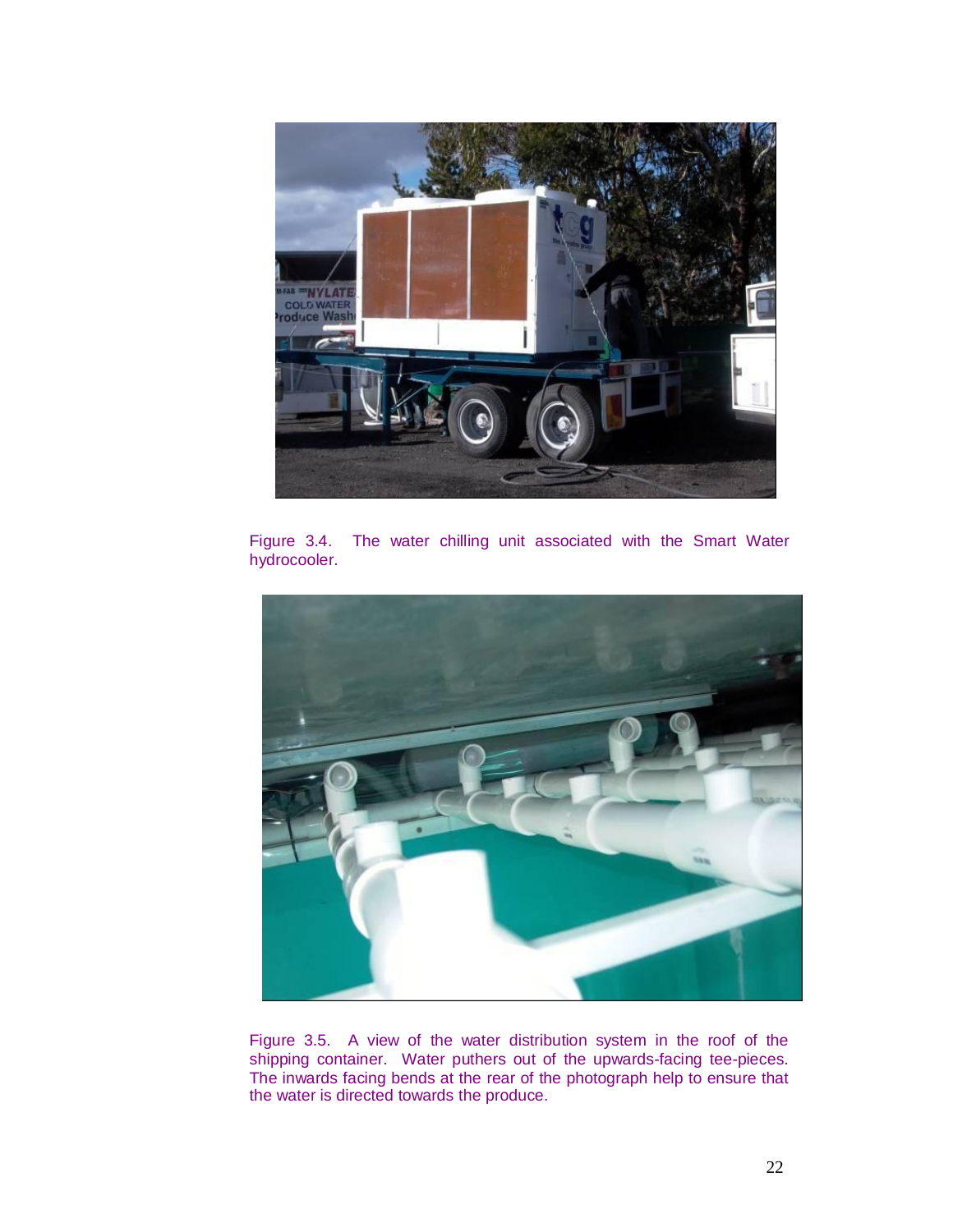Figure 3.4. The water chilling unit associated with the Smart Water hydrocooler.

Figure 3.5. A view of the water distribution system in the roof of the shipping container. Water puthers out of the upwards-facing tee-pieces. The inwards facing bends at the rear of the photograph help to ensure that the water is directed towards the produce.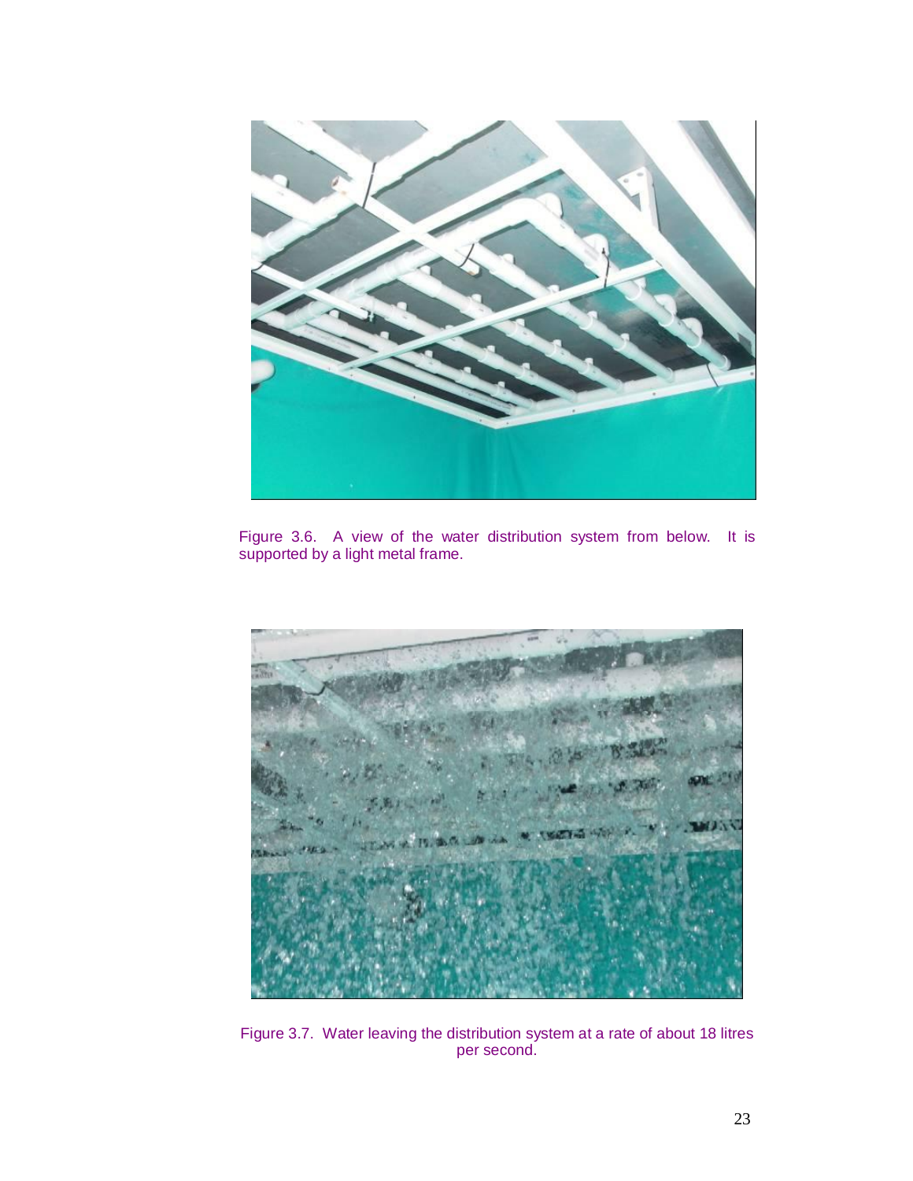Figure 3.6. A view of the water distribution system from below. It is supported by a light metal frame.

Figure 3.7. Water leaving the distribution system at a rate of about 18 litres per second.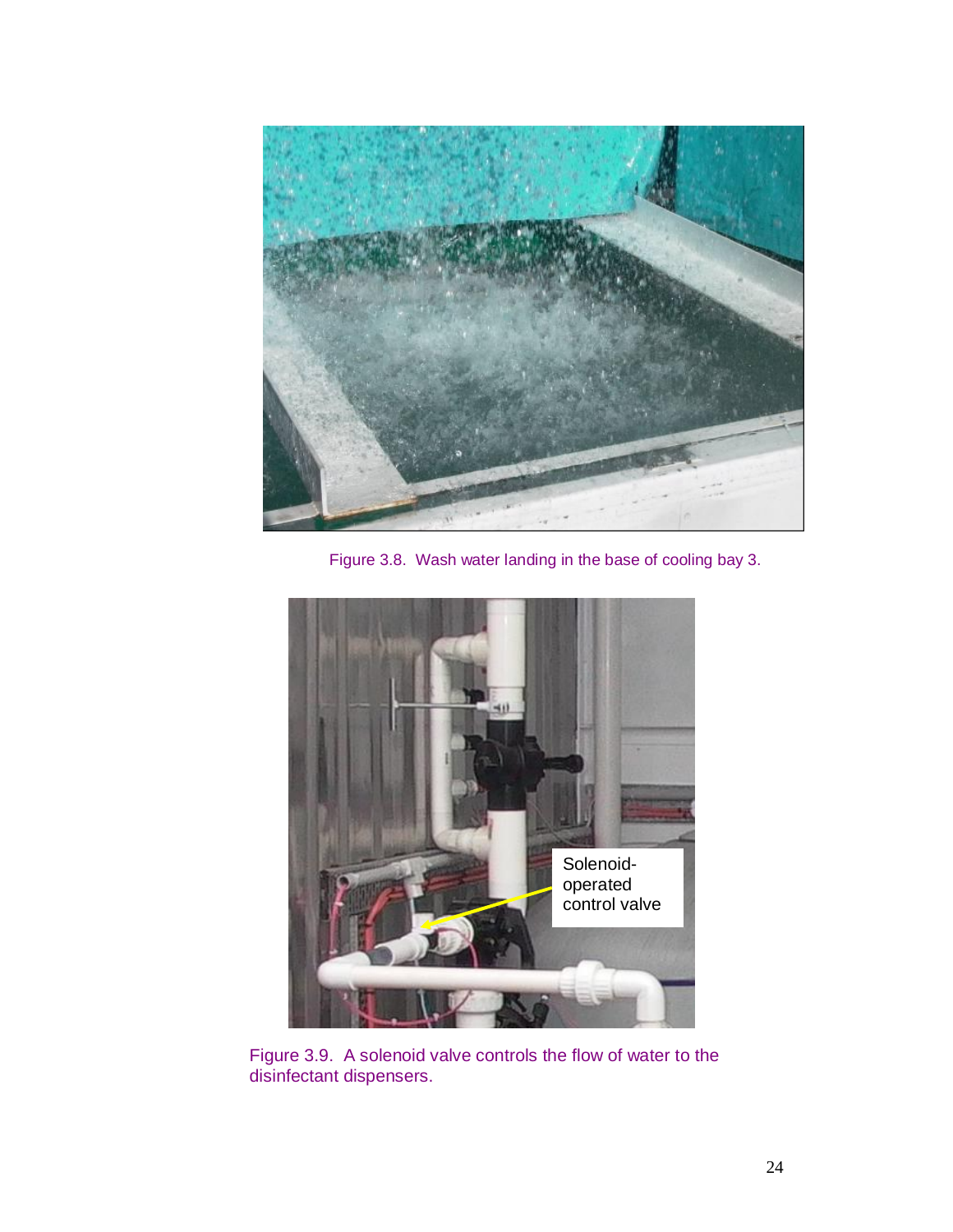Figure 3.8. Wash water landing in the base of cooling bay 3.

Figure 3.9. A solenoid valve controls the flow of water to the disinfectant dispensers.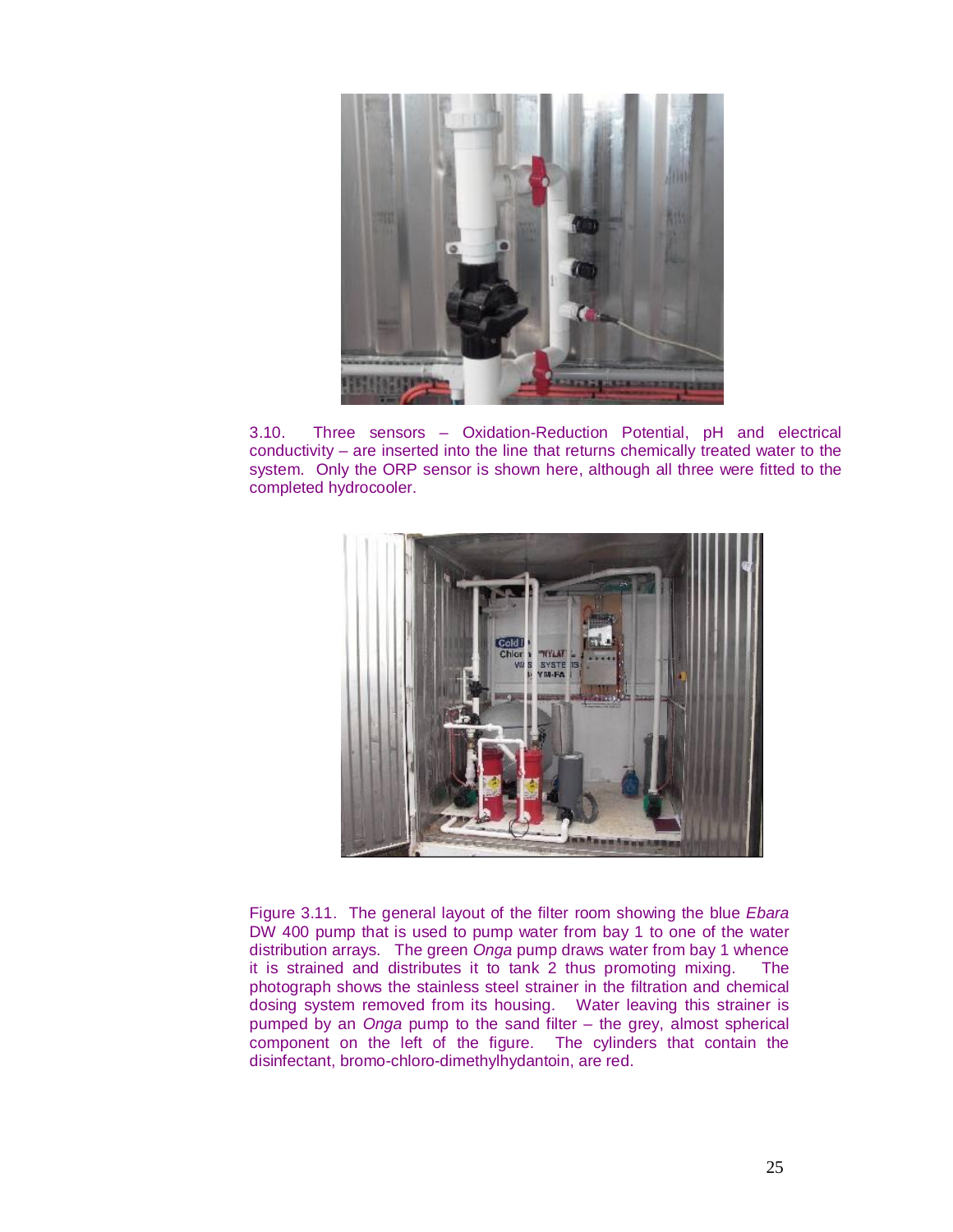3.10. Three sensors – Oxidation-Reduction Potential, pH and electrical conductivity – are inserted into the line that returns chemically treated water to the system. Only the ORP sensor is shown here, although all three were fitted to the completed hydrocooler.

Figure 3.11. The general layout of the filter room showing the blue *Ebara* DW 400 pump that is used to pump water from bay 1 to one of the water distribution arrays. The green *Onga* pump draws water from bay 1 whence it is strained and distributes it to tank 2 thus promoting mixing. The photograph shows the stainless steel strainer in the filtration and chemical dosing system removed from its housing. Water leaving this strainer is pumped by an *Onga* pump to the sand filter – the grey, almost spherical component on the left of the figure. The cylinders that contain the disinfectant, bromo-chloro-dimethylhydantoin, are red.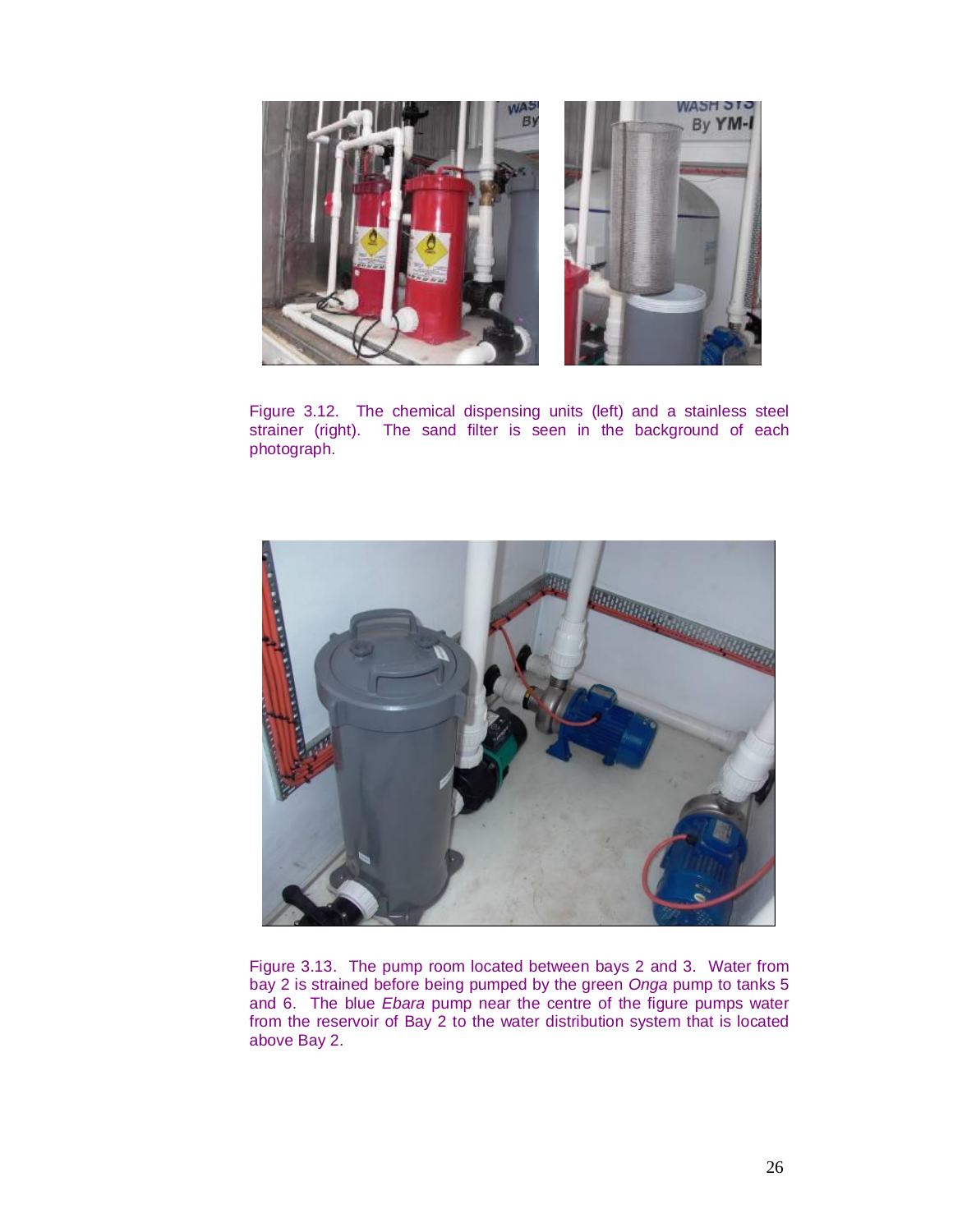Figure 3.12. The chemical dispensing units (left) and a stainless steel strainer (right). The sand filter is seen in the background of each photograph.

Figure 3.13. The pump room located between bays 2 and 3. Water from bay 2 is strained before being pumped by the green *Onga* pump to tanks 5 and 6. The blue *Ebara* pump near the centre of the figure pumps water from the reservoir of Bay 2 to the water distribution system that is located above Bay 2.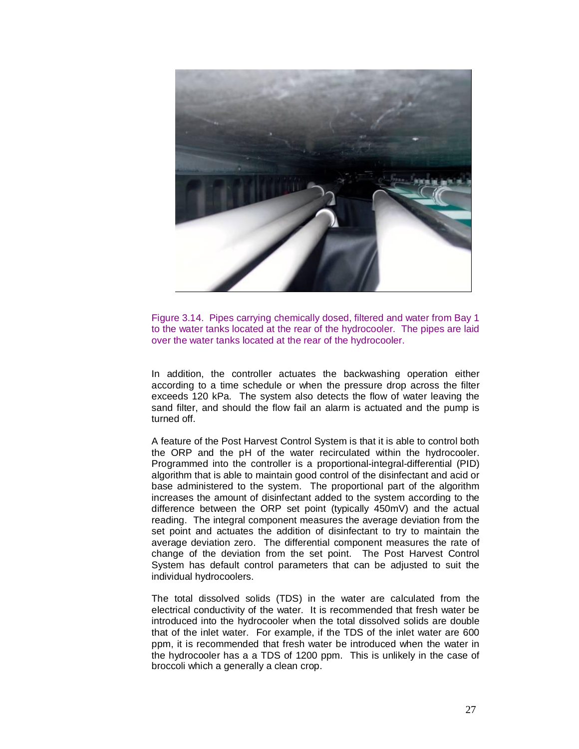Figure 3.14. Pipes carrying chemically dosed, filtered and water from Bay 1 to the water tanks located at the rear of the hydrocooler. The pipes are laid over the water tanks located at the rear of the hydrocooler.

In addition, the controller actuates the backwashing operation either according to a time schedule or when the pressure drop across the filter exceeds 120 kPa. The system also detects the flow of water leaving the sand filter, and should the flow fail an alarm is actuated and the pump is turned off.

A feature of the Post Harvest Control System is that it is able to control both the ORP and the pH of the water recirculated within the hydrocooler. Programmed into the controller is a proportional-integral-differential (PID) algorithm that is able to maintain good control of the disinfectant and acid or base administered to the system. The proportional part of the algorithm increases the amount of disinfectant added to the system according to the difference between the ORP set point (typically 450mV) and the actual reading. The integral component measures the average deviation from the set point and actuates the addition of disinfectant to try to maintain the average deviation zero. The differential component measures the rate of change of the deviation from the set point. The Post Harvest Control System has default control parameters that can be adjusted to suit the individual hydrocoolers.

The total dissolved solids (TDS) in the water are calculated from the electrical conductivity of the water. It is recommended that fresh water be introduced into the hydrocooler when the total dissolved solids are double that of the inlet water. For example, if the TDS of the inlet water are 600 ppm, it is recommended that fresh water be introduced when the water in the hydrocooler has a a TDS of 1200 ppm. This is unlikely in the case of broccoli which a generally a clean crop.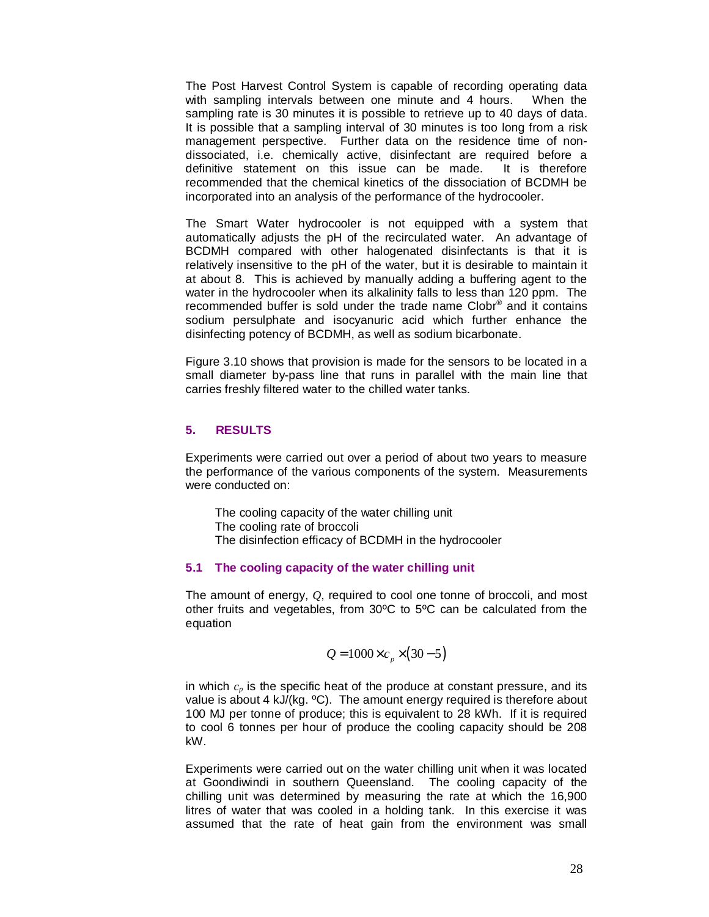The Post Harvest Control System is capable of recording operating data with sampling intervals between one minute and 4 hours. When the sampling rate is 30 minutes it is possible to retrieve up to 40 days of data. It is possible that a sampling interval of 30 minutes is too long from a risk management perspective. Further data on the residence time of non-dissociated, i.e. chemically active, disinfectant are required before a definitive statement on this issue can be made. It is therefore recommended that the chemical kinetics of the dissociation of BCDMH be incorporated into an analysis of the performance of the hydrocooler.

The Smart Water hydrocooler is not equipped with a system that automatically adjusts the pH of the recirculated water. An advantage of BCDMH compared with other halogenated disinfectants is that it is relatively insensitive to the pH of the water, but it is desirable to maintain it at about 8. This is achieved by manually adding a buffering agent to the water in the hydrocooler when its alkalinity falls to less than 120 ppm. The recommended buffer is sold under the trade name Clobr® and it contains sodium persulphate and isocyanuric acid which further enhance the disinfecting potency of BCDMH, as well as sodium bicarbonate.

Figure 3.10 shows that provision is made for the sensors to be located in a small diameter by-pass line that runs in parallel with the main line that carries freshly filtered water to the chilled water tanks.

## 5. RESULTS

Experiments were carried out over a period of about two years to measure the performance of the various components of the system. Measurements were conducted on:

- The cooling capacity of the water chilling unit
- The cooling rate of broccoli
- The disinfection efficacy of BCDMH in the hydrocooler

### 5.1 The cooling capacity of the water chilling unit

The amount of energy, $Q$, required to cool one tonne of broccoli, and most other fruits and vegetables, from 30ºC to 5ºC can be calculated from the equation

$$Q = 1000 \times c_p \times (30 - 5)$$

in which $c_p$ is the specific heat of the produce at constant pressure, and its value is about 4 kJ/(kg. ºC). The amount energy required is therefore about 100 MJ per tonne of produce; this is equivalent to 28 kWh. If it is required to cool 6 tonnes per hour of produce the cooling capacity should be 208 kW.

Experiments were carried out on the water chilling unit when it was located at Goondiwindi in southern Queensland. The cooling capacity of the chilling unit was determined by measuring the rate at which the 16,900 litres of water that was cooled in a holding tank. In this exercise it was assumed that the rate of heat gain from the environment was small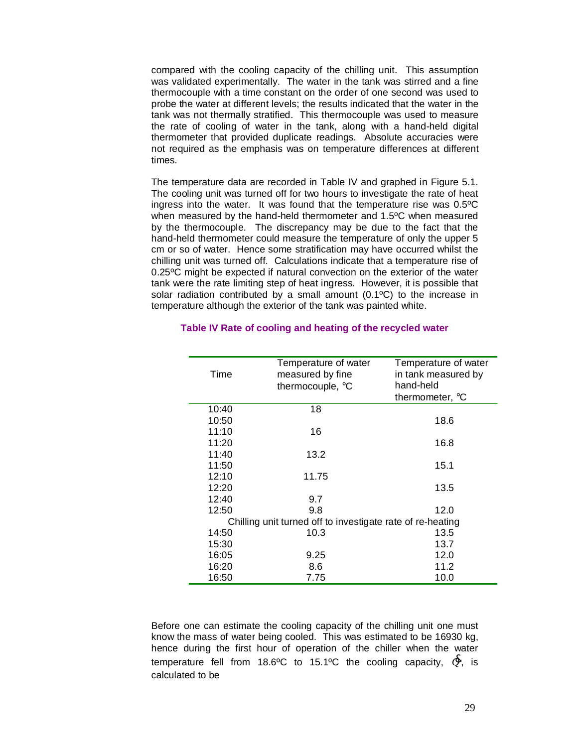compared with the cooling capacity of the chilling unit. This assumption was validated experimentally. The water in the tank was stirred and a fine thermocouple with a time constant on the order of one second was used to probe the water at different levels; the results indicated that the water in the tank was not thermally stratified. This thermocouple was used to measure the rate of cooling of water in the tank, along with a hand-held digital thermometer that provided duplicate readings. Absolute accuracies were not required as the emphasis was on temperature differences at different times.

The temperature data are recorded in Table IV and graphed in Figure 5.1. The cooling unit was turned off for two hours to investigate the rate of heat ingress into the water. It was found that the temperature rise was 0.5ºC when measured by the hand-held thermometer and 1.5ºC when measured by the thermocouple. The discrepancy may be due to the fact that the hand-held thermometer could measure the temperature of only the upper 5 cm or so of water. Hence some stratification may have occurred whilst the chilling unit was turned off. Calculations indicate that a temperature rise of 0.25ºC might be expected if natural convection on the exterior of the water tank were the rate limiting step of heat ingress. However, it is possible that solar radiation contributed by a small amount (0.1ºC) to the increase in temperature although the exterior of the tank was painted white.

**Table IV Rate of cooling and heating of the recycled water**

| Time | Temperature of water measured by fine thermocouple, °C | Temperature of water in tank measured by hand-held thermometer, °C |
|---|---|---|
| 10:40 | 18 | |
| 10:50 | | 18.6 |
| 11:10 | 16 | |
| 11:20 | | 16.8 |
| 11:40 | 13.2 | |
| 11:50 | | 15.1 |
| 12:10 | 11.75 | |
| 12:20 | | 13.5 |
| 12:40 | 9.7 | |
| 12:50 | 9.8 | 12.0 |
| Chilling unit turned off to investigate rate of re-heating | | |
| 14:50 | 10.3 | 13.5 |
| 15:30 | | 13.7 |
| 16:05 | 9.25 | 12.0 |
| 16:20 | 8.6 | 11.2 |
| 16:50 | 7.75 | 10.0 |

Before one can estimate the cooling capacity of the chilling unit one must know the mass of water being cooled. This was estimated to be 16930 kg, hence during the first hour of operation of the chiller when the water temperature fell from 18.6ºC to 15.1ºC the cooling capacity, $\dot{Q}$, is calculated to be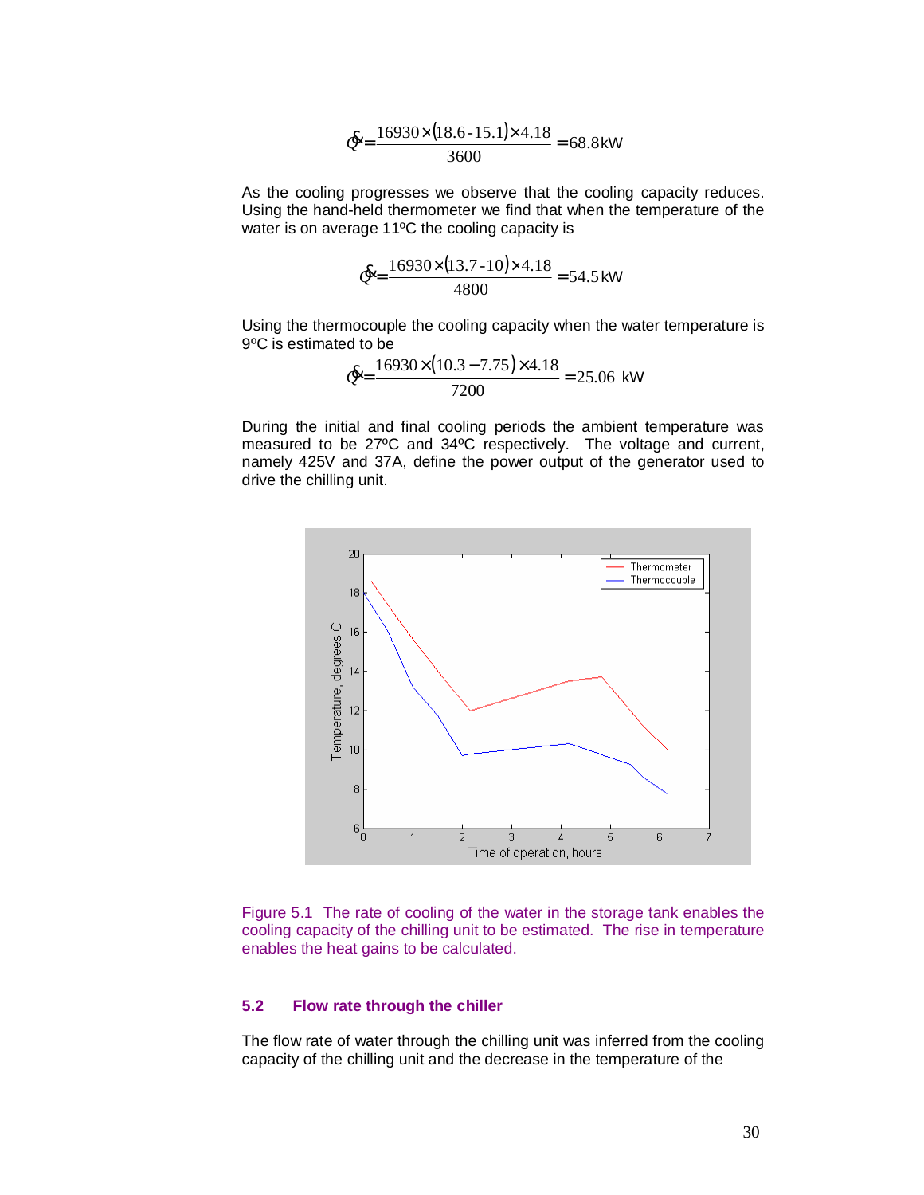$$\dot{Q} = \frac{16930 \times (18.6 - 15.1) \times 4.18}{3600} = 68.8\,\text{kW}$$

As the cooling progresses we observe that the cooling capacity reduces. Using the hand-held thermometer we find that when the temperature of the water is on average 11ºC the cooling capacity is

$$\dot{Q} = \frac{16930 \times (13.7 - 10) \times 4.18}{4800} = 54.5\,\text{kW}$$

Using the thermocouple the cooling capacity when the water temperature is 9ºC is estimated to be

$$\dot{Q} = \frac{16930 \times (10.3 - 7.75) \times 4.18}{7200} = 25.06\ \text{kW}$$

During the initial and final cooling periods the ambient temperature was measured to be 27ºC and 34ºC respectively. The voltage and current, namely 425V and 37A, define the power output of the generator used to drive the chilling unit.

Figure 5.1 The rate of cooling of the water in the storage tank enables the cooling capacity of the chilling unit to be estimated. The rise in temperature enables the heat gains to be calculated.

### 5.2 Flow rate through the chiller

The flow rate of water through the chilling unit was inferred from the cooling capacity of the chilling unit and the decrease in the temperature of the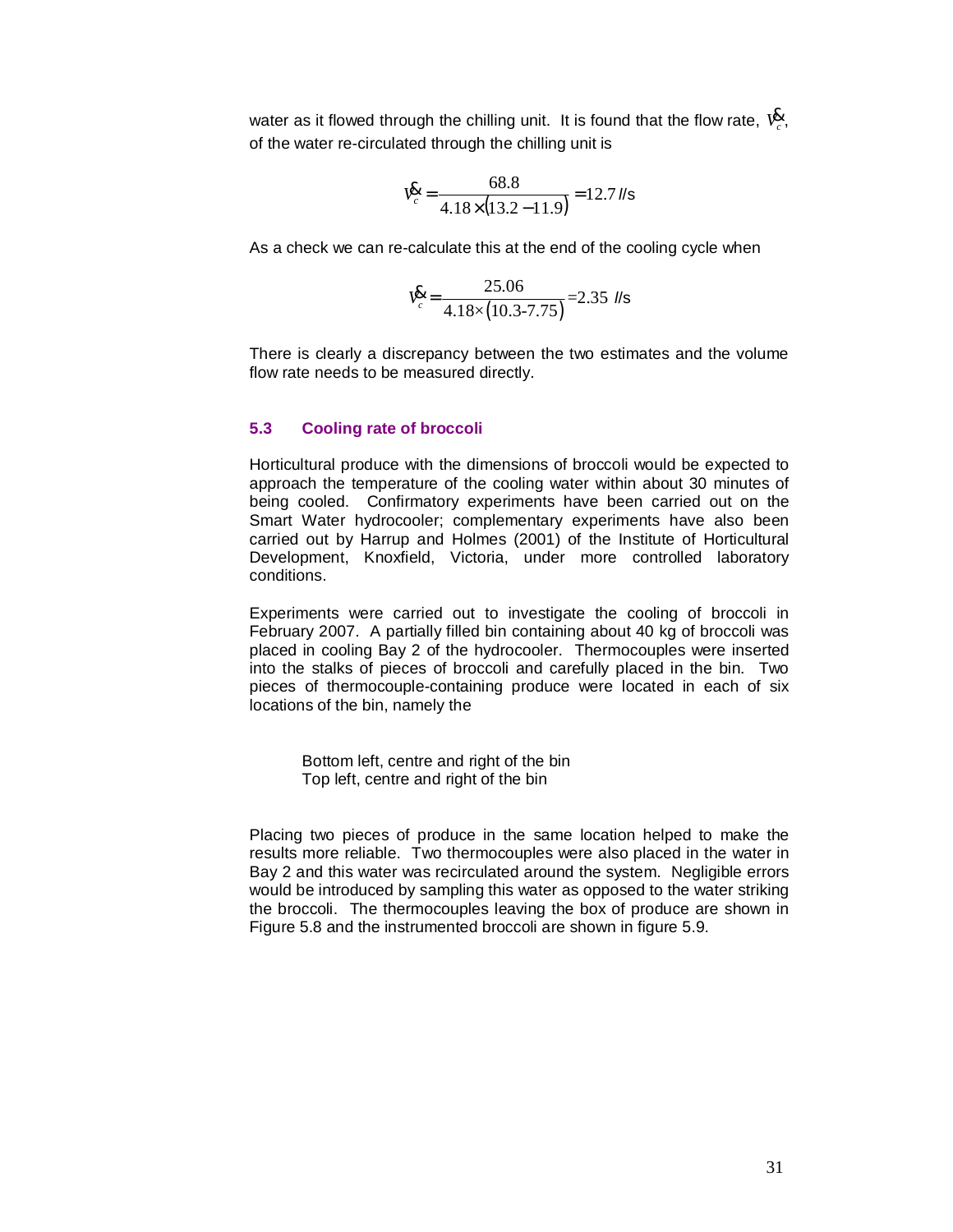water as it flowed through the chilling unit. It is found that the flow rate, $\dot{V}_c$, of the water re-circulated through the chilling unit is

$$\dot{V}_c = \frac{68.8}{4.18 \times (13.2 - 11.9)} = 12.7 \text{ l/s}$$

As a check we can re-calculate this at the end of the cooling cycle when

$$\dot{V}_c = \frac{25.06}{4.18 \times (10.3\text{-}7.75)} = 2.35 \text{ l/s}$$

There is clearly a discrepancy between the two estimates and the volume flow rate needs to be measured directly.

## 5.3 Cooling rate of broccoli

Horticultural produce with the dimensions of broccoli would be expected to approach the temperature of the cooling water within about 30 minutes of being cooled. Confirmatory experiments have been carried out on the Smart Water hydrocooler; complementary experiments have also been carried out by Harrup and Holmes (2001) of the Institute of Horticultural Development, Knoxfield, Victoria, under more controlled laboratory conditions.

Experiments were carried out to investigate the cooling of broccoli in February 2007. A partially filled bin containing about 40 kg of broccoli was placed in cooling Bay 2 of the hydrocooler. Thermocouples were inserted into the stalks of pieces of broccoli and carefully placed in the bin. Two pieces of thermocouple-containing produce were located in each of six locations of the bin, namely the

Bottom left, centre and right of the bin
Top left, centre and right of the bin

Placing two pieces of produce in the same location helped to make the results more reliable. Two thermocouples were also placed in the water in Bay 2 and this water was recirculated around the system. Negligible errors would be introduced by sampling this water as opposed to the water striking the broccoli. The thermocouples leaving the box of produce are shown in Figure 5.8 and the instrumented broccoli are shown in figure 5.9.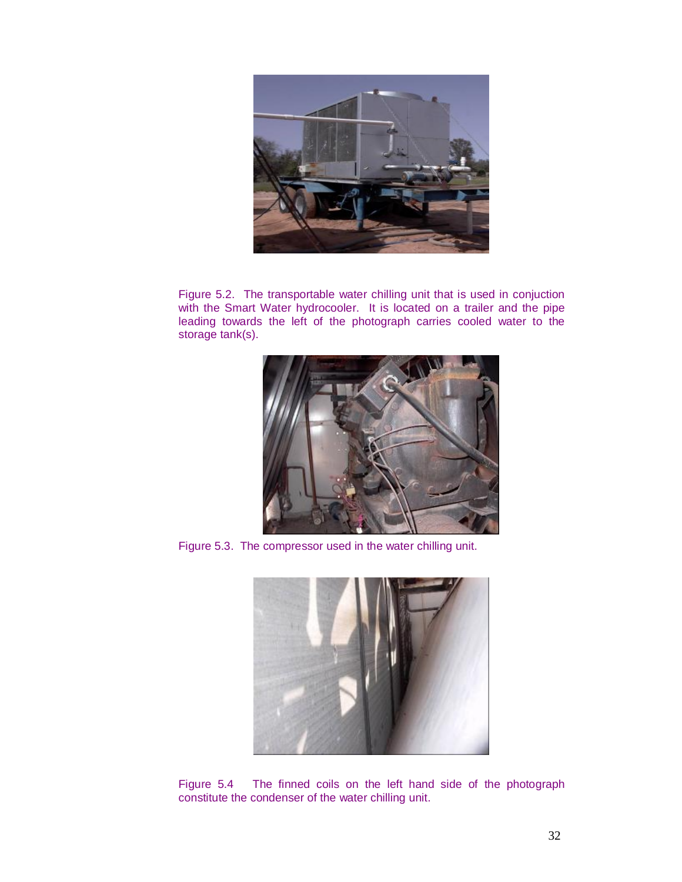Figure 5.2. The transportable water chilling unit that is used in conjuction with the Smart Water hydrocooler. It is located on a trailer and the pipe leading towards the left of the photograph carries cooled water to the storage tank(s).

Figure 5.3. The compressor used in the water chilling unit.

Figure 5.4 The finned coils on the left hand side of the photograph constitute the condenser of the water chilling unit.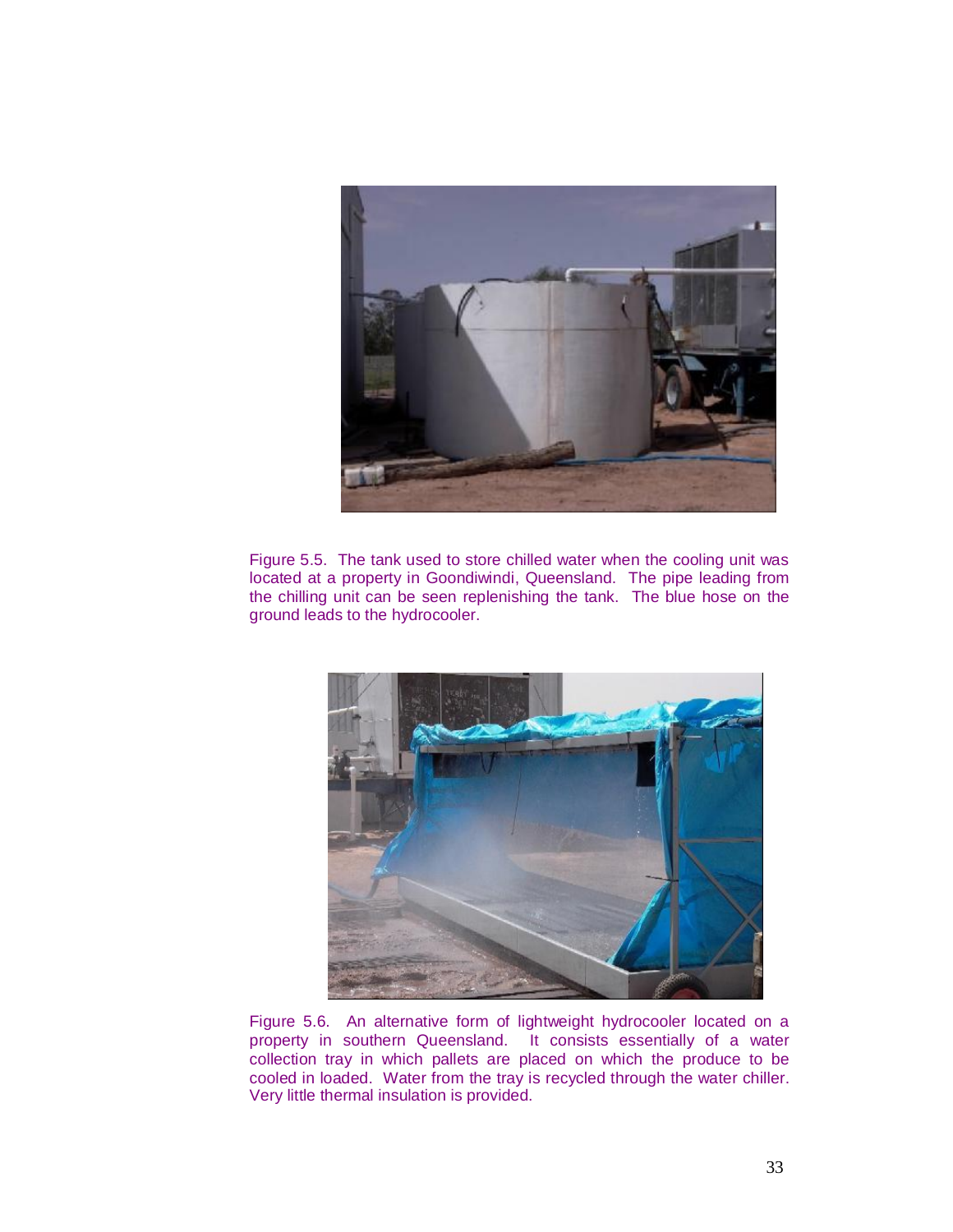Figure 5.5. The tank used to store chilled water when the cooling unit was located at a property in Goondiwindi, Queensland. The pipe leading from the chilling unit can be seen replenishing the tank. The blue hose on the ground leads to the hydrocooler.

Figure 5.6. An alternative form of lightweight hydrocooler located on a property in southern Queensland. It consists essentially of a water collection tray in which pallets are placed on which the produce to be cooled in loaded. Water from the tray is recycled through the water chiller. Very little thermal insulation is provided.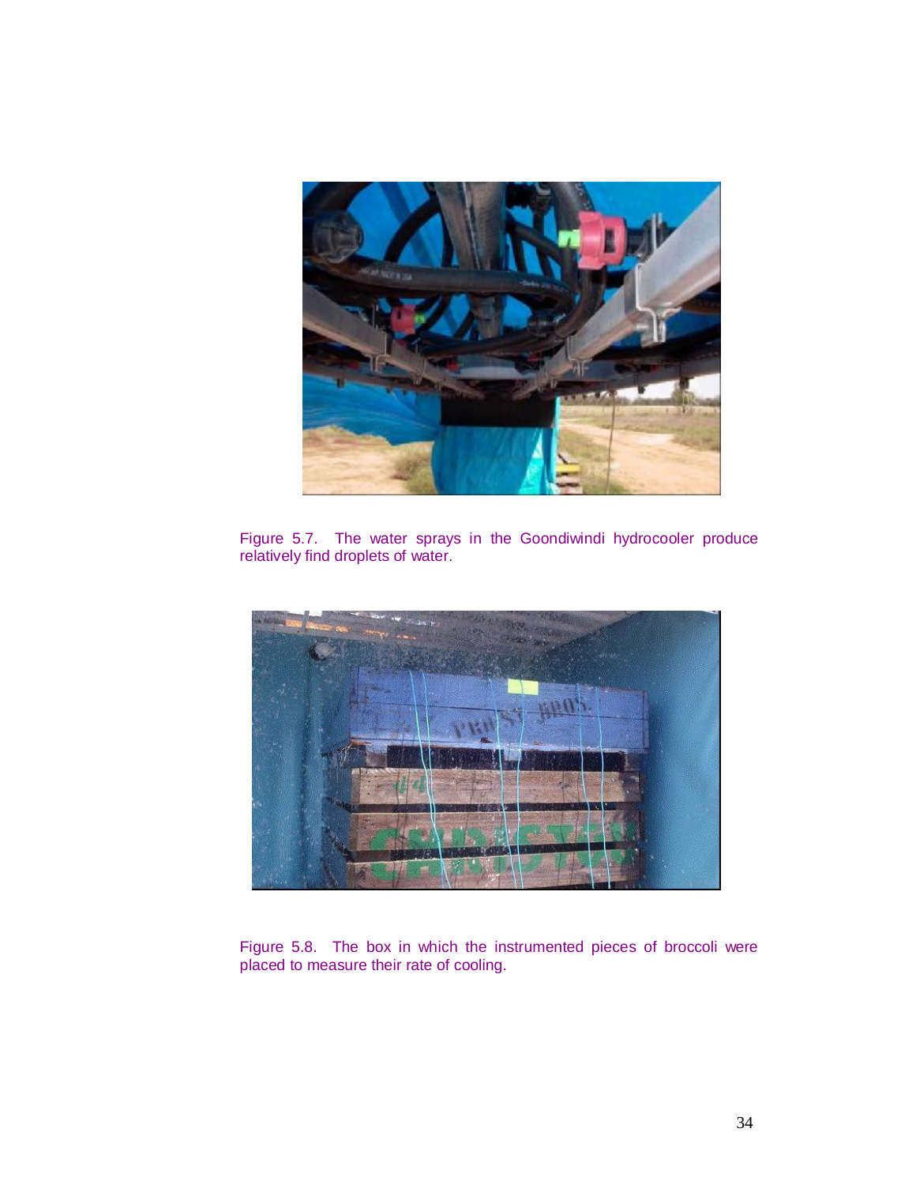Figure 5.7. The water sprays in the Goondiwindi hydrocooler produce relatively find droplets of water.

Figure 5.8. The box in which the instrumented pieces of broccoli were placed to measure their rate of cooling.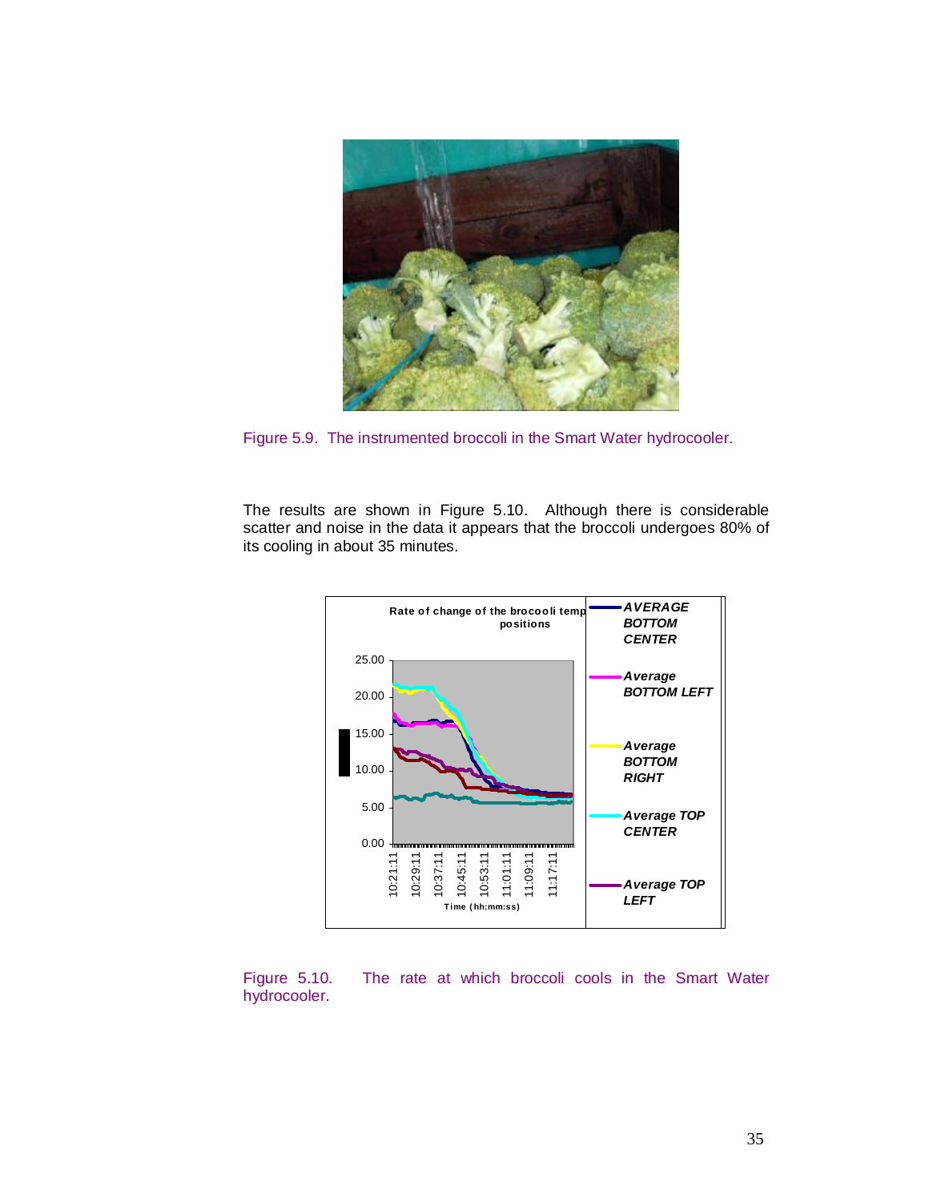Figure 5.9. The instrumented broccoli in the Smart Water hydrocooler.

The results are shown in Figure 5.10. Although there is considerable scatter and noise in the data it appears that the broccoli undergoes 80% of its cooling in about 35 minutes.

Figure 5.10. The rate at which broccoli cools in the Smart Water hydrocooler.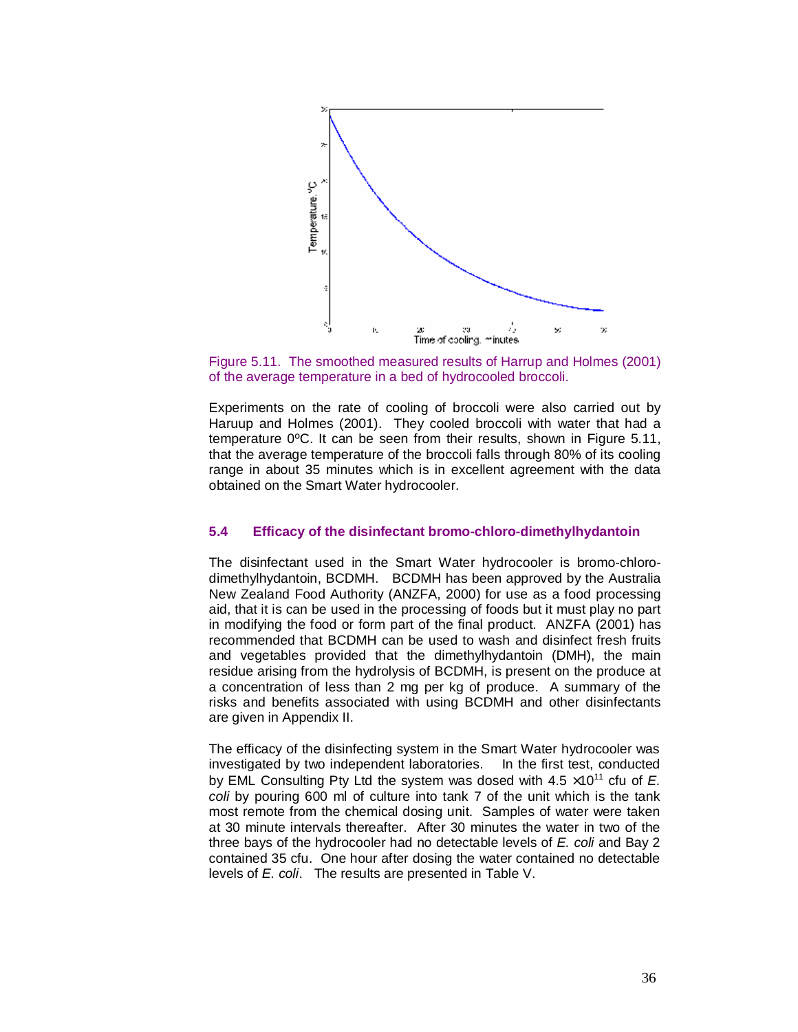Figure 5.11. The smoothed measured results of Harrup and Holmes (2001) of the average temperature in a bed of hydrocooled broccoli.

Experiments on the rate of cooling of broccoli were also carried out by Haruup and Holmes (2001). They cooled broccoli with water that had a temperature 0ºC. It can be seen from their results, shown in Figure 5.11, that the average temperature of the broccoli falls through 80% of its cooling range in about 35 minutes which is in excellent agreement with the data obtained on the Smart Water hydrocooler.

### 5.4 Efficacy of the disinfectant bromo-chloro-dimethylhydantoin

The disinfectant used in the Smart Water hydrocooler is bromo-chloro-dimethylhydantoin, BCDMH. BCDMH has been approved by the Australia New Zealand Food Authority (ANZFA, 2000) for use as a food processing aid, that it is can be used in the processing of foods but it must play no part in modifying the food or form part of the final product. ANZFA (2001) has recommended that BCDMH can be used to wash and disinfect fresh fruits and vegetables provided that the dimethylhydantoin (DMH), the main residue arising from the hydrolysis of BCDMH, is present on the produce at a concentration of less than 2 mg per kg of produce. A summary of the risks and benefits associated with using BCDMH and other disinfectants are given in Appendix II.

The efficacy of the disinfecting system in the Smart Water hydrocooler was investigated by two independent laboratories. In the first test, conducted by EML Consulting Pty Ltd the system was dosed with $4.5 \times 10^{11}$ cfu of *E. coli* by pouring 600 ml of culture into tank 7 of the unit which is the tank most remote from the chemical dosing unit. Samples of water were taken at 30 minute intervals thereafter. After 30 minutes the water in two of the three bays of the hydrocooler had no detectable levels of *E. coli* and Bay 2 contained 35 cfu. One hour after dosing the water contained no detectable levels of *E. coli*. The results are presented in Table V.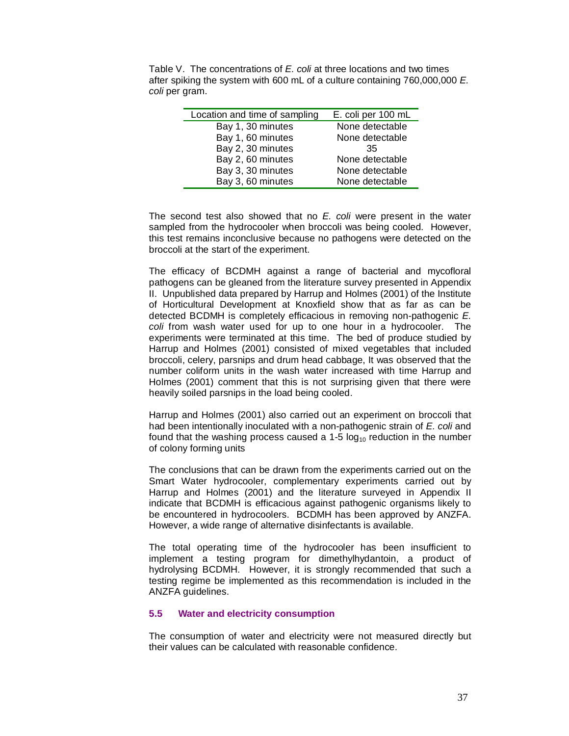Table V. The concentrations of *E. coli* at three locations and two times after spiking the system with 600 mL of a culture containing 760,000,000 *E. coli* per gram.

| Location and time of sampling | E. coli per 100 mL |
|---|---|
| Bay 1, 30 minutes | None detectable |
| Bay 1, 60 minutes | None detectable |
| Bay 2, 30 minutes | 35 |
| Bay 2, 60 minutes | None detectable |
| Bay 3, 30 minutes | None detectable |
| Bay 3, 60 minutes | None detectable |

The second test also showed that no *E. coli* were present in the water sampled from the hydrocooler when broccoli was being cooled. However, this test remains inconclusive because no pathogens were detected on the broccoli at the start of the experiment.

The efficacy of BCDMH against a range of bacterial and mycofloral pathogens can be gleaned from the literature survey presented in Appendix II. Unpublished data prepared by Harrup and Holmes (2001) of the Institute of Horticultural Development at Knoxfield show that as far as can be detected BCDMH is completely efficacious in removing non-pathogenic *E. coli* from wash water used for up to one hour in a hydrocooler. The experiments were terminated at this time. The bed of produce studied by Harrup and Holmes (2001) consisted of mixed vegetables that included broccoli, celery, parsnips and drum head cabbage, It was observed that the number coliform units in the wash water increased with time Harrup and Holmes (2001) comment that this is not surprising given that there were heavily soiled parsnips in the load being cooled.

Harrup and Holmes (2001) also carried out an experiment on broccoli that had been intentionally inoculated with a non-pathogenic strain of *E. coli* and found that the washing process caused a 1-5 $\log_{10}$ reduction in the number of colony forming units

The conclusions that can be drawn from the experiments carried out on the Smart Water hydrocooler, complementary experiments carried out by Harrup and Holmes (2001) and the literature surveyed in Appendix II indicate that BCDMH is efficacious against pathogenic organisms likely to be encountered in hydrocoolers. BCDMH has been approved by ANZFA. However, a wide range of alternative disinfectants is available.

The total operating time of the hydrocooler has been insufficient to implement a testing program for dimethylhydantoin, a product of hydrolysing BCDMH. However, it is strongly recommended that such a testing regime be implemented as this recommendation is included in the ANZFA guidelines.

### 5.5 Water and electricity consumption

The consumption of water and electricity were not measured directly but their values can be calculated with reasonable confidence.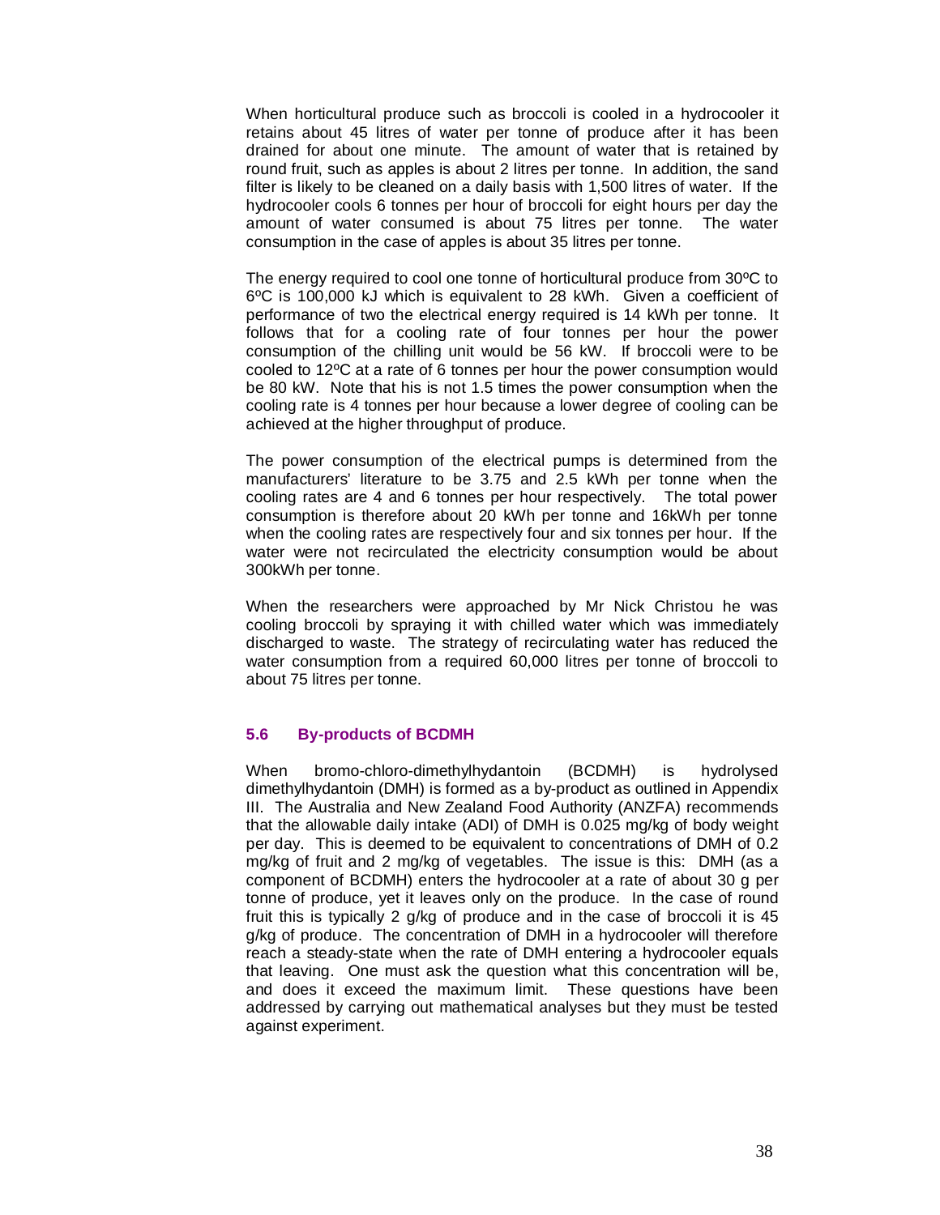When horticultural produce such as broccoli is cooled in a hydrocooler it retains about 45 litres of water per tonne of produce after it has been drained for about one minute. The amount of water that is retained by round fruit, such as apples is about 2 litres per tonne. In addition, the sand filter is likely to be cleaned on a daily basis with 1,500 litres of water. If the hydrocooler cools 6 tonnes per hour of broccoli for eight hours per day the amount of water consumed is about 75 litres per tonne. The water consumption in the case of apples is about 35 litres per tonne.

The energy required to cool one tonne of horticultural produce from 30ºC to 6ºC is 100,000 kJ which is equivalent to 28 kWh. Given a coefficient of performance of two the electrical energy required is 14 kWh per tonne. It follows that for a cooling rate of four tonnes per hour the power consumption of the chilling unit would be 56 kW. If broccoli were to be cooled to 12ºC at a rate of 6 tonnes per hour the power consumption would be 80 kW. Note that his is not 1.5 times the power consumption when the cooling rate is 4 tonnes per hour because a lower degree of cooling can be achieved at the higher throughput of produce.

The power consumption of the electrical pumps is determined from the manufacturers' literature to be 3.75 and 2.5 kWh per tonne when the cooling rates are 4 and 6 tonnes per hour respectively. The total power consumption is therefore about 20 kWh per tonne and 16kWh per tonne when the cooling rates are respectively four and six tonnes per hour. If the water were not recirculated the electricity consumption would be about 300kWh per tonne.

When the researchers were approached by Mr Nick Christou he was cooling broccoli by spraying it with chilled water which was immediately discharged to waste. The strategy of recirculating water has reduced the water consumption from a required 60,000 litres per tonne of broccoli to about 75 litres per tonne.

### 5.6 By-products of BCDMH

When bromo-chloro-dimethylhydantoin (BCDMH) is hydrolysed dimethylhydantoin (DMH) is formed as a by-product as outlined in Appendix III. The Australia and New Zealand Food Authority (ANZFA) recommends that the allowable daily intake (ADI) of DMH is 0.025 mg/kg of body weight per day. This is deemed to be equivalent to concentrations of DMH of 0.2 mg/kg of fruit and 2 mg/kg of vegetables. The issue is this: DMH (as a component of BCDMH) enters the hydrocooler at a rate of about 30 g per tonne of produce, yet it leaves only on the produce. In the case of round fruit this is typically 2 g/kg of produce and in the case of broccoli it is 45 g/kg of produce. The concentration of DMH in a hydrocooler will therefore reach a steady-state when the rate of DMH entering a hydrocooler equals that leaving. One must ask the question what this concentration will be, and does it exceed the maximum limit. These questions have been addressed by carrying out mathematical analyses but they must be tested against experiment.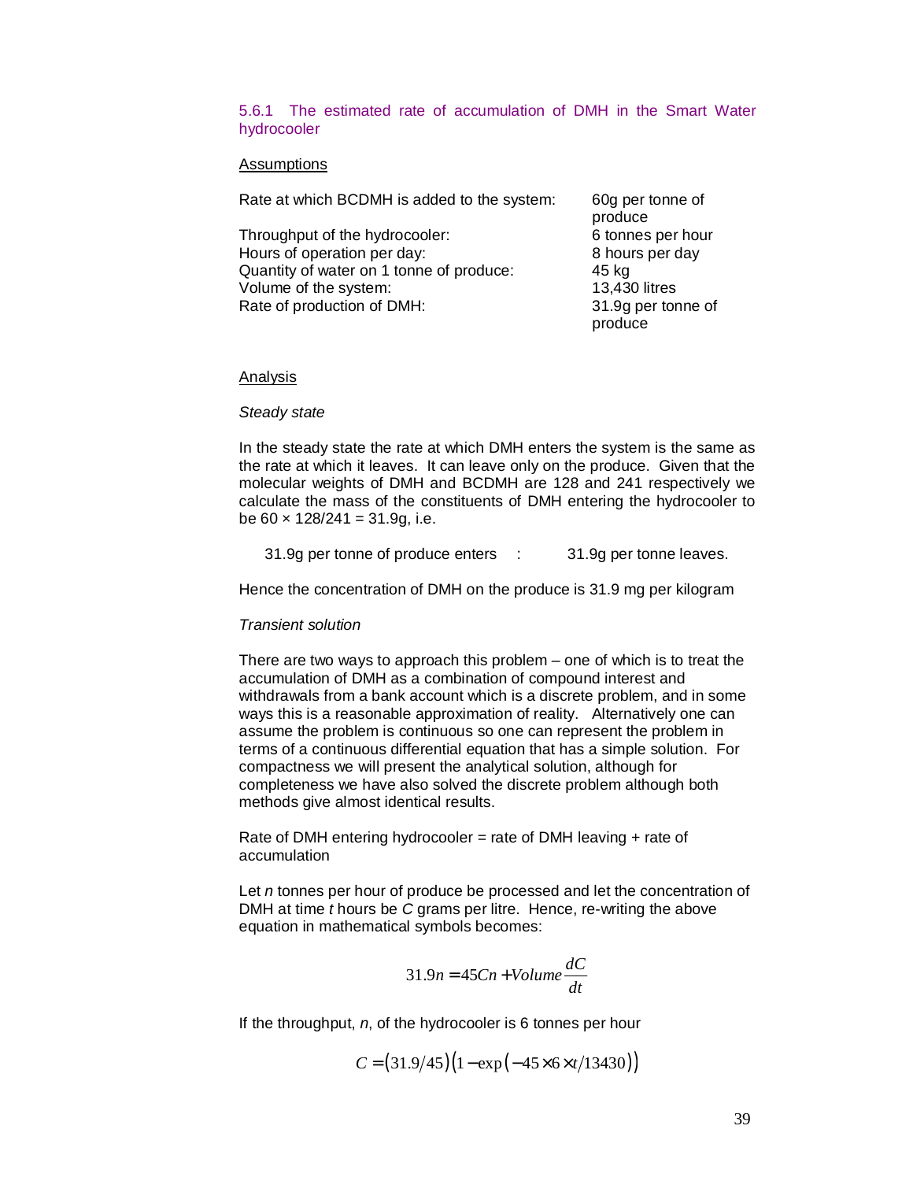### 5.6.1 The estimated rate of accumulation of DMH in the Smart Water hydrocooler

Assumptions

| | |
|---|---|
| Rate at which BCDMH is added to the system: | 60g per tonne of produce |
| Throughput of the hydrocooler: | 6 tonnes per hour |
| Hours of operation per day: | 8 hours per day |
| Quantity of water on 1 tonne of produce: | 45 kg |
| Volume of the system: | 13,430 litres |
| Rate of production of DMH: | 31.9g per tonne of produce |

Analysis

*Steady state*

In the steady state the rate at which DMH enters the system is the same as the rate at which it leaves. It can leave only on the produce. Given that the molecular weights of DMH and BCDMH are 128 and 241 respectively we calculate the mass of the constituents of DMH entering the hydrocooler to be 60 × 128/241 = 31.9g, i.e.

31.9g per tonne of produce enters : 31.9g per tonne leaves.

Hence the concentration of DMH on the produce is 31.9 mg per kilogram

*Transient solution*

There are two ways to approach this problem – one of which is to treat the accumulation of DMH as a combination of compound interest and withdrawals from a bank account which is a discrete problem, and in some ways this is a reasonable approximation of reality. Alternatively one can assume the problem is continuous so one can represent the problem in terms of a continuous differential equation that has a simple solution. For compactness we will present the analytical solution, although for completeness we have also solved the discrete problem although both methods give almost identical results.

Rate of DMH entering hydrocooler = rate of DMH leaving + rate of accumulation

Let $n$ tonnes per hour of produce be processed and let the concentration of DMH at time $t$ hours be $C$ grams per litre. Hence, re-writing the above equation in mathematical symbols becomes:

$$31.9n = 45Cn + Volume\frac{dC}{dt}$$

If the throughput, $n$, of the hydrocooler is 6 tonnes per hour

$$C = (31.9/45)\left(1 - \exp\left(-45 \times 6 \times t/13430\right)\right)$$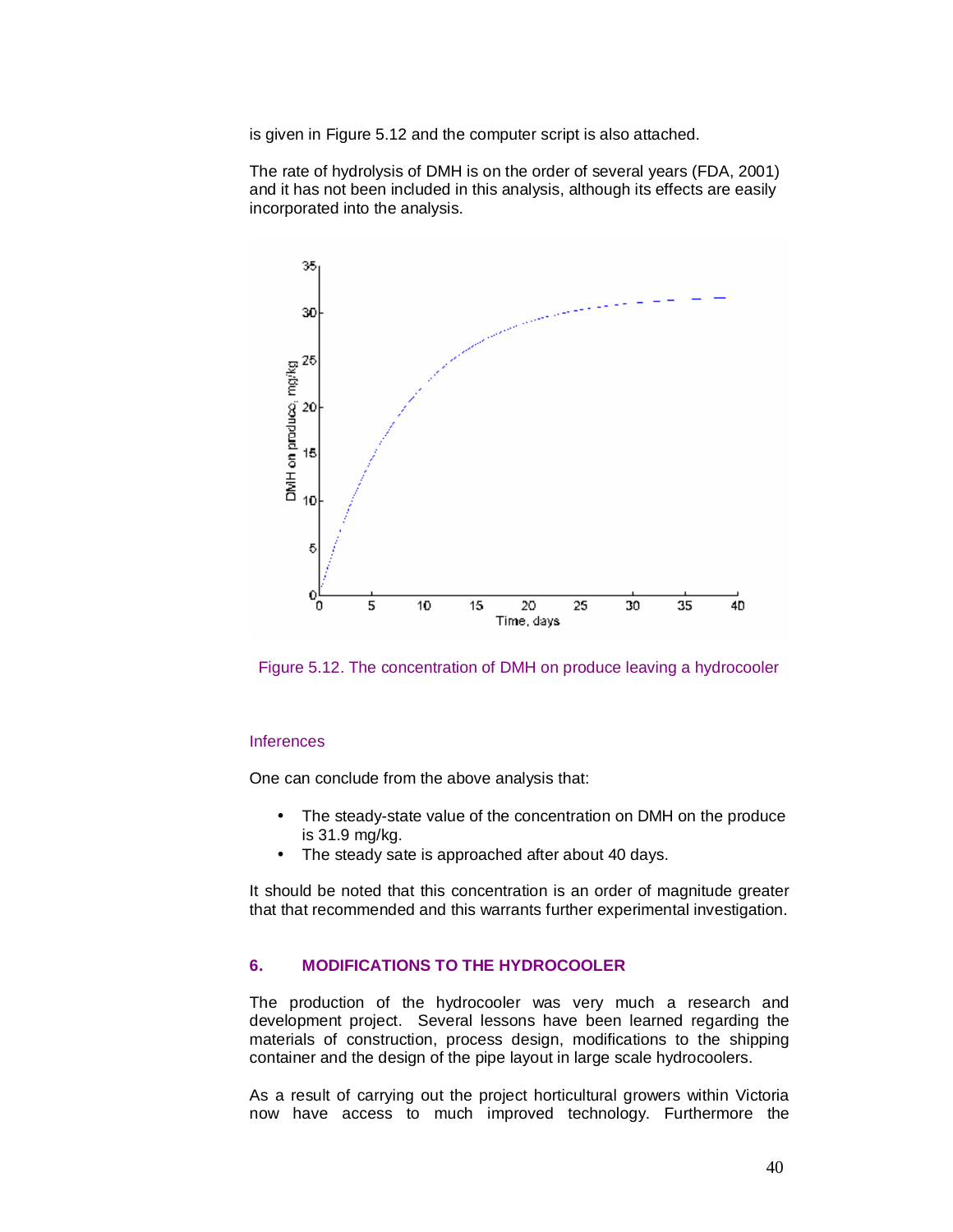is given in Figure 5.12 and the computer script is also attached.

The rate of hydrolysis of DMH is on the order of several years (FDA, 2001) and it has not been included in this analysis, although its effects are easily incorporated into the analysis.

Figure 5.12. The concentration of DMH on produce leaving a hydrocooler

### Inferences

One can conclude from the above analysis that:

- The steady-state value of the concentration on DMH on the produce is 31.9 mg/kg.
- The steady sate is approached after about 40 days.

It should be noted that this concentration is an order of magnitude greater that that recommended and this warrants further experimental investigation.

## 6. MODIFICATIONS TO THE HYDROCOOLER

The production of the hydrocooler was very much a research and development project. Several lessons have been learned regarding the materials of construction, process design, modifications to the shipping container and the design of the pipe layout in large scale hydrocoolers.

As a result of carrying out the project horticultural growers within Victoria now have access to much improved technology. Furthermore the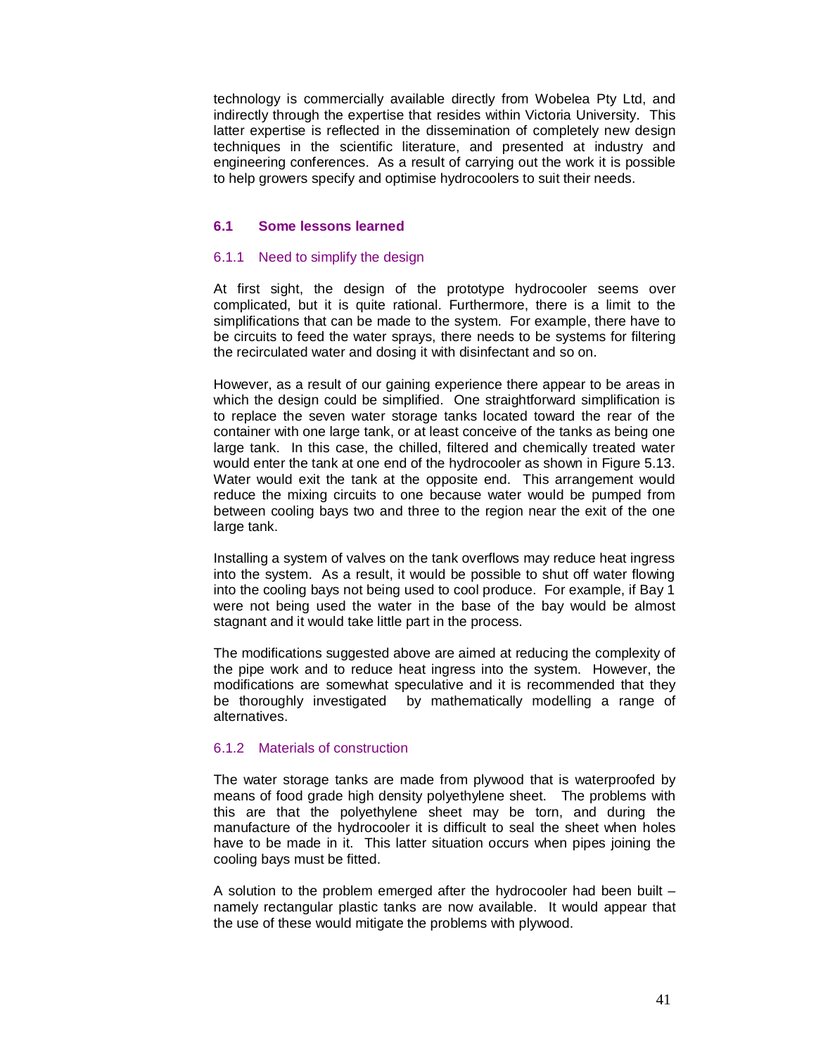technology is commercially available directly from Wobelea Pty Ltd, and indirectly through the expertise that resides within Victoria University. This latter expertise is reflected in the dissemination of completely new design techniques in the scientific literature, and presented at industry and engineering conferences. As a result of carrying out the work it is possible to help growers specify and optimise hydrocoolers to suit their needs.

## 6.1 Some lessons learned

### 6.1.1 Need to simplify the design

At first sight, the design of the prototype hydrocooler seems over complicated, but it is quite rational. Furthermore, there is a limit to the simplifications that can be made to the system. For example, there have to be circuits to feed the water sprays, there needs to be systems for filtering the recirculated water and dosing it with disinfectant and so on.

However, as a result of our gaining experience there appear to be areas in which the design could be simplified. One straightforward simplification is to replace the seven water storage tanks located toward the rear of the container with one large tank, or at least conceive of the tanks as being one large tank. In this case, the chilled, filtered and chemically treated water would enter the tank at one end of the hydrocooler as shown in Figure 5.13. Water would exit the tank at the opposite end. This arrangement would reduce the mixing circuits to one because water would be pumped from between cooling bays two and three to the region near the exit of the one large tank.

Installing a system of valves on the tank overflows may reduce heat ingress into the system. As a result, it would be possible to shut off water flowing into the cooling bays not being used to cool produce. For example, if Bay 1 were not being used the water in the base of the bay would be almost stagnant and it would take little part in the process.

The modifications suggested above are aimed at reducing the complexity of the pipe work and to reduce heat ingress into the system. However, the modifications are somewhat speculative and it is recommended that they be thoroughly investigated by mathematically modelling a range of alternatives.

### 6.1.2 Materials of construction

The water storage tanks are made from plywood that is waterproofed by means of food grade high density polyethylene sheet. The problems with this are that the polyethylene sheet may be torn, and during the manufacture of the hydrocooler it is difficult to seal the sheet when holes have to be made in it. This latter situation occurs when pipes joining the cooling bays must be fitted.

A solution to the problem emerged after the hydrocooler had been built – namely rectangular plastic tanks are now available. It would appear that the use of these would mitigate the problems with plywood.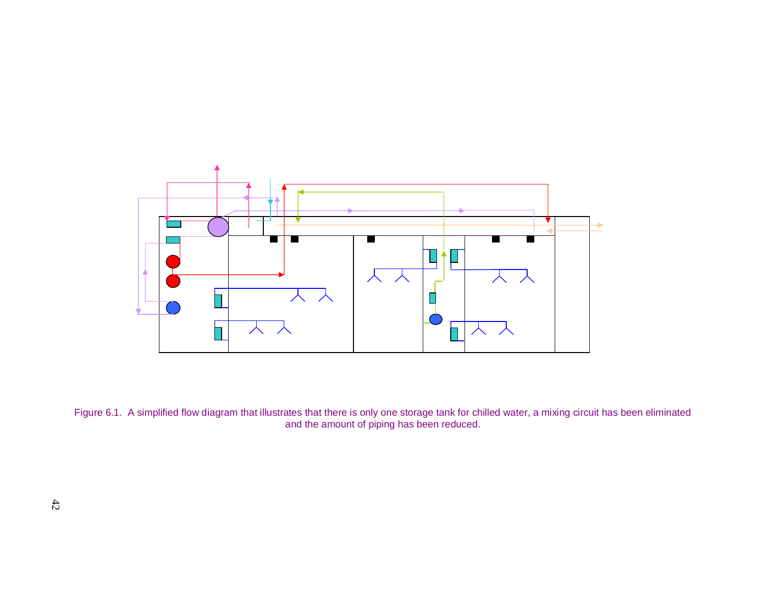Figure 6.1. A simplified flow diagram that illustrates that there is only one storage tank for chilled water, a mixing circuit has been eliminated and the amount of piping has been reduced.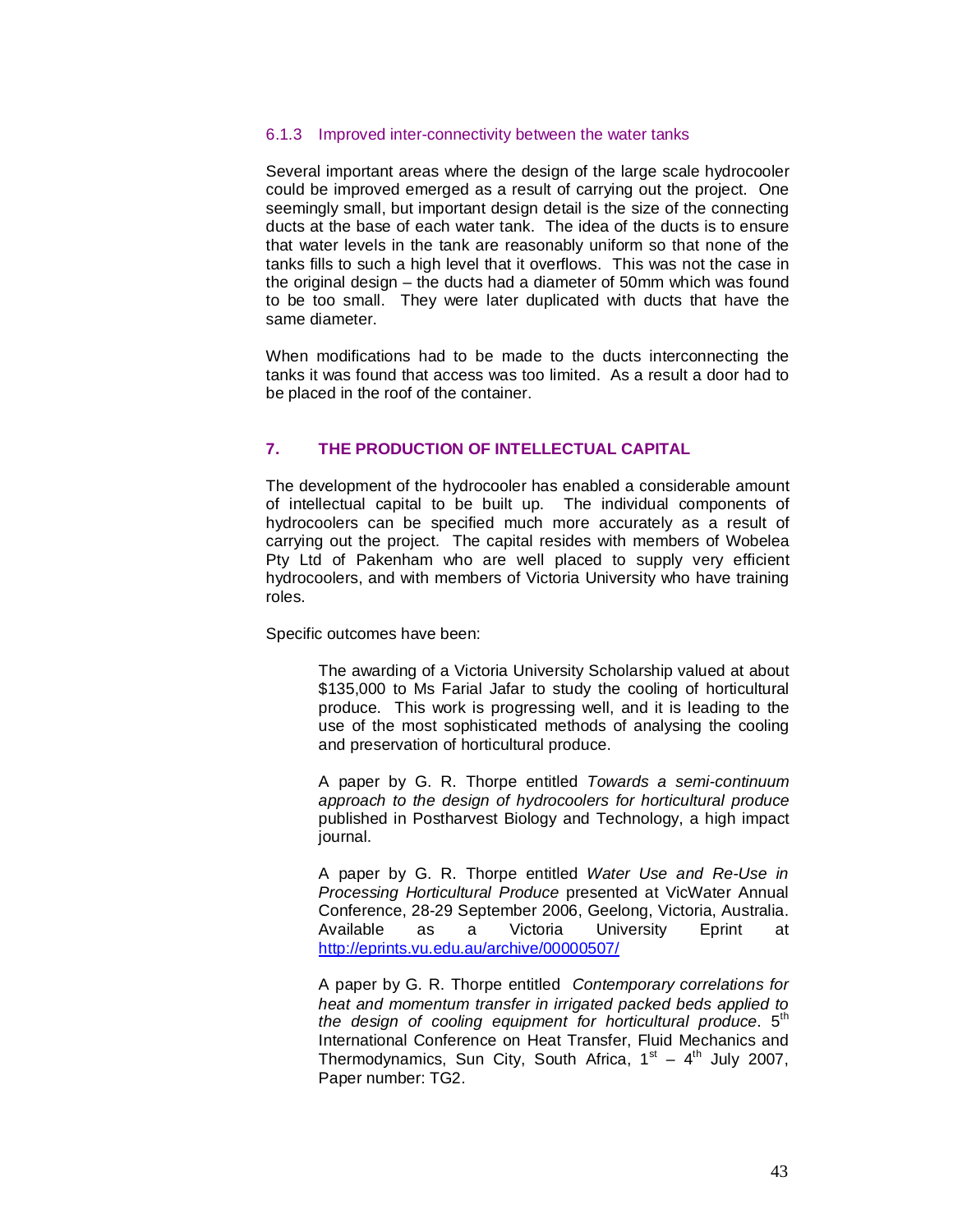### 6.1.3 Improved inter-connectivity between the water tanks

Several important areas where the design of the large scale hydrocooler could be improved emerged as a result of carrying out the project. One seemingly small, but important design detail is the size of the connecting ducts at the base of each water tank. The idea of the ducts is to ensure that water levels in the tank are reasonably uniform so that none of the tanks fills to such a high level that it overflows. This was not the case in the original design – the ducts had a diameter of 50mm which was found to be too small. They were later duplicated with ducts that have the same diameter.

When modifications had to be made to the ducts interconnecting the tanks it was found that access was too limited. As a result a door had to be placed in the roof of the container.

## 7. THE PRODUCTION OF INTELLECTUAL CAPITAL

The development of the hydrocooler has enabled a considerable amount of intellectual capital to be built up. The individual components of hydrocoolers can be specified much more accurately as a result of carrying out the project. The capital resides with members of Wobelea Pty Ltd of Pakenham who are well placed to supply very efficient hydrocoolers, and with members of Victoria University who have training roles.

Specific outcomes have been:

The awarding of a Victoria University Scholarship valued at about $135,000 to Ms Farial Jafar to study the cooling of horticultural produce. This work is progressing well, and it is leading to the use of the most sophisticated methods of analysing the cooling and preservation of horticultural produce.

A paper by G. R. Thorpe entitled *Towards a semi-continuum approach to the design of hydrocoolers for horticultural produce* published in Postharvest Biology and Technology, a high impact journal.

A paper by G. R. Thorpe entitled *Water Use and Re-Use in Processing Horticultural Produce* presented at VicWater Annual Conference, 28-29 September 2006, Geelong, Victoria, Australia. Available as a Victoria University Eprint at http://eprints.vu.edu.au/archive/00000507/

A paper by G. R. Thorpe entitled *Contemporary correlations for heat and momentum transfer in irrigated packed beds applied to the design of cooling equipment for horticultural produce*. 5th International Conference on Heat Transfer, Fluid Mechanics and Thermodynamics, Sun City, South Africa, 1st – 4th July 2007, Paper number: TG2.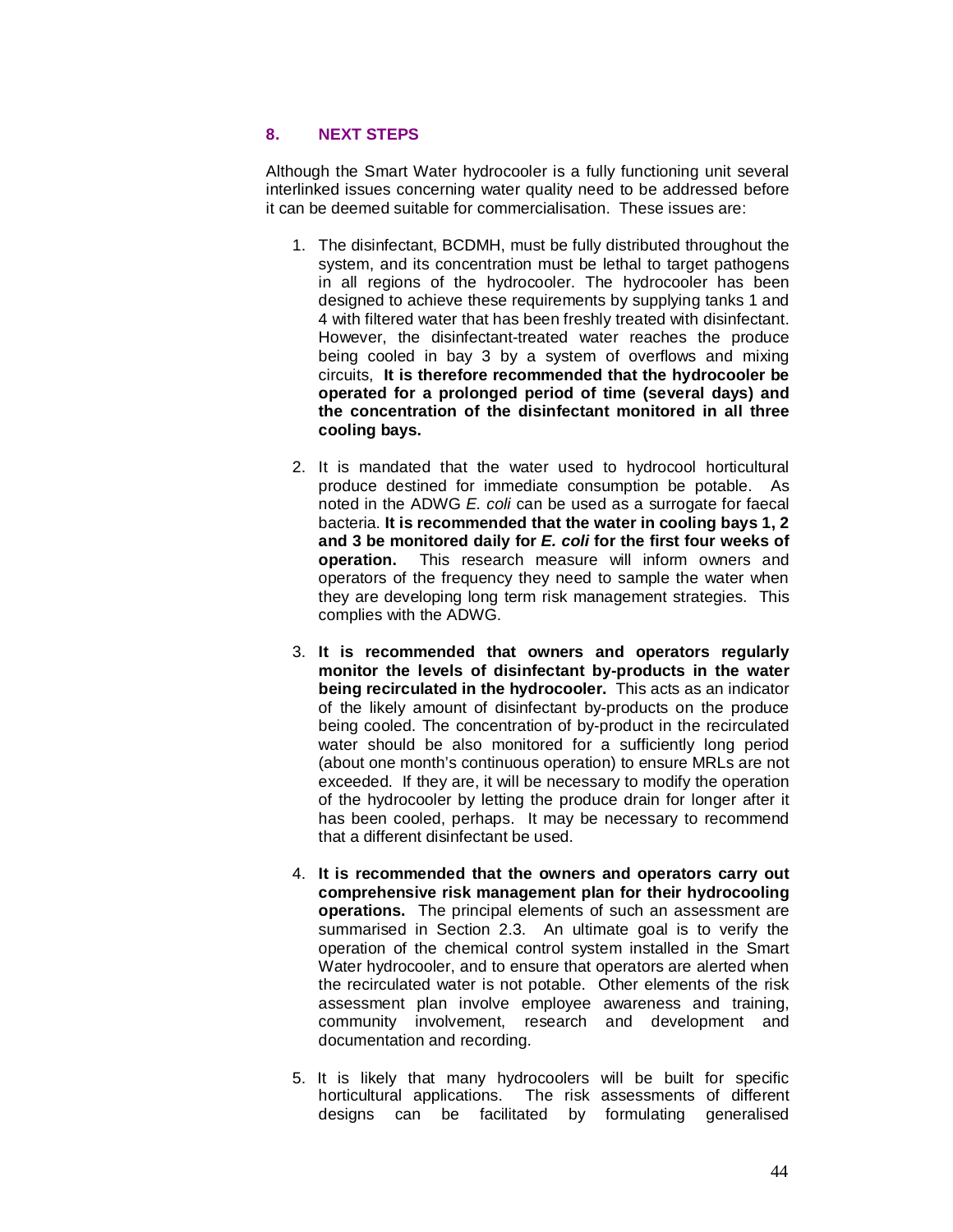## 8. NEXT STEPS

Although the Smart Water hydrocooler is a fully functioning unit several interlinked issues concerning water quality need to be addressed before it can be deemed suitable for commercialisation. These issues are:

1. The disinfectant, BCDMH, must be fully distributed throughout the system, and its concentration must be lethal to target pathogens in all regions of the hydrocooler. The hydrocooler has been designed to achieve these requirements by supplying tanks 1 and 4 with filtered water that has been freshly treated with disinfectant. However, the disinfectant-treated water reaches the produce being cooled in bay 3 by a system of overflows and mixing circuits, **It is therefore recommended that the hydrocooler be operated for a prolonged period of time (several days) and the concentration of the disinfectant monitored in all three cooling bays.**

2. It is mandated that the water used to hydrocool horticultural produce destined for immediate consumption be potable. As noted in the ADWG *E. coli* can be used as a surrogate for faecal bacteria. **It is recommended that the water in cooling bays 1, 2 and 3 be monitored daily for *E. coli* for the first four weeks of operation.** This research measure will inform owners and operators of the frequency they need to sample the water when they are developing long term risk management strategies. This complies with the ADWG.

3. **It is recommended that owners and operators regularly monitor the levels of disinfectant by-products in the water being recirculated in the hydrocooler.** This acts as an indicator of the likely amount of disinfectant by-products on the produce being cooled. The concentration of by-product in the recirculated water should be also monitored for a sufficiently long period (about one month's continuous operation) to ensure MRLs are not exceeded. If they are, it will be necessary to modify the operation of the hydrocooler by letting the produce drain for longer after it has been cooled, perhaps. It may be necessary to recommend that a different disinfectant be used.

4. **It is recommended that the owners and operators carry out comprehensive risk management plan for their hydrocooling operations.** The principal elements of such an assessment are summarised in Section 2.3. An ultimate goal is to verify the operation of the chemical control system installed in the Smart Water hydrocooler, and to ensure that operators are alerted when the recirculated water is not potable. Other elements of the risk assessment plan involve employee awareness and training, community involvement, research and development and documentation and recording.

5. It is likely that many hydrocoolers will be built for specific horticultural applications. The risk assessments of different designs can be facilitated by formulating generalised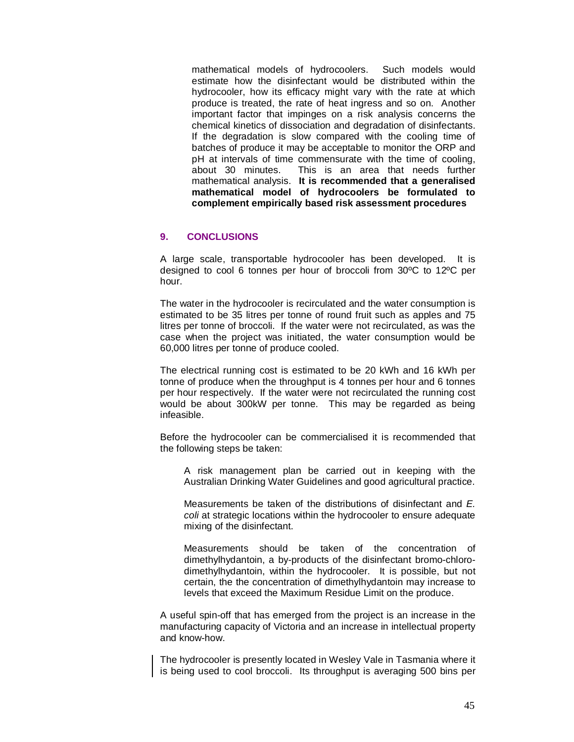mathematical models of hydrocoolers. Such models would estimate how the disinfectant would be distributed within the hydrocooler, how its efficacy might vary with the rate at which produce is treated, the rate of heat ingress and so on. Another important factor that impinges on a risk analysis concerns the chemical kinetics of dissociation and degradation of disinfectants. If the degradation is slow compared with the cooling time of batches of produce it may be acceptable to monitor the ORP and pH at intervals of time commensurate with the time of cooling, about 30 minutes. This is an area that needs further mathematical analysis. **It is recommended that a generalised mathematical model of hydrocoolers be formulated to complement empirically based risk assessment procedures**

## 9. CONCLUSIONS

A large scale, transportable hydrocooler has been developed. It is designed to cool 6 tonnes per hour of broccoli from 30ºC to 12ºC per hour.

The water in the hydrocooler is recirculated and the water consumption is estimated to be 35 litres per tonne of round fruit such as apples and 75 litres per tonne of broccoli. If the water were not recirculated, as was the case when the project was initiated, the water consumption would be 60,000 litres per tonne of produce cooled.

The electrical running cost is estimated to be 20 kWh and 16 kWh per tonne of produce when the throughput is 4 tonnes per hour and 6 tonnes per hour respectively. If the water were not recirculated the running cost would be about 300kW per tonne. This may be regarded as being infeasible.

Before the hydrocooler can be commercialised it is recommended that the following steps be taken:

A risk management plan be carried out in keeping with the Australian Drinking Water Guidelines and good agricultural practice.

Measurements be taken of the distributions of disinfectant and *E. coli* at strategic locations within the hydrocooler to ensure adequate mixing of the disinfectant.

Measurements should be taken of the concentration of dimethylhydantoin, a by-products of the disinfectant bromo-chloro-dimethylhydantoin, within the hydrocooler. It is possible, but not certain, the the concentration of dimethylhydantoin may increase to levels that exceed the Maximum Residue Limit on the produce.

A useful spin-off that has emerged from the project is an increase in the manufacturing capacity of Victoria and an increase in intellectual property and know-how.

The hydrocooler is presently located in Wesley Vale in Tasmania where it is being used to cool broccoli. Its throughput is averaging 500 bins per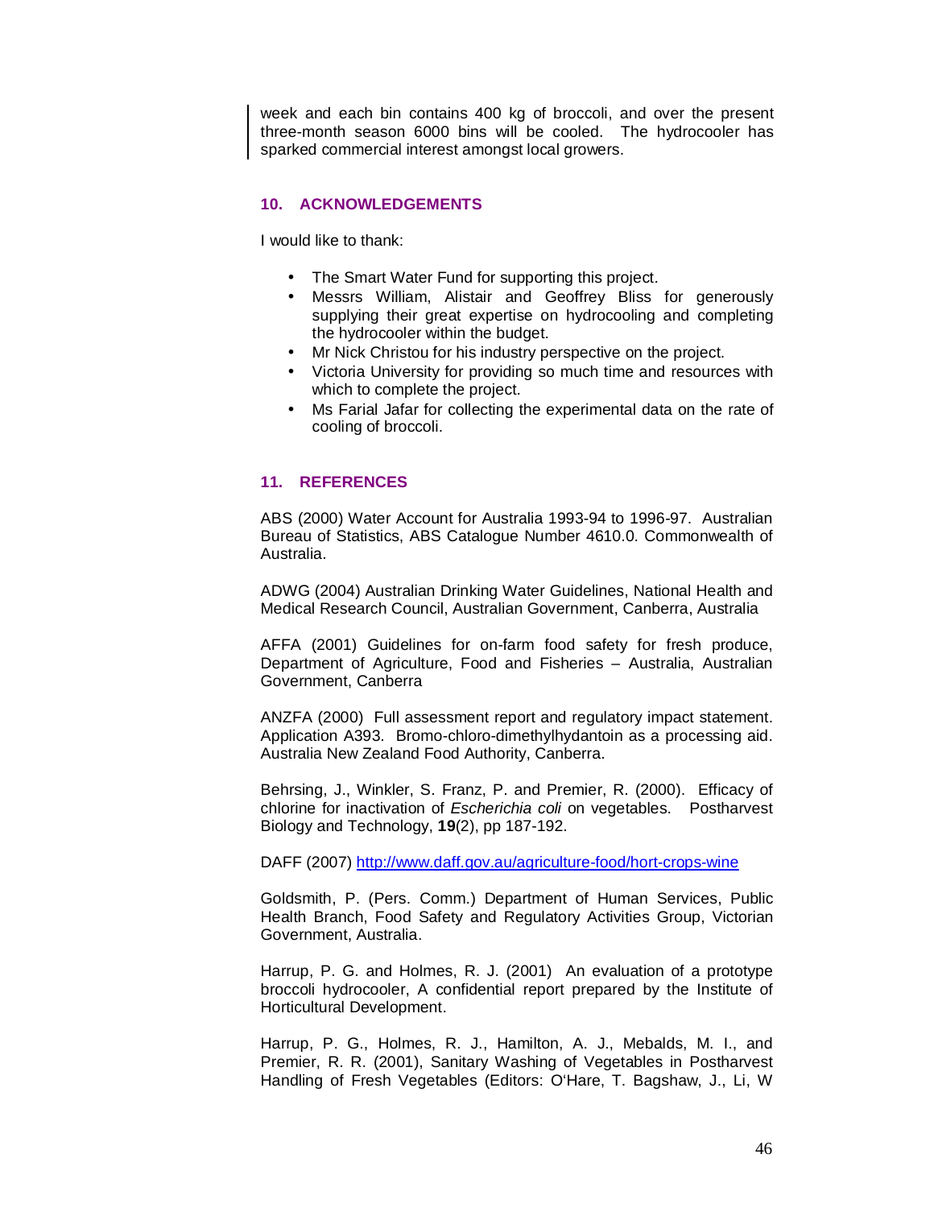week and each bin contains 400 kg of broccoli, and over the present three-month season 6000 bins will be cooled. The hydrocooler has sparked commercial interest amongst local growers.

## 10. ACKNOWLEDGEMENTS

I would like to thank:

- The Smart Water Fund for supporting this project.
- Messrs William, Alistair and Geoffrey Bliss for generously supplying their great expertise on hydrocooling and completing the hydrocooler within the budget.
- Mr Nick Christou for his industry perspective on the project.
- Victoria University for providing so much time and resources with which to complete the project.
- Ms Farial Jafar for collecting the experimental data on the rate of cooling of broccoli.

## 11. REFERENCES

ABS (2000) Water Account for Australia 1993-94 to 1996-97. Australian Bureau of Statistics, ABS Catalogue Number 4610.0. Commonwealth of Australia.

ADWG (2004) Australian Drinking Water Guidelines, National Health and Medical Research Council, Australian Government, Canberra, Australia

AFFA (2001) Guidelines for on-farm food safety for fresh produce, Department of Agriculture, Food and Fisheries – Australia, Australian Government, Canberra

ANZFA (2000) Full assessment report and regulatory impact statement. Application A393. Bromo-chloro-dimethylhydantoin as a processing aid. Australia New Zealand Food Authority, Canberra.

Behrsing, J., Winkler, S. Franz, P. and Premier, R. (2000). Efficacy of chlorine for inactivation of *Escherichia coli* on vegetables. Postharvest Biology and Technology, **19**(2), pp 187-192.

DAFF (2007) http://www.daff.gov.au/agriculture-food/hort-crops-wine

Goldsmith, P. (Pers. Comm.) Department of Human Services, Public Health Branch, Food Safety and Regulatory Activities Group, Victorian Government, Australia.

Harrup, P. G. and Holmes, R. J. (2001) An evaluation of a prototype broccoli hydrocooler, A confidential report prepared by the Institute of Horticultural Development.

Harrup, P. G., Holmes, R. J., Hamilton, A. J., Mebalds, M. I., and Premier, R. R. (2001), Sanitary Washing of Vegetables in Postharvest Handling of Fresh Vegetables (Editors: O'Hare, T. Bagshaw, J., Li, W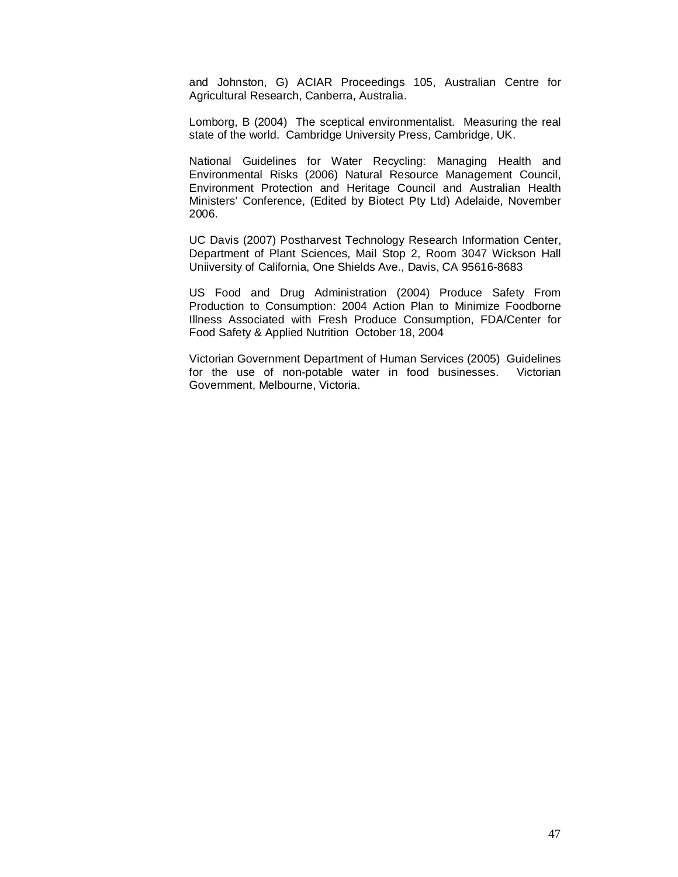and Johnston, G) ACIAR Proceedings 105, Australian Centre for Agricultural Research, Canberra, Australia.

Lomborg, B (2004) The sceptical environmentalist. Measuring the real state of the world. Cambridge University Press, Cambridge, UK.

National Guidelines for Water Recycling: Managing Health and Environmental Risks (2006) Natural Resource Management Council, Environment Protection and Heritage Council and Australian Health Ministers' Conference, (Edited by Biotect Pty Ltd) Adelaide, November 2006.

UC Davis (2007) Postharvest Technology Research Information Center, Department of Plant Sciences, Mail Stop 2, Room 3047 Wickson Hall Uniiversity of California, One Shields Ave., Davis, CA 95616-8683

US Food and Drug Administration (2004) Produce Safety From Production to Consumption: 2004 Action Plan to Minimize Foodborne Illness Associated with Fresh Produce Consumption, FDA/Center for Food Safety & Applied Nutrition October 18, 2004

Victorian Government Department of Human Services (2005) Guidelines for the use of non-potable water in food businesses. Victorian Government, Melbourne, Victoria.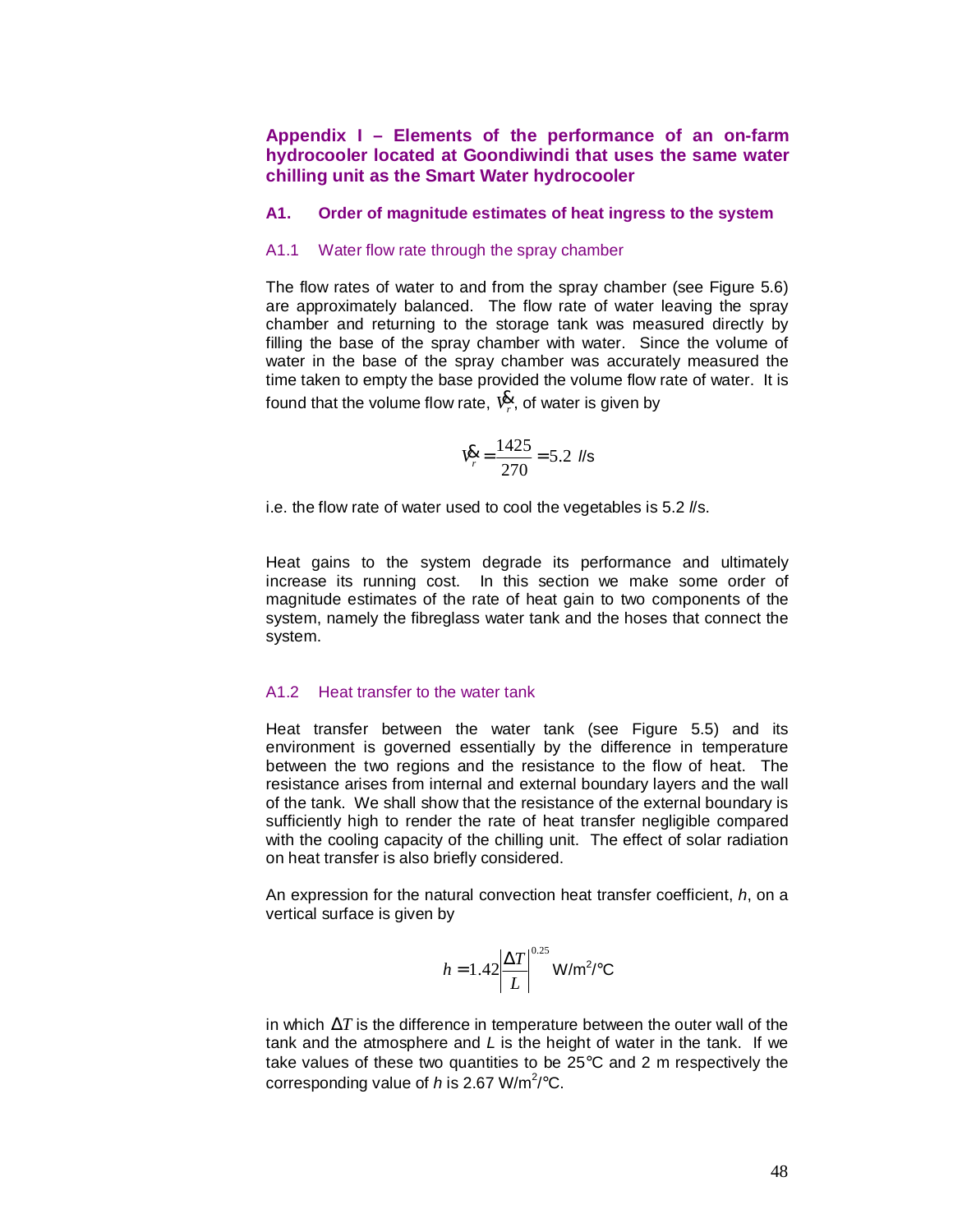## Appendix I – Elements of the performance of an on-farm hydrocooler located at Goondiwindi that uses the same water chilling unit as the Smart Water hydrocooler

### A1. Order of magnitude estimates of heat ingress to the system

#### A1.1 Water flow rate through the spray chamber

The flow rates of water to and from the spray chamber (see Figure 5.6) are approximately balanced. The flow rate of water leaving the spray chamber and returning to the storage tank was measured directly by filling the base of the spray chamber with water. Since the volume of water in the base of the spray chamber was accurately measured the time taken to empty the base provided the volume flow rate of water. It is found that the volume flow rate, $\dot{V}_r$, of water is given by

$$\dot{V}_r = \frac{1425}{270} = 5.2 \text{ } l\text{/s}$$

i.e. the flow rate of water used to cool the vegetables is 5.2 *l*/s.

Heat gains to the system degrade its performance and ultimately increase its running cost. In this section we make some order of magnitude estimates of the rate of heat gain to two components of the system, namely the fibreglass water tank and the hoses that connect the system.

#### A1.2 Heat transfer to the water tank

Heat transfer between the water tank (see Figure 5.5) and its environment is governed essentially by the difference in temperature between the two regions and the resistance to the flow of heat. The resistance arises from internal and external boundary layers and the wall of the tank. We shall show that the resistance of the external boundary is sufficiently high to render the rate of heat transfer negligible compared with the cooling capacity of the chilling unit. The effect of solar radiation on heat transfer is also briefly considered.

An expression for the natural convection heat transfer coefficient, *h*, on a vertical surface is given by

$$h = 1.42\left|\frac{\Delta T}{L}\right|^{0.25} \text{ W/m}^2\text{/°C}$$

in which $\Delta T$ is the difference in temperature between the outer wall of the tank and the atmosphere and *L* is the height of water in the tank. If we take values of these two quantities to be 25°C and 2 m respectively the corresponding value of *h* is 2.67 W/m$^2$/°C.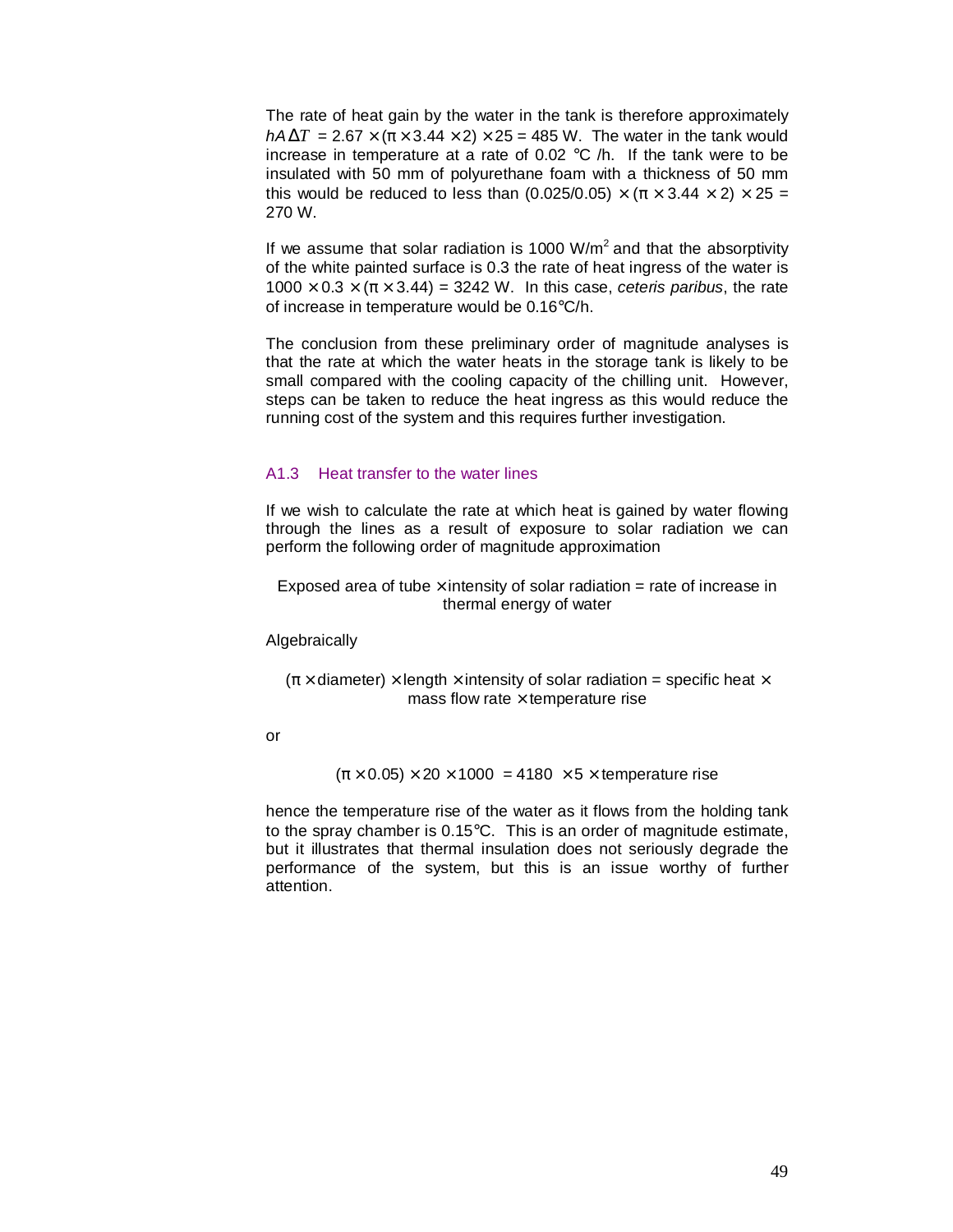The rate of heat gain by the water in the tank is therefore approximately $hA\Delta T$ = 2.67 × (π × 3.44 × 2) × 25 = 485 W. The water in the tank would increase in temperature at a rate of 0.02 °C /h. If the tank were to be insulated with 50 mm of polyurethane foam with a thickness of 50 mm this would be reduced to less than (0.025/0.05) × (π × 3.44 × 2) × 25 = 270 W.

If we assume that solar radiation is 1000 W/m$^2$ and that the absorptivity of the white painted surface is 0.3 the rate of heat ingress of the water is 1000 × 0.3 × (π × 3.44) = 3242 W. In this case, *ceteris paribus*, the rate of increase in temperature would be 0.16°C/h.

The conclusion from these preliminary order of magnitude analyses is that the rate at which the water heats in the storage tank is likely to be small compared with the cooling capacity of the chilling unit. However, steps can be taken to reduce the heat ingress as this would reduce the running cost of the system and this requires further investigation.

### A1.3 Heat transfer to the water lines

If we wish to calculate the rate at which heat is gained by water flowing through the lines as a result of exposure to solar radiation we can perform the following order of magnitude approximation

Exposed area of tube × intensity of solar radiation = rate of increase in thermal energy of water

Algebraically

(π × diameter) × length × intensity of solar radiation = specific heat × mass flow rate × temperature rise

or

$$(\pi \times 0.05) \times 20 \times 1000 = 4180 \times 5 \times \text{temperature rise}$$

hence the temperature rise of the water as it flows from the holding tank to the spray chamber is 0.15°C. This is an order of magnitude estimate, but it illustrates that thermal insulation does not seriously degrade the performance of the system, but this is an issue worthy of further attention.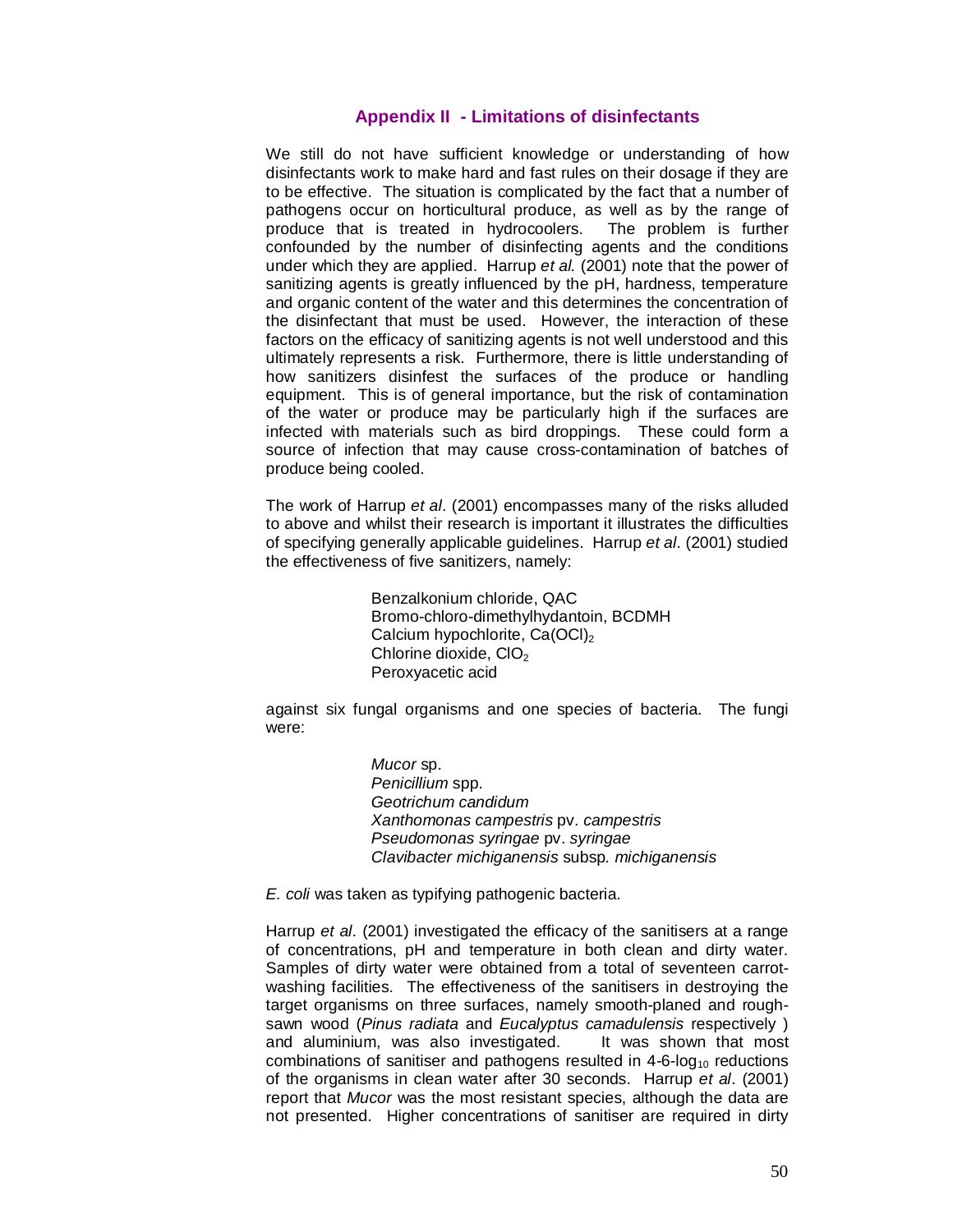## Appendix II - Limitations of disinfectants

We still do not have sufficient knowledge or understanding of how disinfectants work to make hard and fast rules on their dosage if they are to be effective. The situation is complicated by the fact that a number of pathogens occur on horticultural produce, as well as by the range of produce that is treated in hydrocoolers. The problem is further confounded by the number of disinfecting agents and the conditions under which they are applied. Harrup *et al.* (2001) note that the power of sanitizing agents is greatly influenced by the pH, hardness, temperature and organic content of the water and this determines the concentration of the disinfectant that must be used. However, the interaction of these factors on the efficacy of sanitizing agents is not well understood and this ultimately represents a risk. Furthermore, there is little understanding of how sanitizers disinfest the surfaces of the produce or handling equipment. This is of general importance, but the risk of contamination of the water or produce may be particularly high if the surfaces are infected with materials such as bird droppings. These could form a source of infection that may cause cross-contamination of batches of produce being cooled.

The work of Harrup *et al*. (2001) encompasses many of the risks alluded to above and whilst their research is important it illustrates the difficulties of specifying generally applicable guidelines. Harrup *et al*. (2001) studied the effectiveness of five sanitizers, namely:

Benzalkonium chloride, QAC
Bromo-chloro-dimethylhydantoin, BCDMH
Calcium hypochlorite, $Ca(OCl)_2$
Chlorine dioxide, $ClO_2$
Peroxyacetic acid

against six fungal organisms and one species of bacteria. The fungi were:

*Mucor* sp.
*Penicillium* spp.
*Geotrichum candidum*
*Xanthomonas campestris* pv. *campestris*
*Pseudomonas syringae* pv. *syringae*
*Clavibacter michiganensis* subsp. *michiganensis*

*E. coli* was taken as typifying pathogenic bacteria.

Harrup *et al*. (2001) investigated the efficacy of the sanitisers at a range of concentrations, pH and temperature in both clean and dirty water. Samples of dirty water were obtained from a total of seventeen carrot-washing facilities. The effectiveness of the sanitisers in destroying the target organisms on three surfaces, namely smooth-planed and rough-sawn wood (*Pinus radiata* and *Eucalyptus camadulensis* respectively ) and aluminium, was also investigated. It was shown that most combinations of sanitiser and pathogens resulted in 4-6-$\log_{10}$ reductions of the organisms in clean water after 30 seconds. Harrup *et al*. (2001) report that *Mucor* was the most resistant species, although the data are not presented. Higher concentrations of sanitiser are required in dirty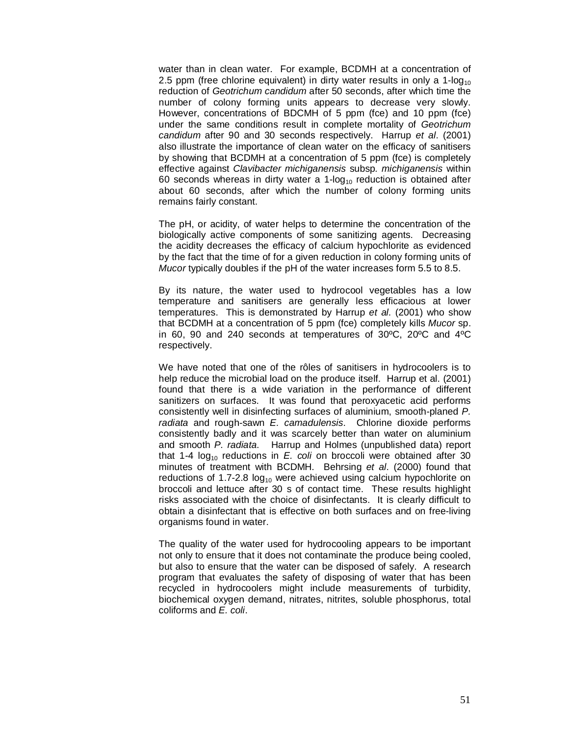water than in clean water. For example, BCDMH at a concentration of 2.5 ppm (free chlorine equivalent) in dirty water results in only a 1-$\log_{10}$ reduction of *Geotrichum candidum* after 50 seconds, after which time the number of colony forming units appears to decrease very slowly. However, concentrations of BDCMH of 5 ppm (fce) and 10 ppm (fce) under the same conditions result in complete mortality of *Geotrichum candidum* after 90 and 30 seconds respectively. Harrup *et al*. (2001) also illustrate the importance of clean water on the efficacy of sanitisers by showing that BCDMH at a concentration of 5 ppm (fce) is completely effective against *Clavibacter michiganensis* subsp. *michiganensis* within 60 seconds whereas in dirty water a 1-$\log_{10}$ reduction is obtained after about 60 seconds, after which the number of colony forming units remains fairly constant.

The pH, or acidity, of water helps to determine the concentration of the biologically active components of some sanitizing agents. Decreasing the acidity decreases the efficacy of calcium hypochlorite as evidenced by the fact that the time of for a given reduction in colony forming units of *Mucor* typically doubles if the pH of the water increases form 5.5 to 8.5.

By its nature, the water used to hydrocool vegetables has a low temperature and sanitisers are generally less efficacious at lower temperatures. This is demonstrated by Harrup *et al*. (2001) who show that BCDMH at a concentration of 5 ppm (fce) completely kills *Mucor* sp. in 60, 90 and 240 seconds at temperatures of 30ºC, 20ºC and 4ºC respectively.

We have noted that one of the rôles of sanitisers in hydrocoolers is to help reduce the microbial load on the produce itself. Harrup et al. (2001) found that there is a wide variation in the performance of different sanitizers on surfaces. It was found that peroxyacetic acid performs consistently well in disinfecting surfaces of aluminium, smooth-planed *P. radiata* and rough-sawn *E. camadulensis*. Chlorine dioxide performs consistently badly and it was scarcely better than water on aluminium and smooth *P. radiata*. Harrup and Holmes (unpublished data) report that 1-4 $\log_{10}$ reductions in *E. coli* on broccoli were obtained after 30 minutes of treatment with BCDMH. Behrsing *et al*. (2000) found that reductions of 1.7-2.8 $\log_{10}$ were achieved using calcium hypochlorite on broccoli and lettuce after 30 s of contact time. These results highlight risks associated with the choice of disinfectants. It is clearly difficult to obtain a disinfectant that is effective on both surfaces and on free-living organisms found in water.

The quality of the water used for hydrocooling appears to be important not only to ensure that it does not contaminate the produce being cooled, but also to ensure that the water can be disposed of safely. A research program that evaluates the safety of disposing of water that has been recycled in hydrocoolers might include measurements of turbidity, biochemical oxygen demand, nitrates, nitrites, soluble phosphorus, total coliforms and *E. coli*.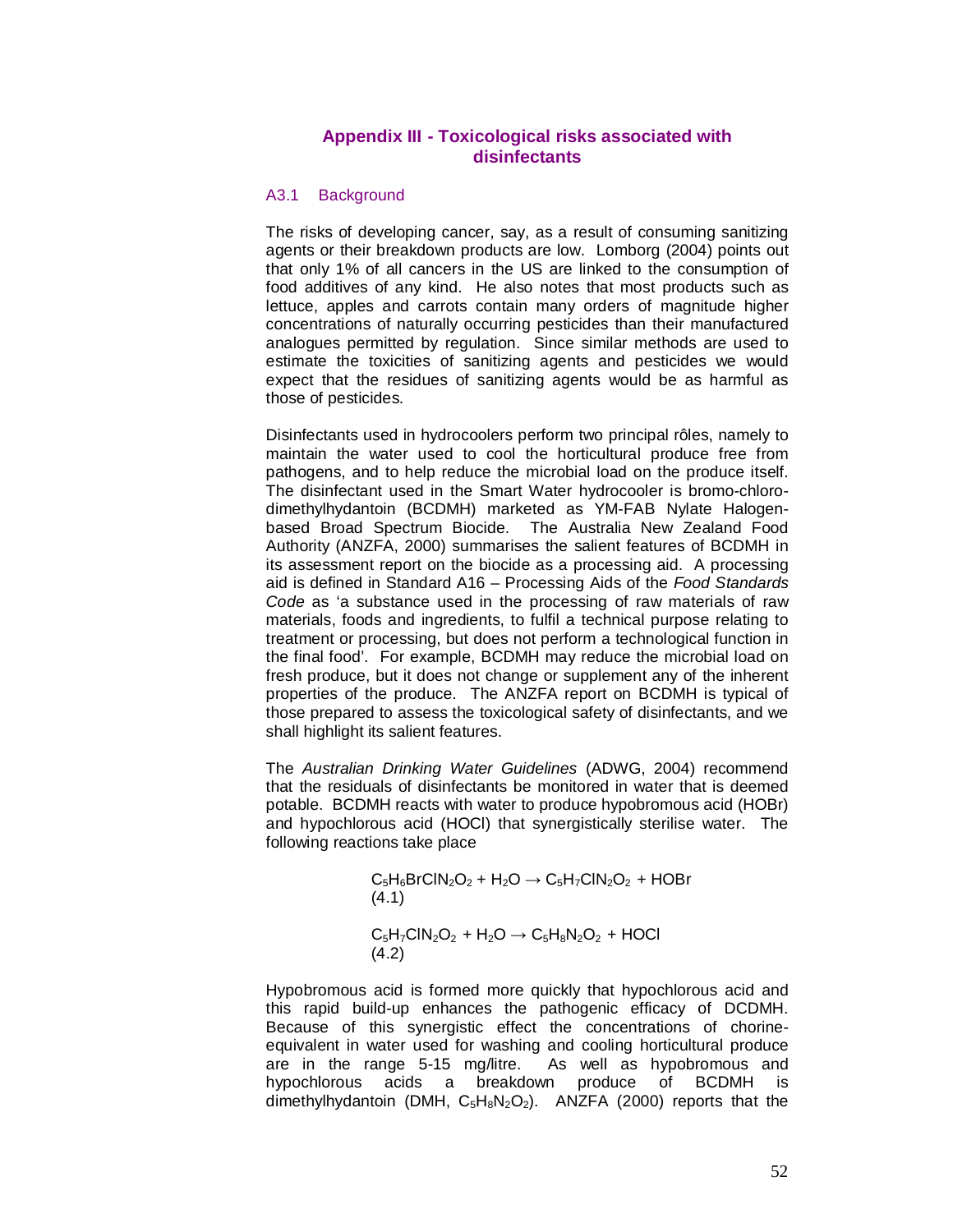## Appendix III - Toxicological risks associated with disinfectants

### A3.1 Background

The risks of developing cancer, say, as a result of consuming sanitizing agents or their breakdown products are low. Lomborg (2004) points out that only 1% of all cancers in the US are linked to the consumption of food additives of any kind. He also notes that most products such as lettuce, apples and carrots contain many orders of magnitude higher concentrations of naturally occurring pesticides than their manufactured analogues permitted by regulation. Since similar methods are used to estimate the toxicities of sanitizing agents and pesticides we would expect that the residues of sanitizing agents would be as harmful as those of pesticides.

Disinfectants used in hydrocoolers perform two principal rôles, namely to maintain the water used to cool the horticultural produce free from pathogens, and to help reduce the microbial load on the produce itself. The disinfectant used in the Smart Water hydrocooler is bromo-chloro-dimethylhydantoin (BCDMH) marketed as YM-FAB Nylate Halogen-based Broad Spectrum Biocide. The Australia New Zealand Food Authority (ANZFA, 2000) summarises the salient features of BCDMH in its assessment report on the biocide as a processing aid. A processing aid is defined in Standard A16 – Processing Aids of the *Food Standards Code* as 'a substance used in the processing of raw materials of raw materials, foods and ingredients, to fulfil a technical purpose relating to treatment or processing, but does not perform a technological function in the final food'. For example, BCDMH may reduce the microbial load on fresh produce, but it does not change or supplement any of the inherent properties of the produce. The ANZFA report on BCDMH is typical of those prepared to assess the toxicological safety of disinfectants, and we shall highlight its salient features.

The *Australian Drinking Water Guidelines* (ADWG, 2004) recommend that the residuals of disinfectants be monitored in water that is deemed potable. BCDMH reacts with water to produce hypobromous acid (HOBr) and hypochlorous acid (HOCl) that synergistically sterilise water. The following reactions take place

$$C_5H_6BrClN_2O_2 + H_2O \rightarrow C_5H_7ClN_2O_2 + HOBr \quad (4.1)$$

$$C_5H_7ClN_2O_2 + H_2O \rightarrow C_5H_8N_2O_2 + HOCl \quad (4.2)$$

Hypobromous acid is formed more quickly that hypochlorous acid and this rapid build-up enhances the pathogenic efficacy of DCDMH. Because of this synergistic effect the concentrations of chorine-equivalent in water used for washing and cooling horticultural produce are in the range 5-15 mg/litre. As well as hypobromous and hypochlorous acids a breakdown produce of BCDMH is dimethylhydantoin (DMH, $C_5H_8N_2O_2$). ANZFA (2000) reports that the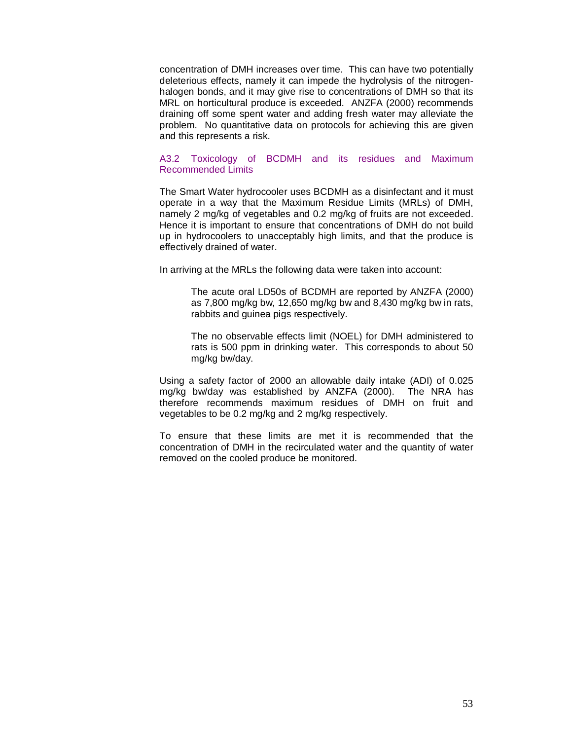concentration of DMH increases over time. This can have two potentially deleterious effects, namely it can impede the hydrolysis of the nitrogen-halogen bonds, and it may give rise to concentrations of DMH so that its MRL on horticultural produce is exceeded. ANZFA (2000) recommends draining off some spent water and adding fresh water may alleviate the problem. No quantitative data on protocols for achieving this are given and this represents a risk.

### A3.2 Toxicology of BCDMH and its residues and Maximum Recommended Limits

The Smart Water hydrocooler uses BCDMH as a disinfectant and it must operate in a way that the Maximum Residue Limits (MRLs) of DMH, namely 2 mg/kg of vegetables and 0.2 mg/kg of fruits are not exceeded. Hence it is important to ensure that concentrations of DMH do not build up in hydrocoolers to unacceptably high limits, and that the produce is effectively drained of water.

In arriving at the MRLs the following data were taken into account:

> The acute oral LD50s of BCDMH are reported by ANZFA (2000) as 7,800 mg/kg bw, 12,650 mg/kg bw and 8,430 mg/kg bw in rats, rabbits and guinea pigs respectively.
>
> The no observable effects limit (NOEL) for DMH administered to rats is 500 ppm in drinking water. This corresponds to about 50 mg/kg bw/day.

Using a safety factor of 2000 an allowable daily intake (ADI) of 0.025 mg/kg bw/day was established by ANZFA (2000). The NRA has therefore recommends maximum residues of DMH on fruit and vegetables to be 0.2 mg/kg and 2 mg/kg respectively.

To ensure that these limits are met it is recommended that the concentration of DMH in the recirculated water and the quantity of water removed on the cooled produce be monitored.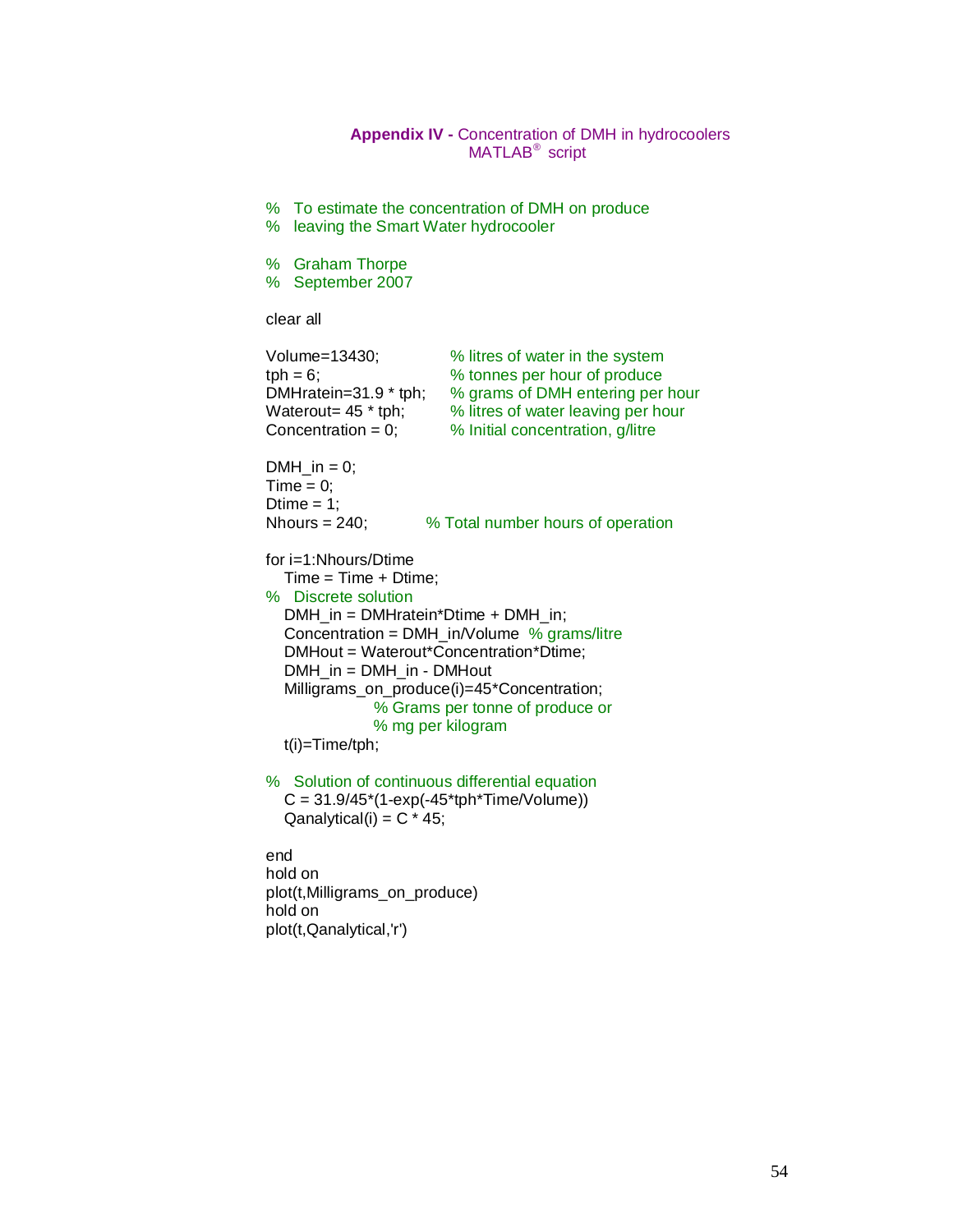**Appendix IV -** Concentration of DMH in hydrocoolers
MATLAB® script

```
%   To estimate the concentration of DMH on produce
%   leaving the Smart Water hydrocooler

%   Graham Thorpe
%   September 2007

clear all

Volume=13430;            % litres of water in the system
tph = 6;                 % tonnes per hour of produce
DMHratein=31.9 * tph;    % grams of DMH entering per hour
Waterout= 45 * tph;      % litres of water leaving per hour
Concentration = 0;       % Initial concentration, g/litre

DMH_in = 0;
Time = 0;
Dtime = 1;
Nhours = 240;            % Total number hours of operation

for i=1:Nhours/Dtime
   Time = Time + Dtime;
%   Discrete solution
   DMH_in = DMHratein*Dtime + DMH_in;
   Concentration = DMH_in/Volume  % grams/litre
   DMHout = Waterout*Concentration*Dtime;
   DMH_in = DMH_in - DMHout
   Milligrams_on_produce(i)=45*Concentration;
                  % Grams per tonne of produce or
                  % mg per kilogram
   t(i)=Time/tph;

%   Solution of continuous differential equation
   C = 31.9/45*(1-exp(-45*tph*Time/Volume))
   Qanalytical(i) = C * 45;

end
hold on
plot(t,Milligrams_on_produce)
hold on
plot(t,Qanalytical,'r')
```